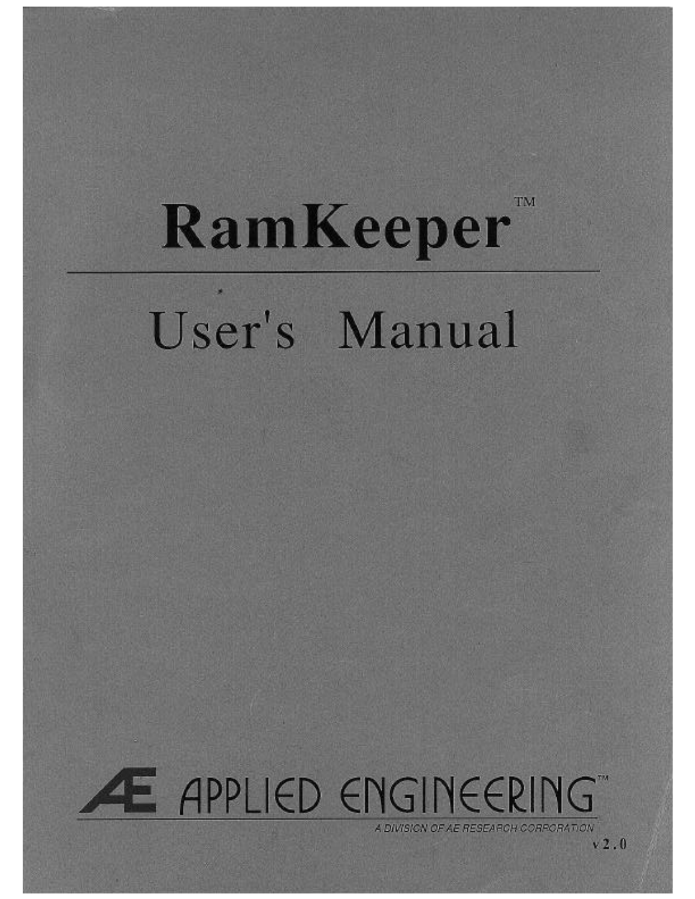# RamKeeper™

## User's Manual

ÆE APPLIED ENGINEERING™

A DIVISION OF AE RESEARCH CORPORATION

v 2.0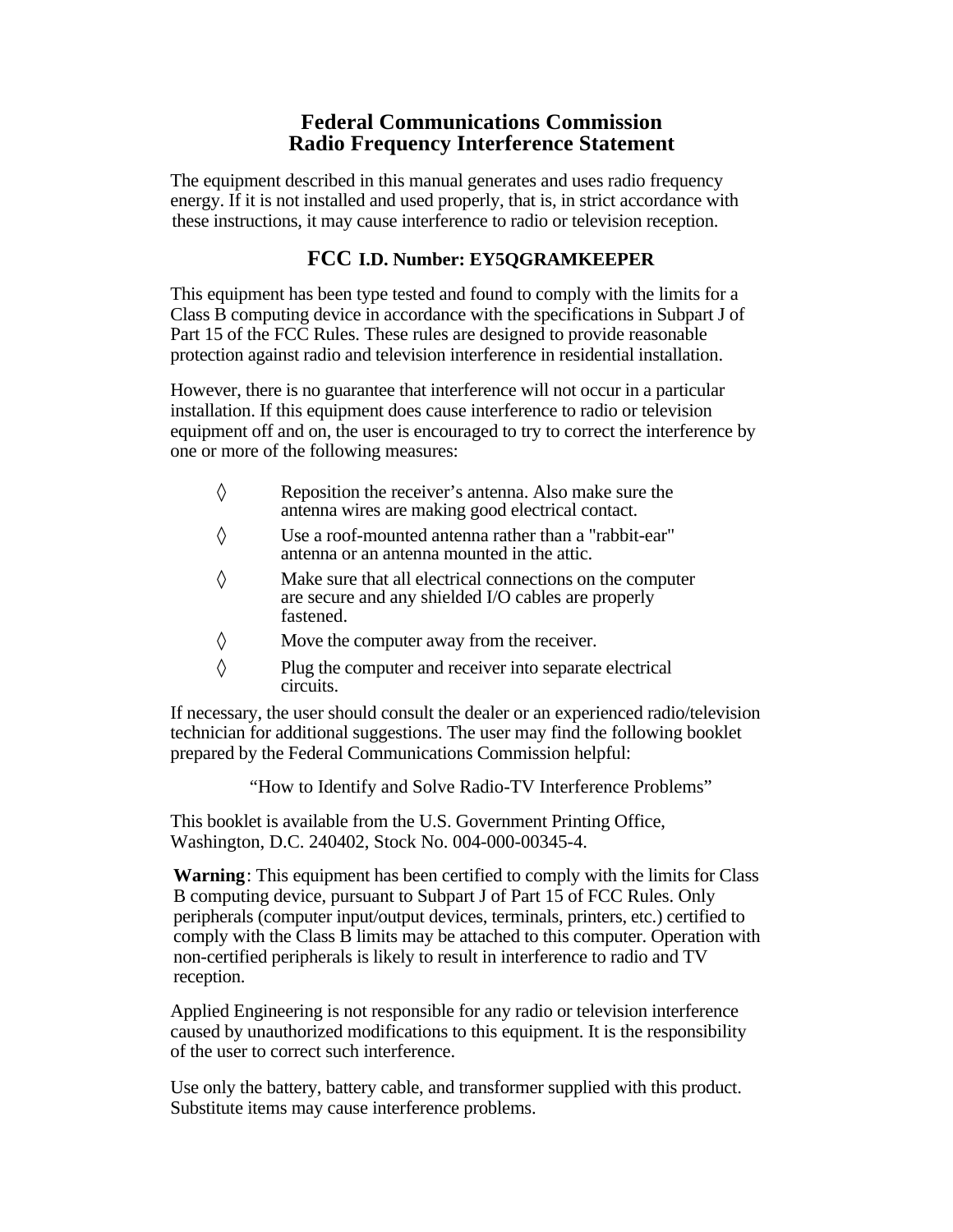# Federal Communications Commission
# Radio Frequency Interference Statement

The equipment described in this manual generates and uses radio frequency energy. If it is not installed and used properly, that is, in strict accordance with these instructions, it may cause interference to radio or television reception.

## FCC I.D. Number: EY5QGRAMKEEPER

This equipment has been type tested and found to comply with the limits for a Class B computing device in accordance with the specifications in Subpart J of Part 15 of the FCC Rules. These rules are designed to provide reasonable protection against radio and television interference in residential installation.

However, there is no guarantee that interference will not occur in a particular installation. If this equipment does cause interference to radio or television equipment off and on, the user is encouraged to try to correct the interference by one or more of the following measures:

- ◊ Reposition the receiver’s antenna. Also make sure the antenna wires are making good electrical contact.
- ◊ Use a roof-mounted antenna rather than a "rabbit-ear" antenna or an antenna mounted in the attic.
- ◊ Make sure that all electrical connections on the computer are secure and any shielded I/O cables are properly fastened.
- ◊ Move the computer away from the receiver.
- ◊ Plug the computer and receiver into separate electrical circuits.

If necessary, the user should consult the dealer or an experienced radio/television technician for additional suggestions. The user may find the following booklet prepared by the Federal Communications Commission helpful:

“How to Identify and Solve Radio-TV Interference Problems”

This booklet is available from the U.S. Government Printing Office, Washington, D.C. 240402, Stock No. 004-000-00345-4.

**Warning**: This equipment has been certified to comply with the limits for Class B computing device, pursuant to Subpart J of Part 15 of FCC Rules. Only peripherals (computer input/output devices, terminals, printers, etc.) certified to comply with the Class B limits may be attached to this computer. Operation with non-certified peripherals is likely to result in interference to radio and TV reception.

Applied Engineering is not responsible for any radio or television interference caused by unauthorized modifications to this equipment. It is the responsibility of the user to correct such interference.

Use only the battery, battery cable, and transformer supplied with this product. Substitute items may cause interference problems.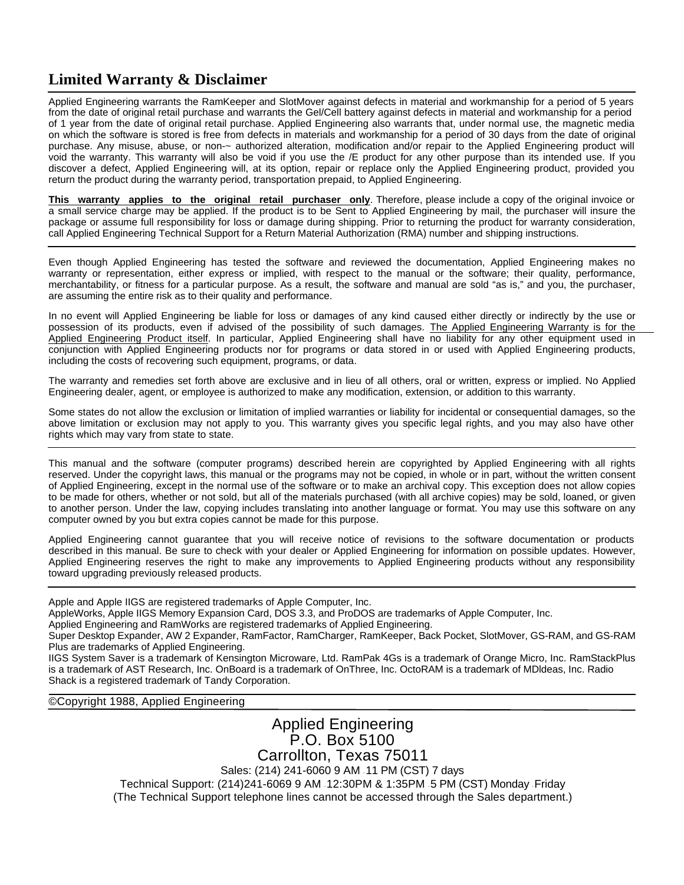# Limited Warranty & Disclaimer

Applied Engineering warrants the RamKeeper and SlotMover against defects in material and workmanship for a period of 5 years from the date of original retail purchase and warrants the Gel/Cell battery against defects in material and workmanship for a period of 1 year from the date of original retail purchase. Applied Engineering also warrants that, under normal use, the magnetic media on which the software is stored is free from defects in materials and workmanship for a period of 30 days from the date of original purchase. Any misuse, abuse, or non-~ authorized alteration, modification and/or repair to the Applied Engineering product will void the warranty. This warranty will also be void if you use the /E product for any other purpose than its intended use. If you discover a defect, Applied Engineering will, at its option, repair or replace only the Applied Engineering product, provided you return the product during the warranty period, transportation prepaid, to Applied Engineering.

**This warranty applies to the original retail purchaser only**. Therefore, please include a copy of the original invoice or a small service charge may be applied. If the product is to be Sent to Applied Engineering by mail, the purchaser will insure the package or assume full responsibility for loss or damage during shipping. Prior to returning the product for warranty consideration, call Applied Engineering Technical Support for a Return Material Authorization (RMA) number and shipping instructions.

---

Even though Applied Engineering has tested the software and reviewed the documentation, Applied Engineering makes no warranty or representation, either express or implied, with respect to the manual or the software; their quality, performance, merchantability, or fitness for a particular purpose. As a result, the software and manual are sold “as is,” and you, the purchaser, are assuming the entire risk as to their quality and performance.

In no event will Applied Engineering be liable for loss or damages of any kind caused either directly or indirectly by the use or possession of its products, even if advised of the possibility of such damages. The Applied Engineering Warranty is for the Applied Engineering Product itself. In particular, Applied Engineering shall have no liability for any other equipment used in conjunction with Applied Engineering products nor for programs or data stored in or used with Applied Engineering products, including the costs of recovering such equipment, programs, or data.

The warranty and remedies set forth above are exclusive and in lieu of all others, oral or written, express or implied. No Applied Engineering dealer, agent, or employee is authorized to make any modification, extension, or addition to this warranty.

Some states do not allow the exclusion or limitation of implied warranties or liability for incidental or consequential damages, so the above limitation or exclusion may not apply to you. This warranty gives you specific legal rights, and you may also have other rights which may vary from state to state.

---

This manual and the software (computer programs) described herein are copyrighted by Applied Engineering with all rights reserved. Under the copyright laws, this manual or the programs may not be copied, in whole or in part, without the written consent of Applied Engineering, except in the normal use of the software or to make an archival copy. This exception does not allow copies to be made for others, whether or not sold, but all of the materials purchased (with all archive copies) may be sold, loaned, or given to another person. Under the law, copying includes translating into another language or format. You may use this software on any computer owned by you but extra copies cannot be made for this purpose.

Applied Engineering cannot guarantee that you will receive notice of revisions to the software documentation or products described in this manual. Be sure to check with your dealer or Applied Engineering for information on possible updates. However, Applied Engineering reserves the right to make any improvements to Applied Engineering products without any responsibility toward upgrading previously released products.

---

Apple and Apple IIGS are registered trademarks of Apple Computer, Inc.
AppleWorks, Apple IIGS Memory Expansion Card, DOS 3.3, and ProDOS are trademarks of Apple Computer, Inc.
Applied Engineering and RamWorks are registered trademarks of Applied Engineering.
Super Desktop Expander, AW 2 Expander, RamFactor, RamCharger, RamKeeper, Back Pocket, SlotMover, GS-RAM, and GS-RAM Plus are trademarks of Applied Engineering.
IIGS System Saver is a trademark of Kensington Microware, Ltd. RamPak 4Gs is a trademark of Orange Micro, Inc. RamStackPlus is a trademark of AST Research, Inc. OnBoard is a trademark of OnThree, Inc. OctoRAM is a trademark of MDIdeas, Inc. Radio Shack is a registered trademark of Tandy Corporation.

---

©Copyright 1988, Applied Engineering

---

Applied Engineering
P.O. Box 5100
Carrollton, Texas 75011
Sales: (214) 241-6060 9 AM - 11 PM (CST) 7 days
Technical Support: (214)241-6069 9 AM - 12:30PM & 1:35PM - 5 PM (CST) Monday - Friday
(The Technical Support telephone lines cannot be accessed through the Sales department.)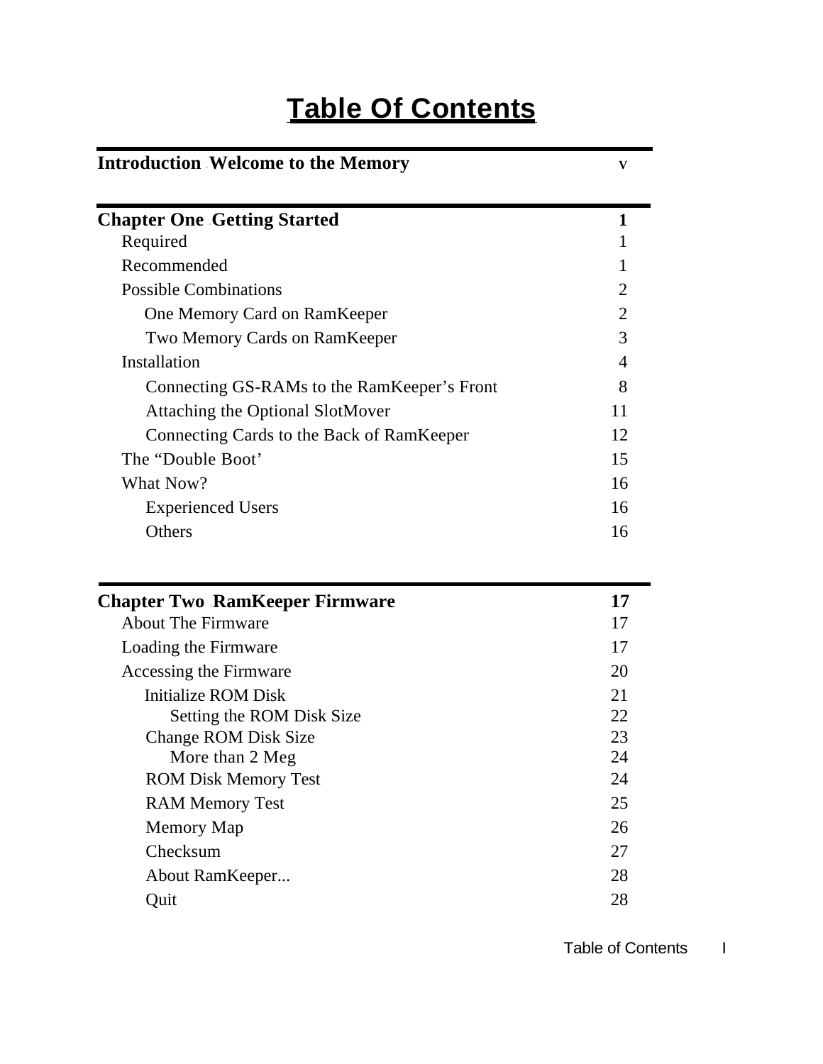# Table Of Contents

| | |
|---|---|
| **Introduction Welcome to the Memory** | v |
| | |
| **Chapter One Getting Started** | **1** |
| Required | 1 |
| Recommended | 1 |
| Possible Combinations | 2 |
| One Memory Card on RamKeeper | 2 |
| Two Memory Cards on RamKeeper | 3 |
| Installation | 4 |
| Connecting GS-RAMs to the RamKeeper's Front | 8 |
| Attaching the Optional SlotMover | 11 |
| Connecting Cards to the Back of RamKeeper | 12 |
| The "Double Boot' | 15 |
| What Now? | 16 |
| Experienced Users | 16 |
| Others | 16 |
| | |
| **Chapter Two RamKeeper Firmware** | **17** |
| About The Firmware | 17 |
| Loading the Firmware | 17 |
| Accessing the Firmware | 20 |
| Initialize ROM Disk | 21 |
| Setting the ROM Disk Size | 22 |
| Change ROM Disk Size | 23 |
| More than 2 Meg | 24 |
| ROM Disk Memory Test | 24 |
| RAM Memory Test | 25 |
| Memory Map | 26 |
| Checksum | 27 |
| About RamKeeper... | 28 |
| Quit | 28 |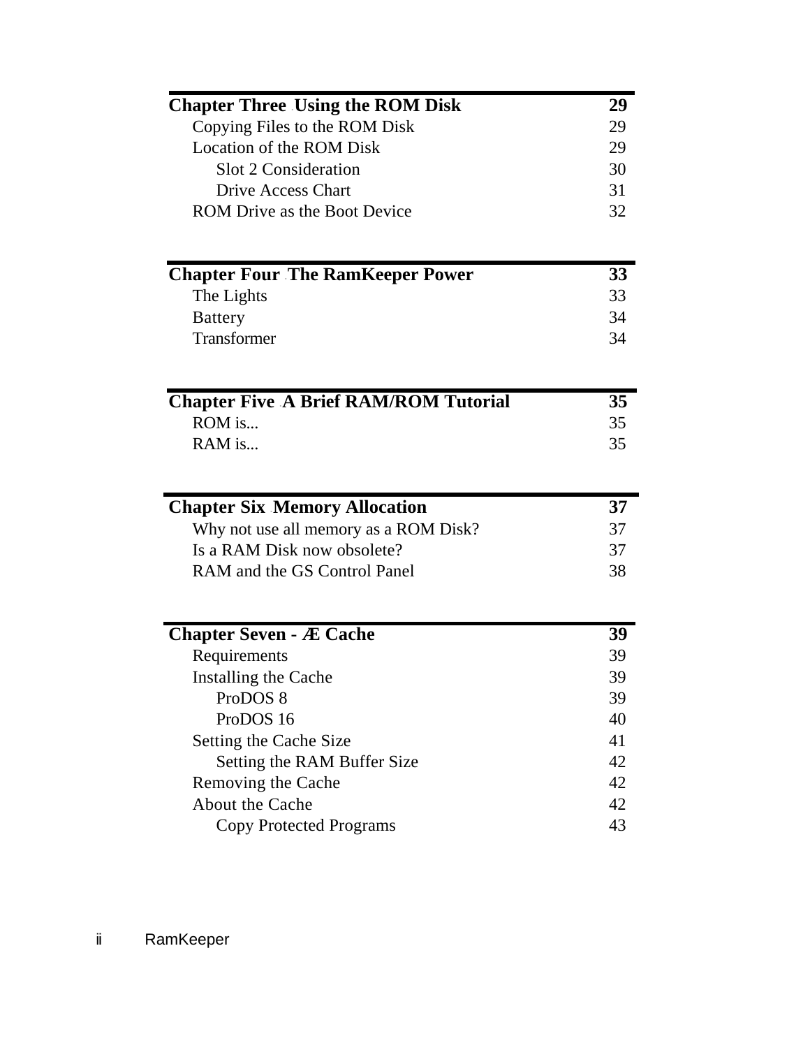| **Chapter Three - Using the ROM Disk** | **29** |
|---|---|
| Copying Files to the ROM Disk | 29 |
| Location of the ROM Disk | 29 |
| Slot 2 Consideration | 30 |
| Drive Access Chart | 31 |
| ROM Drive as the Boot Device | 32 |

| **Chapter Four - The RamKeeper Power** | **33** |
|---|---|
| The Lights | 33 |
| Battery | 34 |
| Transformer | 34 |

| **Chapter Five - A Brief RAM/ROM Tutorial** | **35** |
|---|---|
| ROM is... | 35 |
| RAM is... | 35 |

| **Chapter Six - Memory Allocation** | **37** |
|---|---|
| Why not use all memory as a ROM Disk? | 37 |
| Is a RAM Disk now obsolete? | 37 |
| RAM and the GS Control Panel | 38 |

| **Chapter Seven - Æ Cache** | **39** |
|---|---|
| Requirements | 39 |
| Installing the Cache | 39 |
| ProDOS 8 | 39 |
| ProDOS 16 | 40 |
| Setting the Cache Size | 41 |
| Setting the RAM Buffer Size | 42 |
| Removing the Cache | 42 |
| About the Cache | 42 |
| Copy Protected Programs | 43 |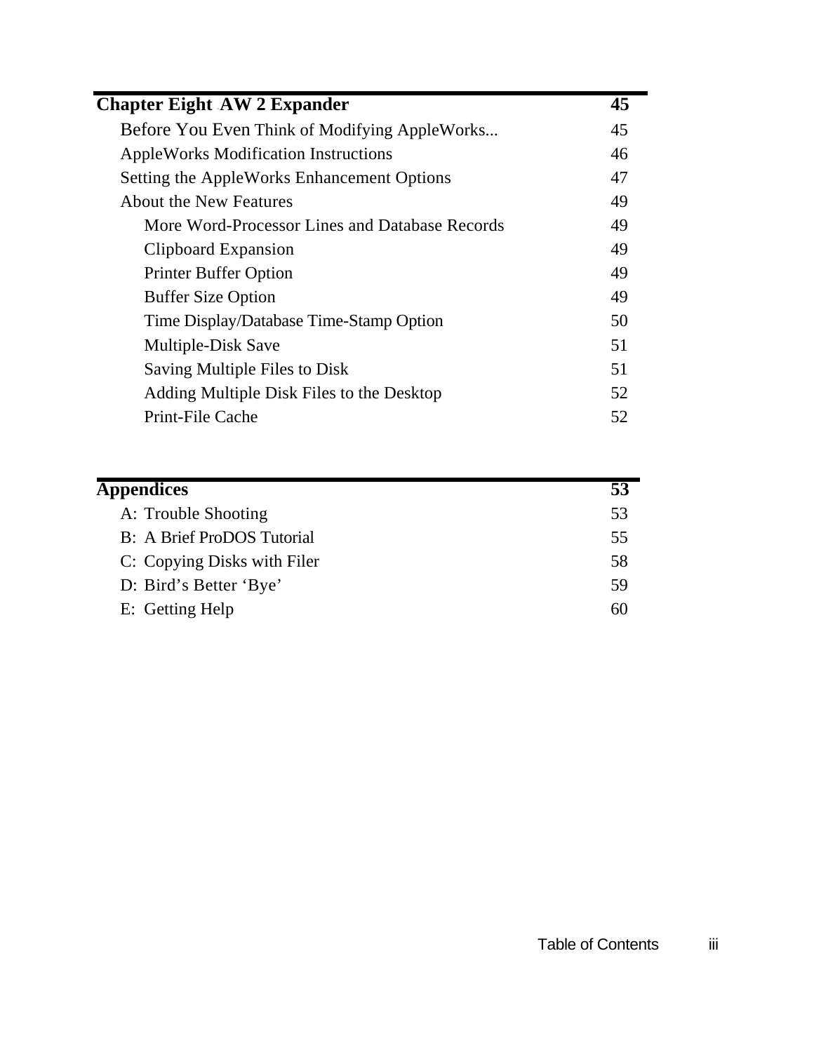| **Chapter Eight AW 2 Expander** | **45** |
|---|---|
| Before You Even Think of Modifying AppleWorks... | 45 |
| AppleWorks Modification Instructions | 46 |
| Setting the AppleWorks Enhancement Options | 47 |
| About the New Features | 49 |
| More Word-Processor Lines and Database Records | 49 |
| Clipboard Expansion | 49 |
| Printer Buffer Option | 49 |
| Buffer Size Option | 49 |
| Time Display/Database Time-Stamp Option | 50 |
| Multiple-Disk Save | 51 |
| Saving Multiple Files to Disk | 51 |
| Adding Multiple Disk Files to the Desktop | 52 |
| Print-File Cache | 52 |

| **Appendices** | **53** |
|---|---|
| A: Trouble Shooting | 53 |
| B: A Brief ProDOS Tutorial | 55 |
| C: Copying Disks with Filer | 58 |
| D: Bird's Better 'Bye' | 59 |
| E: Getting Help | 60 |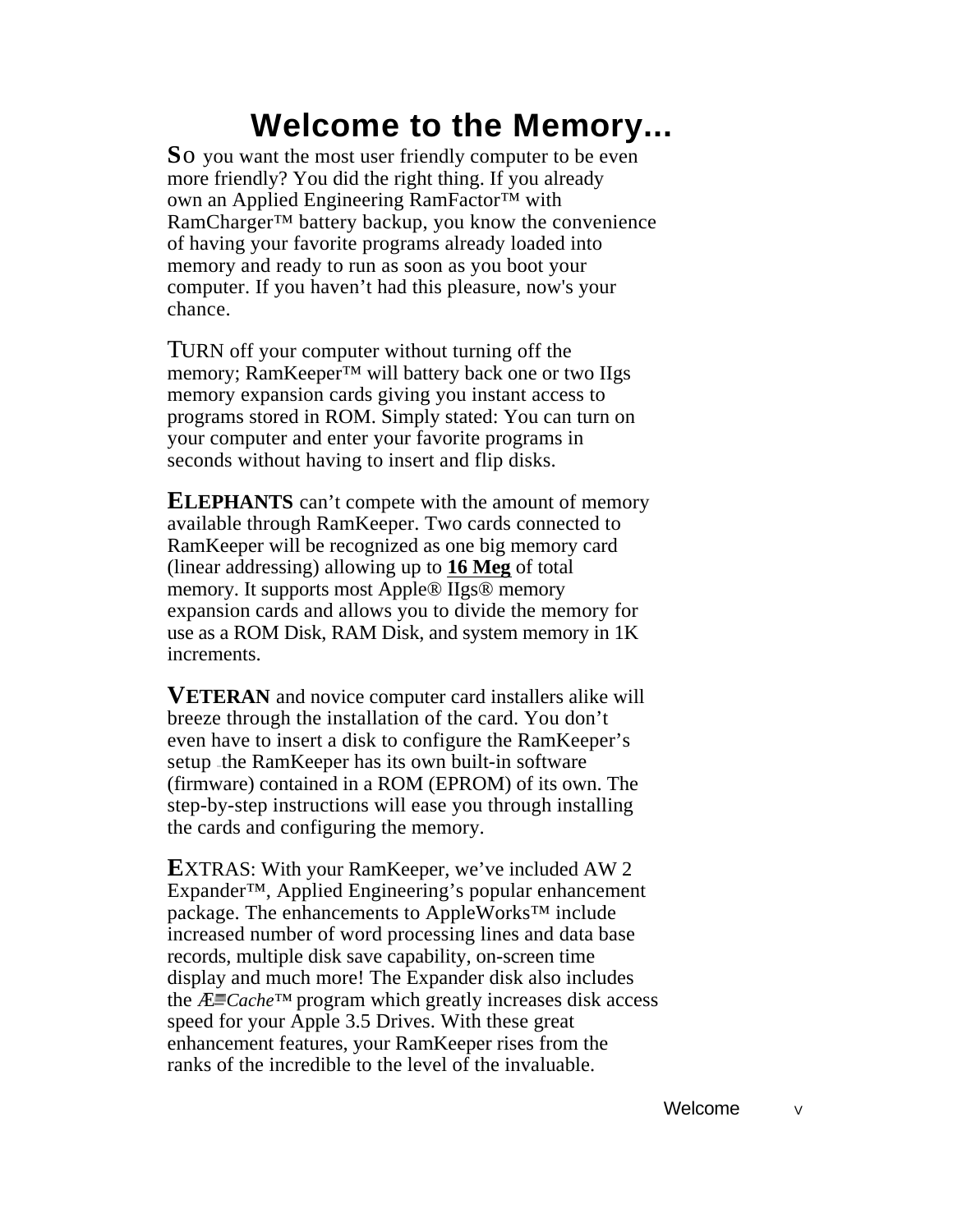# Welcome to the Memory...

**S**O you want the most user friendly computer to be even more friendly? You did the right thing. If you already own an Applied Engineering RamFactor™ with RamCharger™ battery backup, you know the convenience of having your favorite programs already loaded into memory and ready to run as soon as you boot your computer. If you haven't had this pleasure, now's your chance.

**T**URN off your computer without turning off the memory; RamKeeper™ will battery back one or two IIgs memory expansion cards giving you instant access to programs stored in ROM. Simply stated: You can turn on your computer and enter your favorite programs in seconds without having to insert and flip disks.

**ELEPHANTS** can't compete with the amount of memory available through RamKeeper. Two cards connected to RamKeeper will be recognized as one big memory card (linear addressing) allowing up to **16 Meg** of total memory. It supports most Apple® IIgs® memory expansion cards and allows you to divide the memory for use as a ROM Disk, RAM Disk, and system memory in 1K increments.

**VETERAN** and novice computer card installers alike will breeze through the installation of the card. You don't even have to insert a disk to configure the RamKeeper's setup - the RamKeeper has its own built-in software (firmware) contained in a ROM (EPROM) of its own. The step-by-step instructions will ease you through installing the cards and configuring the memory.

**E**XTRAS: With your RamKeeper, we've included AW 2 Expander™, Applied Engineering's popular enhancement package. The enhancements to AppleWorks™ include increased number of word processing lines and data base records, multiple disk save capability, on-screen time display and much more! The Expander disk also includes the *Æ Cache™* program which greatly increases disk access speed for your Apple 3.5 Drives. With these great enhancement features, your RamKeeper rises from the ranks of the incredible to the level of the invaluable.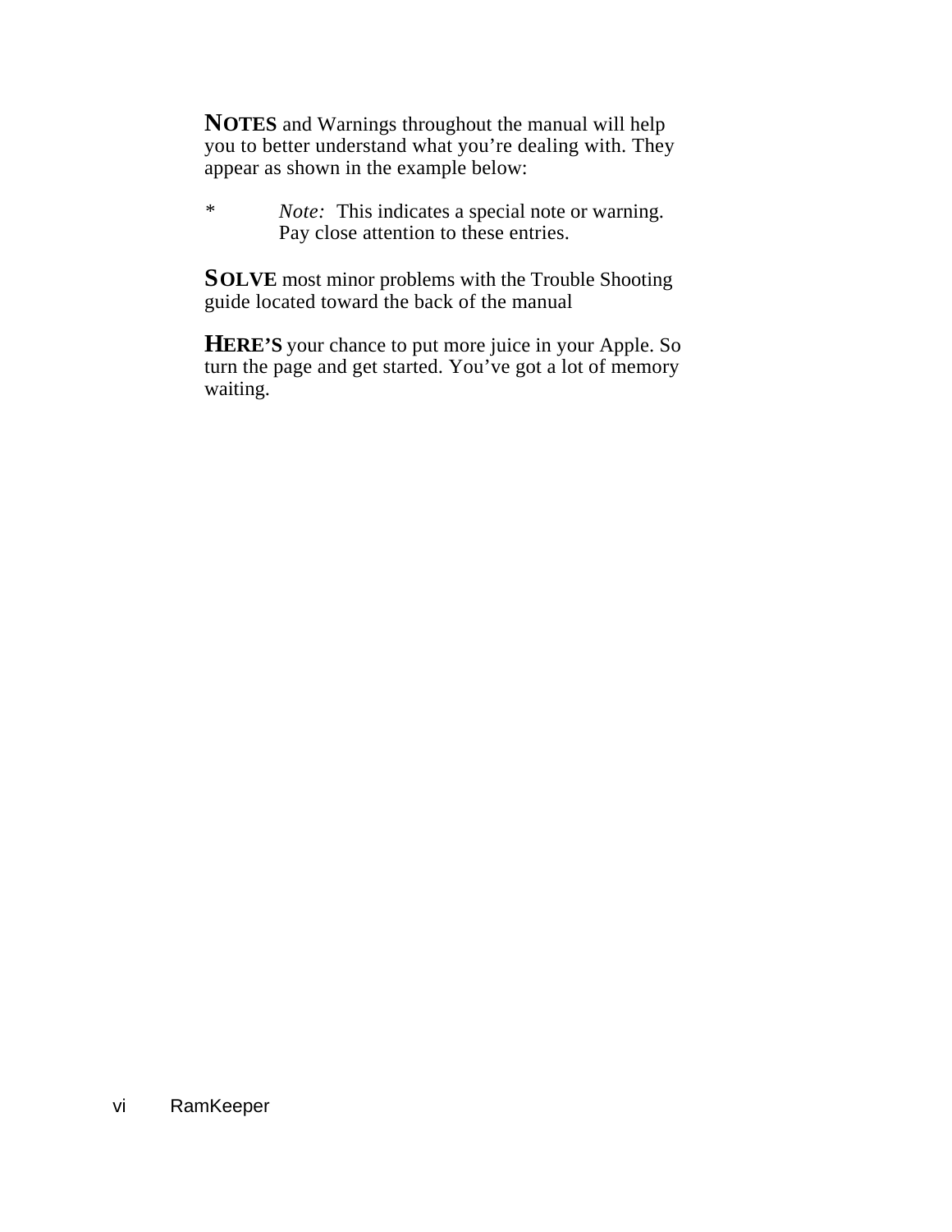**NOTES** and Warnings throughout the manual will help you to better understand what you’re dealing with. They appear as shown in the example below:

*   *Note:* This indicates a special note or warning. Pay close attention to these entries.

**SOLVE** most minor problems with the Trouble Shooting guide located toward the back of the manual

**HERE’S** your chance to put more juice in your Apple. So turn the page and get started. You’ve got a lot of memory waiting.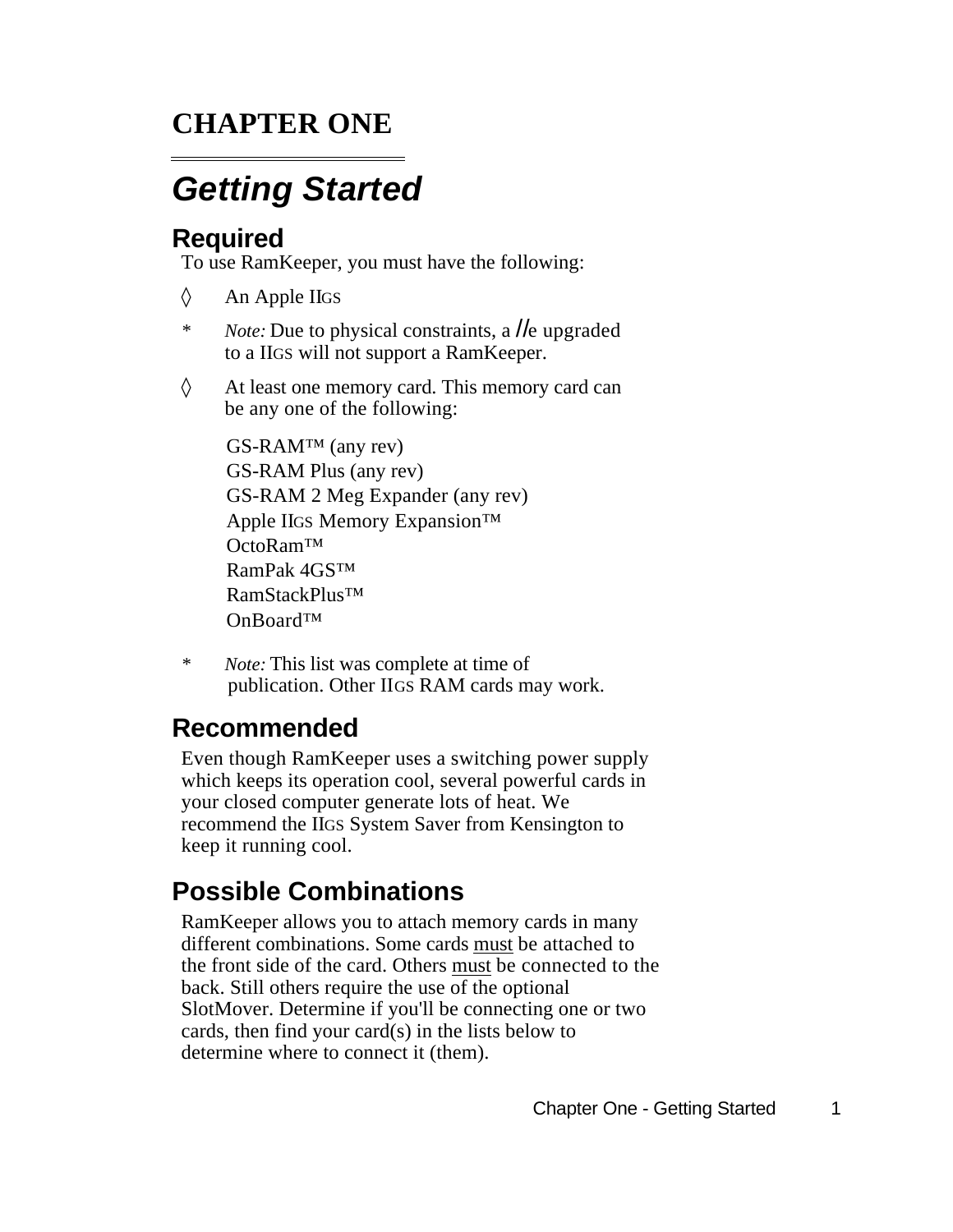# CHAPTER ONE

## *Getting Started*

### Required

To use RamKeeper, you must have the following:

◊ An Apple IIGS

* *Note:* Due to physical constraints, a //e upgraded to a IIGS will not support a RamKeeper.

◊ At least one memory card. This memory card can be any one of the following:

GS-RAM™ (any rev)
GS-RAM Plus (any rev)
GS-RAM 2 Meg Expander (any rev)
Apple IIGS Memory Expansion™
OctoRam™
RamPak 4GS™
RamStackPlus™
OnBoard™

* *Note:* This list was complete at time of publication. Other IIGS RAM cards may work.

### Recommended

Even though RamKeeper uses a switching power supply which keeps its operation cool, several powerful cards in your closed computer generate lots of heat. We recommend the IIGS System Saver from Kensington to keep it running cool.

### Possible Combinations

RamKeeper allows you to attach memory cards in many different combinations. Some cards <u>must</u> be attached to the front side of the card. Others <u>must</u> be connected to the back. Still others require the use of the optional SlotMover. Determine if you'll be connecting one or two cards, then find your card(s) in the lists below to determine where to connect it (them).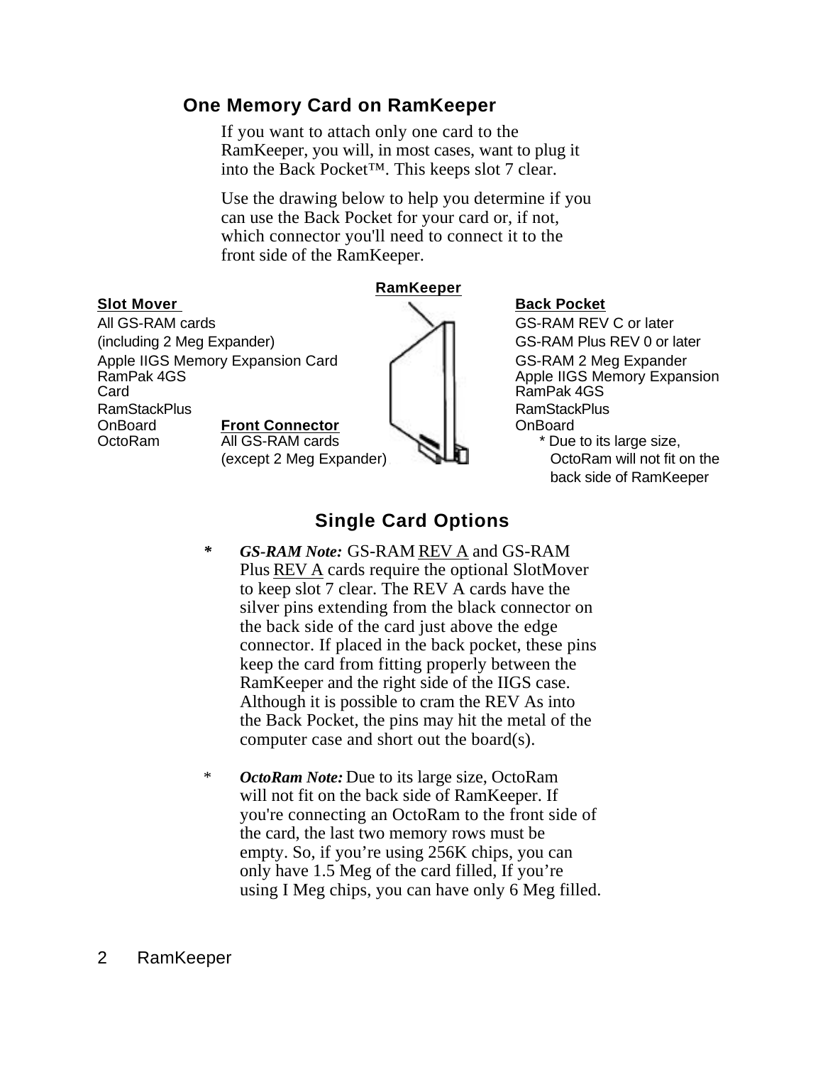## One Memory Card on RamKeeper

If you want to attach only one card to the RamKeeper, you will, in most cases, want to plug it into the Back Pocket™. This keeps slot 7 clear.

Use the drawing below to help you determine if you can use the Back Pocket for your card or, if not, which connector you'll need to connect it to the front side of the RamKeeper.

**RamKeeper**

**Slot Mover**
All GS-RAM cards
(including 2 Meg Expander)
Apple IIGS Memory Expansion Card
RamPak 4GS
Card
RamStackPlus
OnBoard
OctoRam

**Front Connector**
All GS-RAM cards
(except 2 Meg Expander)

**Back Pocket**
GS-RAM REV C or later
GS-RAM Plus REV 0 or later
GS-RAM 2 Meg Expander
Apple IIGS Memory Expansion
RamPak 4GS
RamStackPlus
OnBoard
* Due to its large size, OctoRam will not fit on the back side of RamKeeper

### Single Card Options

- * ***GS-RAM Note:*** GS-RAM REV A and GS-RAM Plus REV A cards require the optional SlotMover to keep slot 7 clear. The REV A cards have the silver pins extending from the black connector on the back side of the card just above the edge connector. If placed in the back pocket, these pins keep the card from fitting properly between the RamKeeper and the right side of the IIGS case. Although it is possible to cram the REV As into the Back Pocket, the pins may hit the metal of the computer case and short out the board(s).

- * ***OctoRam Note:*** Due to its large size, OctoRam will not fit on the back side of RamKeeper. If you're connecting an OctoRam to the front side of the card, the last two memory rows must be empty. So, if you're using 256K chips, you can only have 1.5 Meg of the card filled, If you're using I Meg chips, you can have only 6 Meg filled.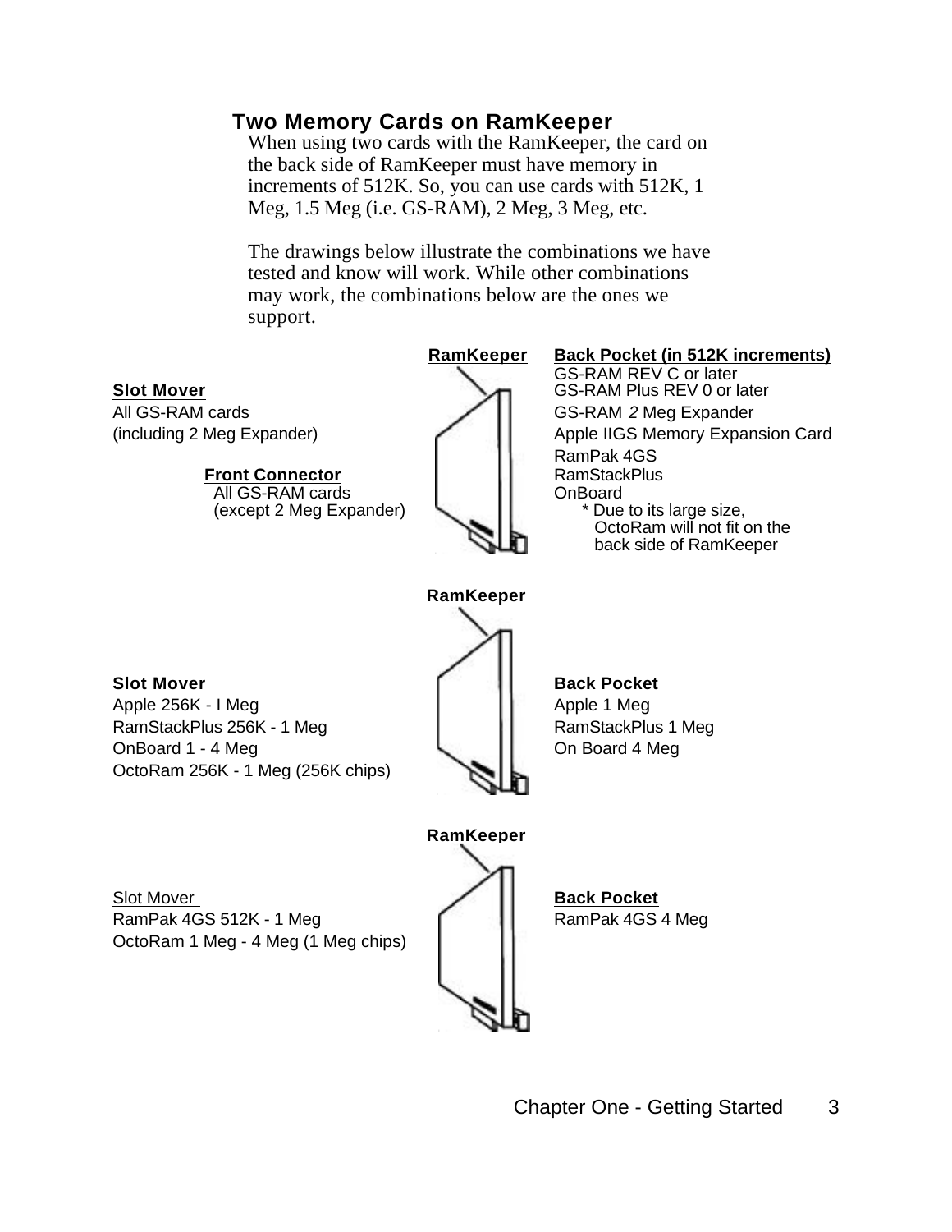## Two Memory Cards on RamKeeper

When using two cards with the RamKeeper, the card on the back side of RamKeeper must have memory in increments of 512K. So, you can use cards with 512K, 1 Meg, 1.5 Meg (i.e. GS-RAM), 2 Meg, 3 Meg, etc.

The drawings below illustrate the combinations we have tested and know will work. While other combinations may work, the combinations below are the ones we support.

**RamKeeper**

**Slot Mover**
All GS-RAM cards
(including 2 Meg Expander)

**Front Connector**
All GS-RAM cards
(except 2 Meg Expander)

**Back Pocket (in 512K increments)**
GS-RAM REV C or later
GS-RAM Plus REV 0 or later
GS-RAM *2* Meg Expander
Apple IIGS Memory Expansion Card
RamPak 4GS
RamStackPlus
OnBoard
\* Due to its large size, OctoRam will not fit on the back side of RamKeeper

**RamKeeper**

**Slot Mover**
Apple 256K - I Meg
RamStackPlus 256K - 1 Meg
OnBoard 1 - 4 Meg
OctoRam 256K - 1 Meg (256K chips)

**Back Pocket**
Apple 1 Meg
RamStackPlus 1 Meg
On Board 4 Meg

**RamKeeper**

Slot Mover
RamPak 4GS 512K - 1 Meg
OctoRam 1 Meg - 4 Meg (1 Meg chips)

**Back Pocket**
RamPak 4GS 4 Meg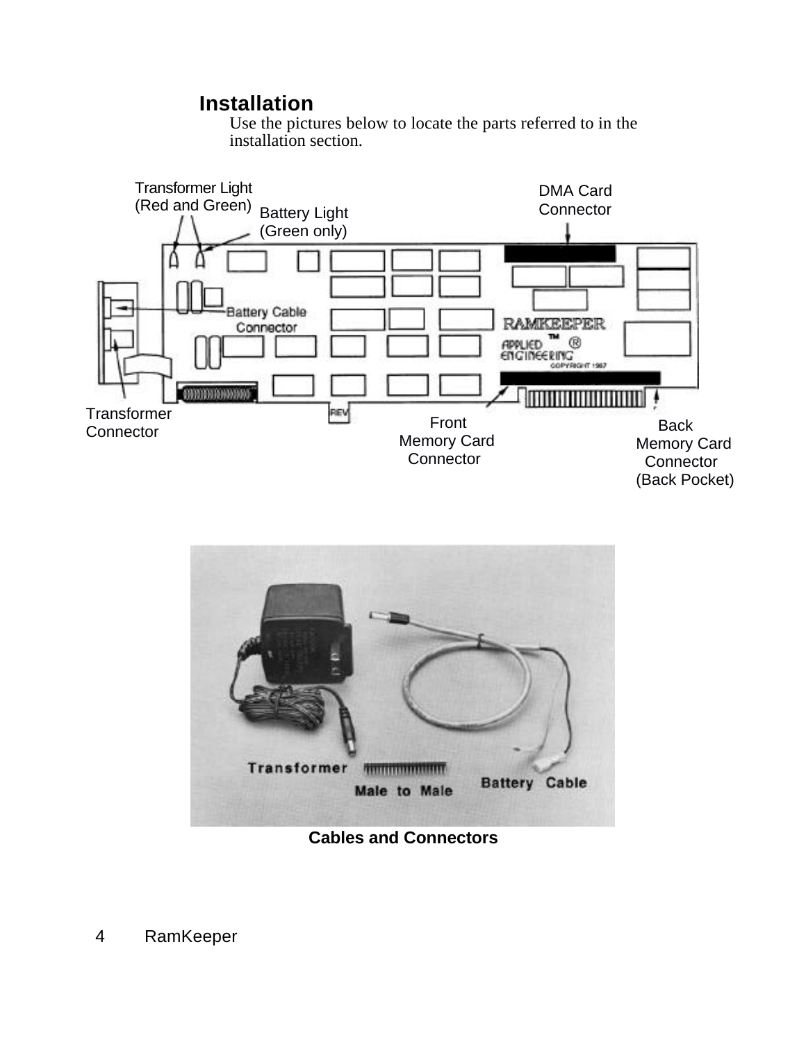## Installation

Use the pictures below to locate the parts referred to in the installation section.

Transformer Light (Red and Green)

Battery Light (Green only)

DMA Card Connector

Battery Cable Connector

Transformer Connector

Front Memory Card Connector

Back Memory Card Connector (Back Pocket)

Transformer

Male to Male

Battery Cable

**Cables and Connectors**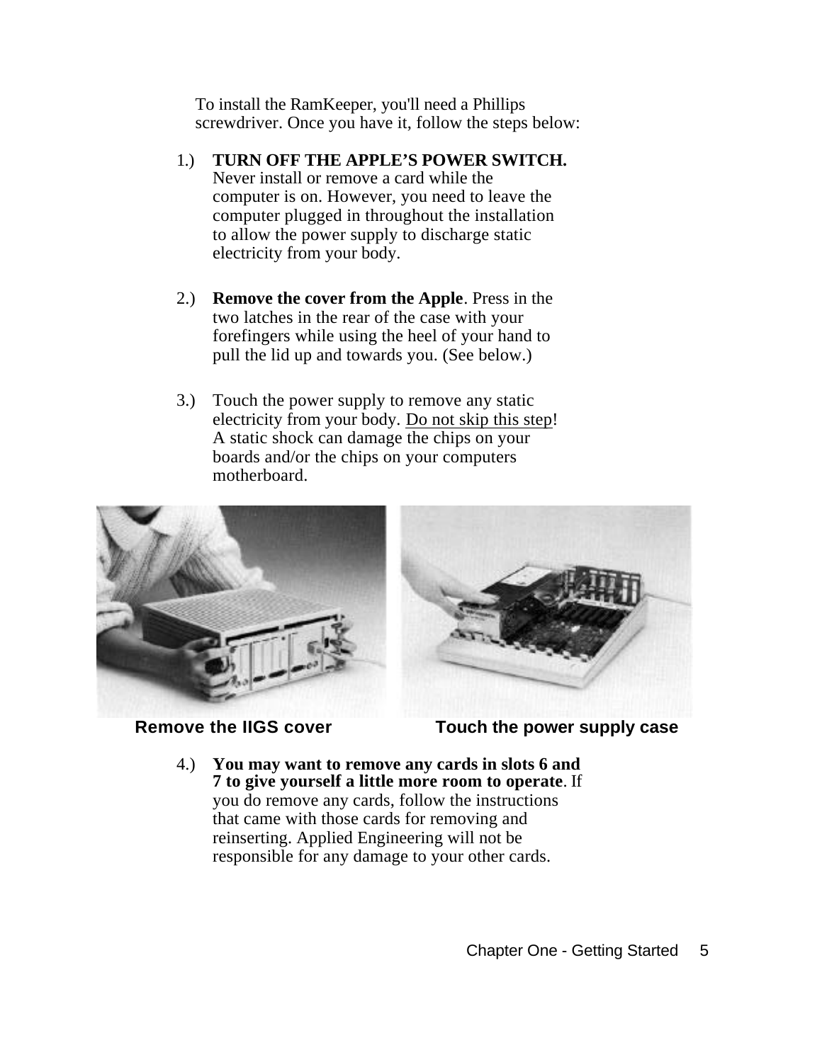To install the RamKeeper, you'll need a Phillips screwdriver. Once you have it, follow the steps below:

1.) **TURN OFF THE APPLE'S POWER SWITCH.** Never install or remove a card while the computer is on. However, you need to leave the computer plugged in throughout the installation to allow the power supply to discharge static electricity from your body.

2.) **Remove the cover from the Apple**. Press in the two latches in the rear of the case with your forefingers while using the heel of your hand to pull the lid up and towards you. (See below.)

3.) Touch the power supply to remove any static electricity from your body. Do not skip this step! A static shock can damage the chips on your boards and/or the chips on your computers motherboard.

**Remove the IIGS cover**

**Touch the power supply case**

4.) **You may want to remove any cards in slots 6 and 7 to give yourself a little more room to operate**. If you do remove any cards, follow the instructions that came with those cards for removing and reinserting. Applied Engineering will not be responsible for any damage to your other cards.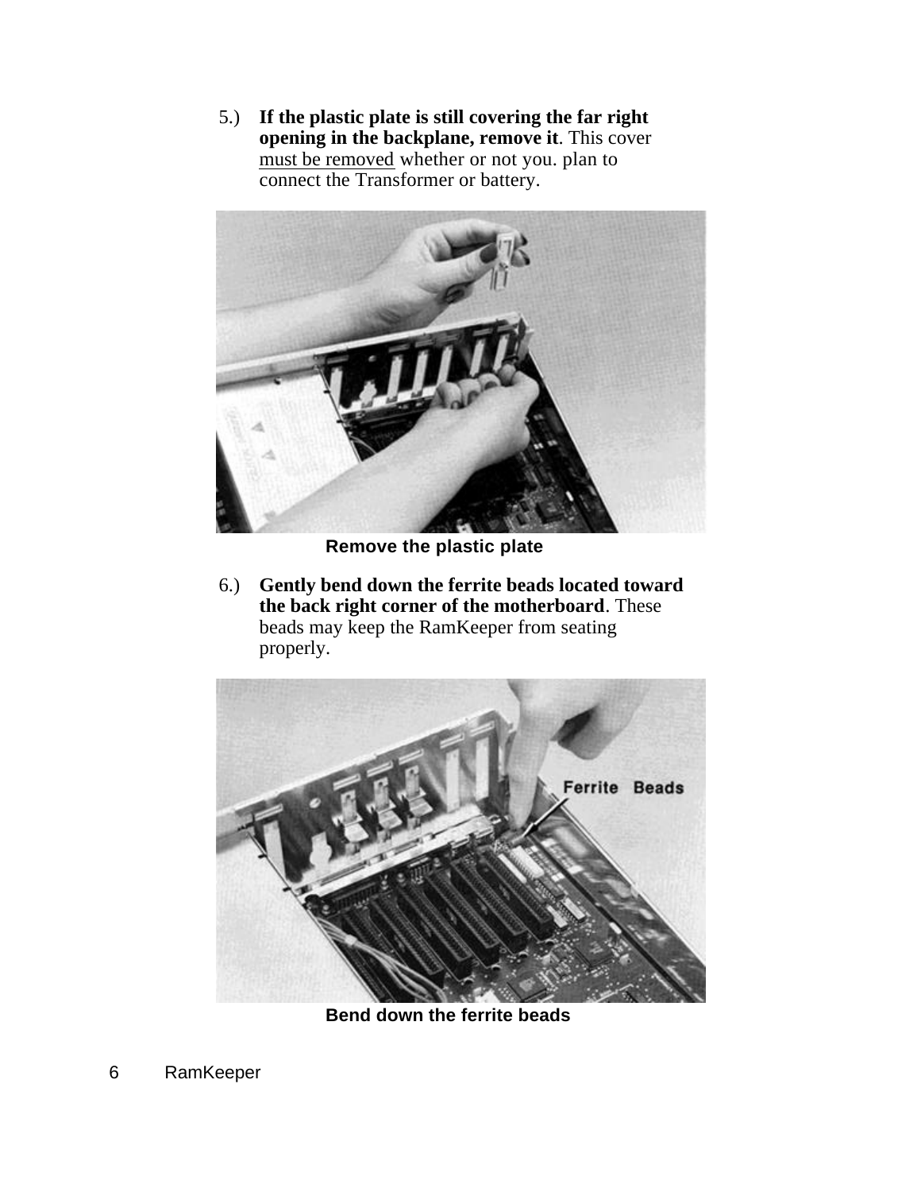5.) **If the plastic plate is still covering the far right opening in the backplane, remove it**. This cover must be removed whether or not you. plan to connect the Transformer or battery.

**Remove the plastic plate**

6.) **Gently bend down the ferrite beads located toward the back right corner of the motherboard**. These beads may keep the RamKeeper from seating properly.

**Bend down the ferrite beads**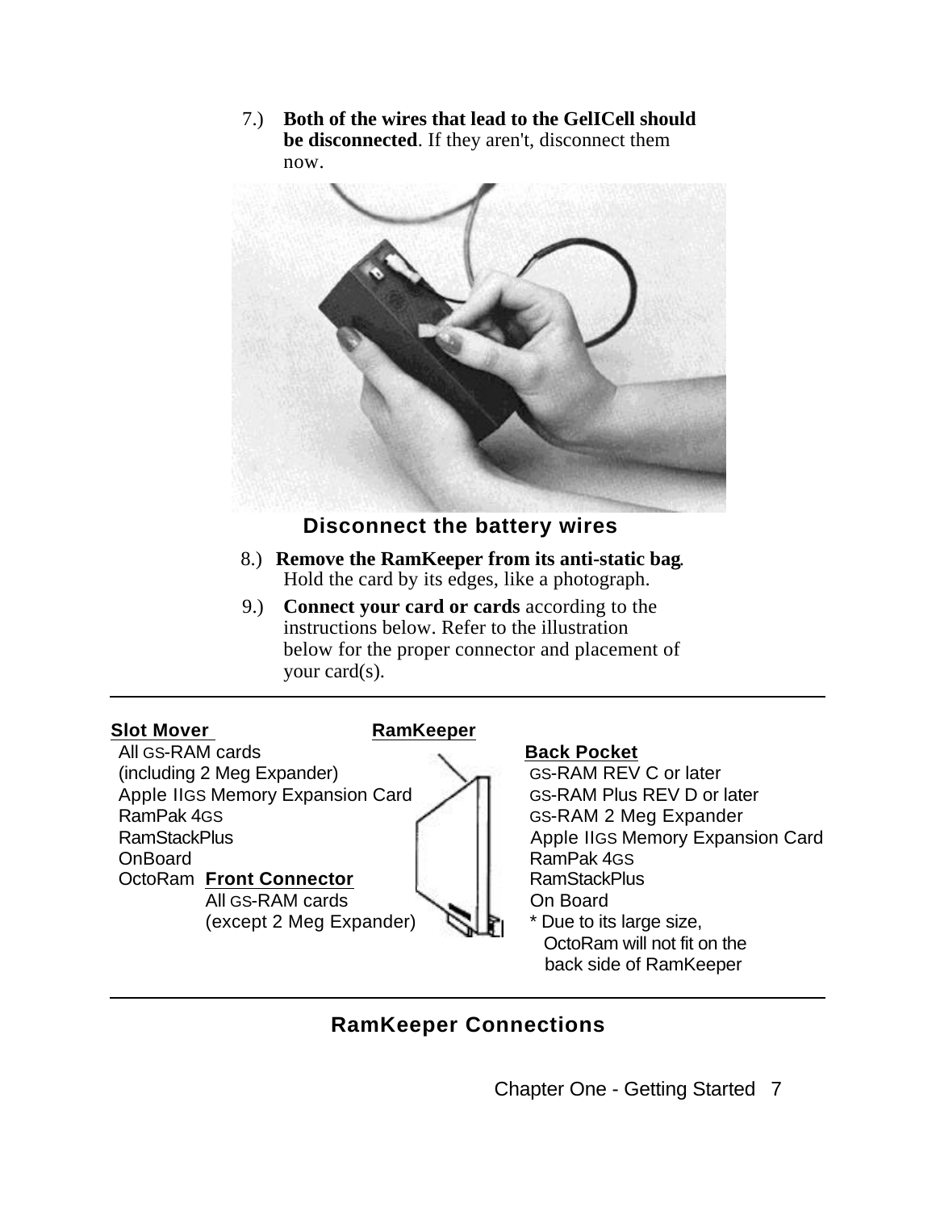7.) **Both of the wires that lead to the GelICell should be disconnected**. If they aren't, disconnect them now.

**Disconnect the battery wires**

8.) **Remove the RamKeeper from its anti-static bag**. Hold the card by its edges, like a photograph.

9.) **Connect your card or cards** according to the instructions below. Refer to the illustration below for the proper connector and placement of your card(s).

---

**Slot Mover**

- All GS-RAM cards (including 2 Meg Expander)
- Apple IIGS Memory Expansion Card
- RamPak 4GS
- RamStackPlus
- OnBoard
- OctoRam

**RamKeeper**

**Front Connector**

- All GS-RAM cards (except 2 Meg Expander)

**Back Pocket**

- GS-RAM REV C or later
- GS-RAM Plus REV D or later
- GS-RAM 2 Meg Expander
- Apple IIGS Memory Expansion Card
- RamPak 4GS
- RamStackPlus
- On Board

\* Due to its large size, OctoRam will not fit on the back side of RamKeeper

---

**RamKeeper Connections**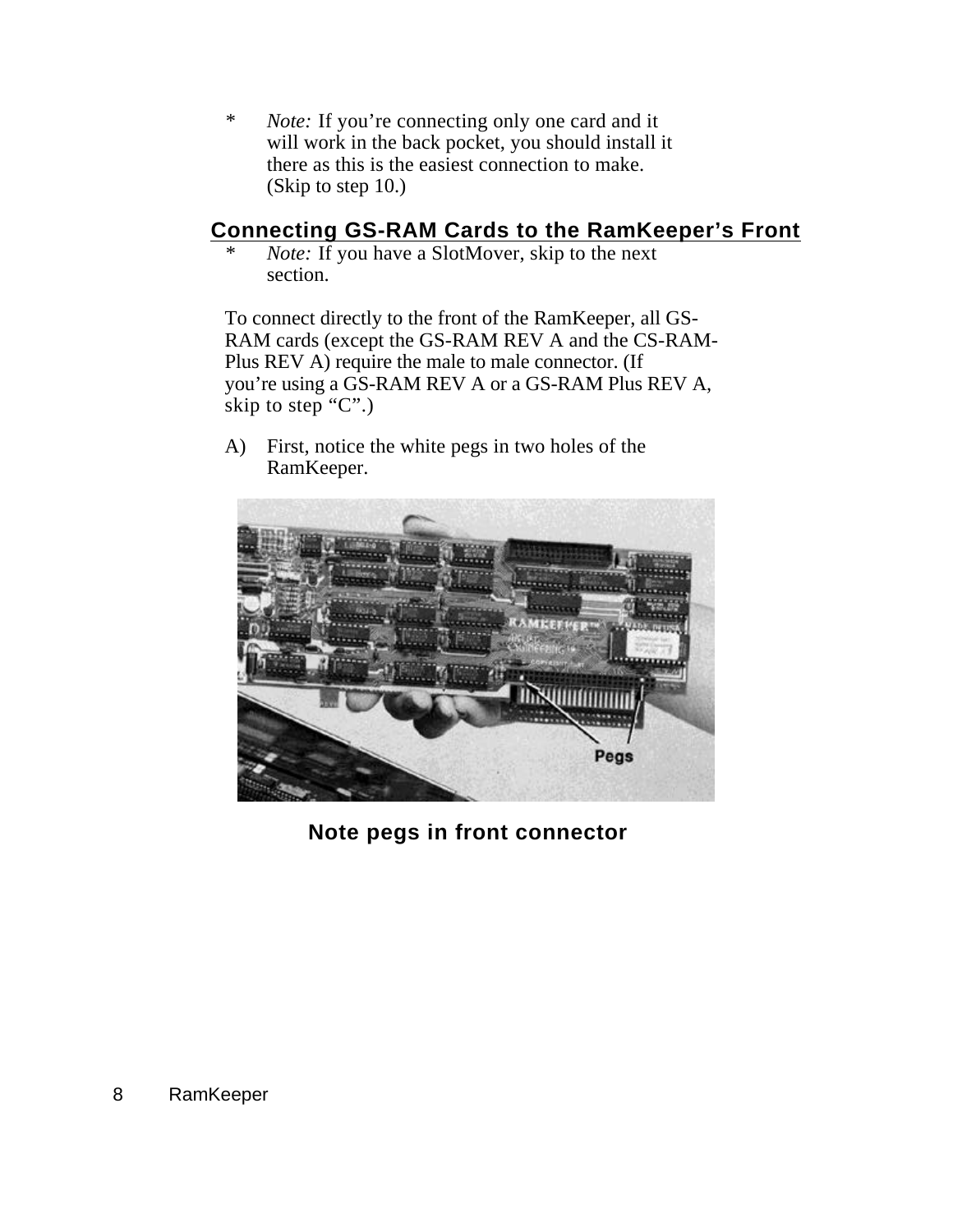* *Note:* If you're connecting only one card and it will work in the back pocket, you should install it there as this is the easiest connection to make. (Skip to step 10.)

## Connecting GS-RAM Cards to the RamKeeper's Front

* *Note:* If you have a SlotMover, skip to the next section.

To connect directly to the front of the RamKeeper, all GS-RAM cards (except the GS-RAM REV A and the CS-RAM-Plus REV A) require the male to male connector. (If you're using a GS-RAM REV A or a GS-RAM Plus REV A, skip to step "C".)

A) First, notice the white pegs in two holes of the RamKeeper.

**Note pegs in front connector**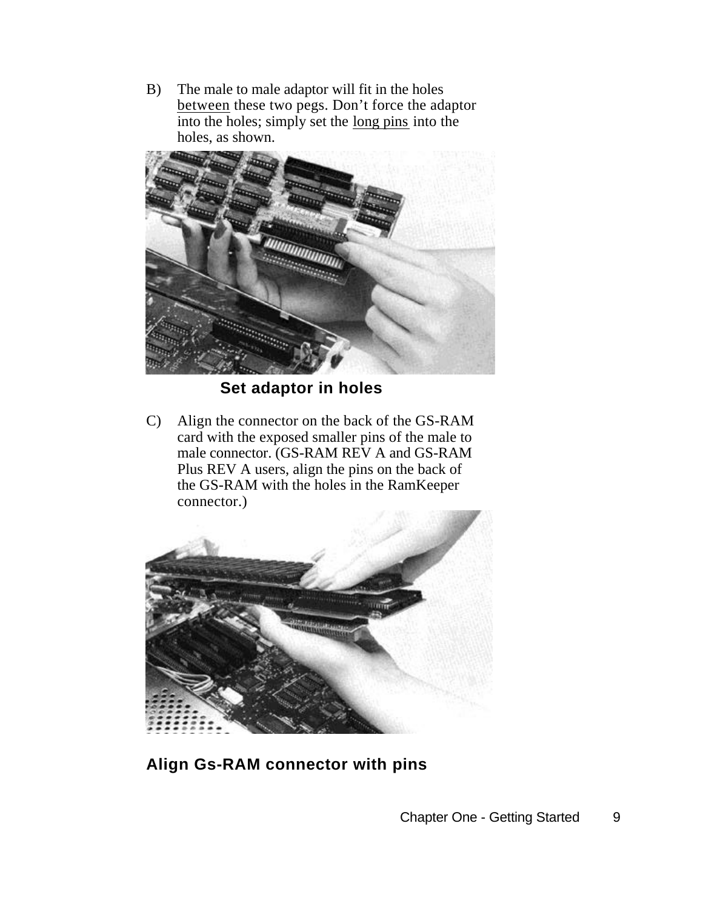B) The male to male adaptor will fit in the holes <u>between</u> these two pegs. Don't force the adaptor into the holes; simply set the <u>long pins</u> into the holes, as shown.

**Set adaptor in holes**

C) Align the connector on the back of the GS-RAM card with the exposed smaller pins of the male to male connector. (GS-RAM REV A and GS-RAM Plus REV A users, align the pins on the back of the GS-RAM with the holes in the RamKeeper connector.)

**Align Gs-RAM connector with pins**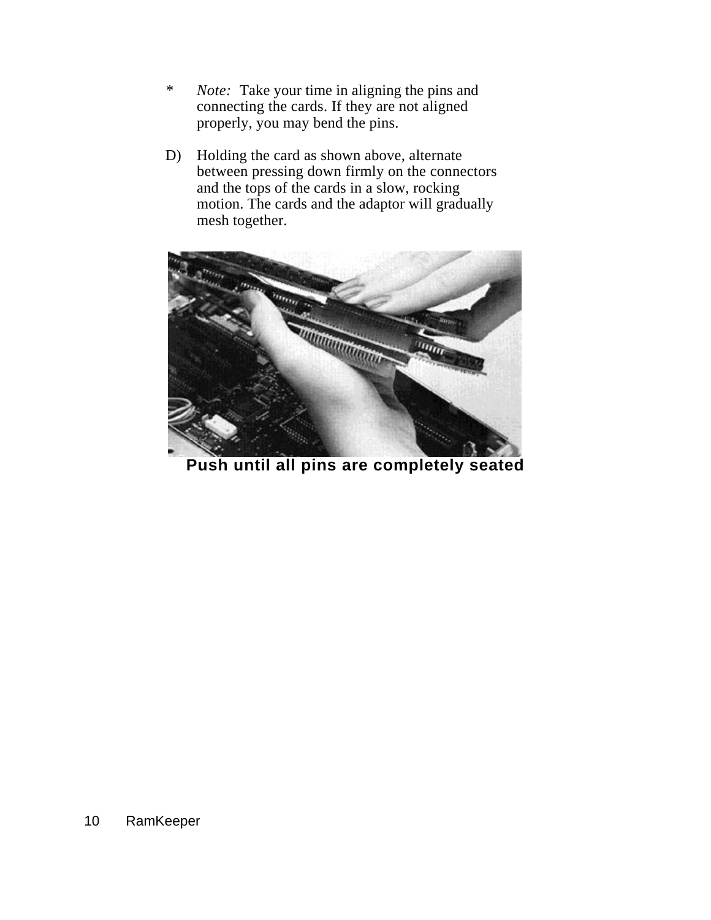* *Note:* Take your time in aligning the pins and connecting the cards. If they are not aligned properly, you may bend the pins.

D) Holding the card as shown above, alternate between pressing down firmly on the connectors and the tops of the cards in a slow, rocking motion. The cards and the adaptor will gradually mesh together.

**Push until all pins are completely seated**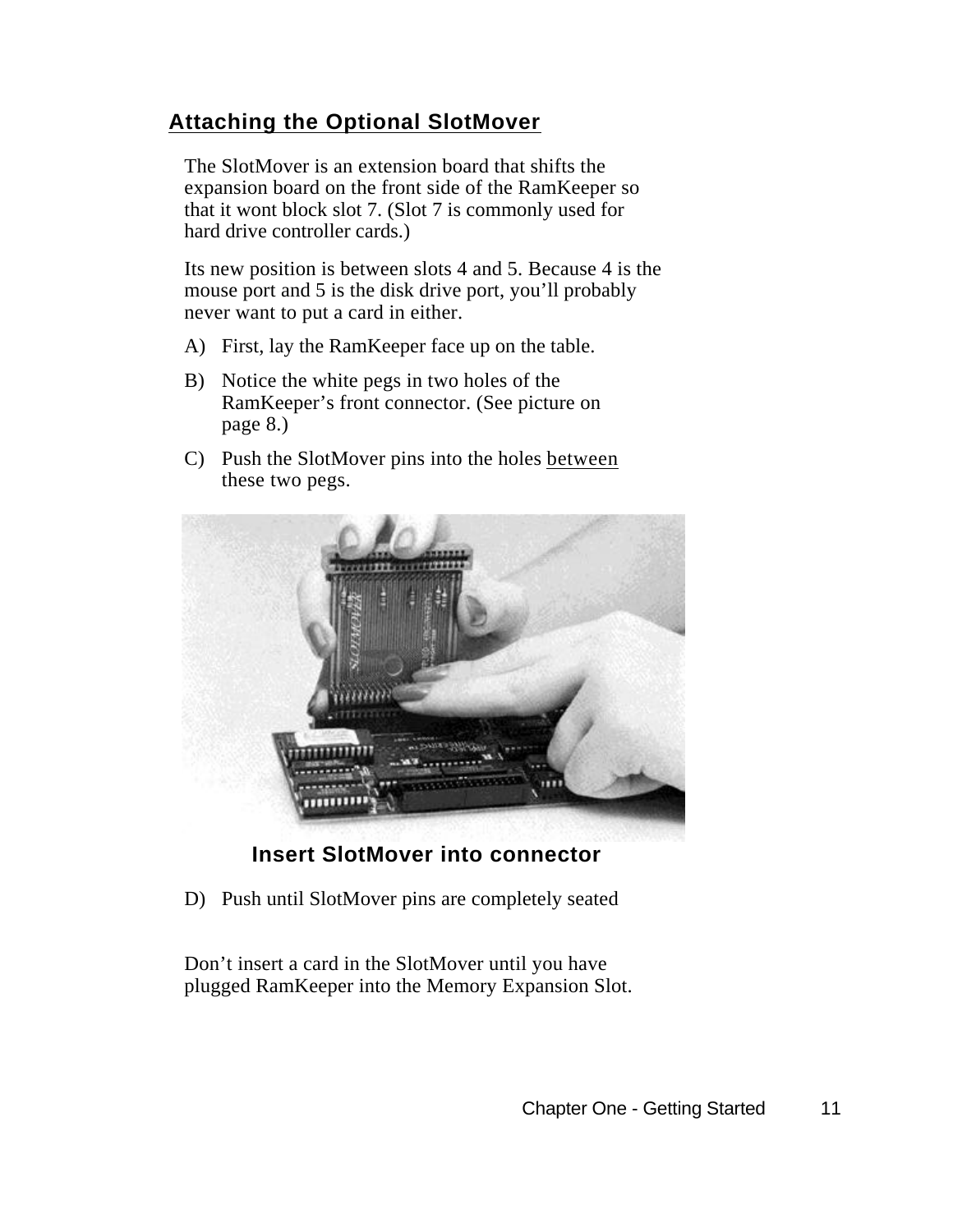## Attaching the Optional SlotMover

The SlotMover is an extension board that shifts the expansion board on the front side of the RamKeeper so that it wont block slot 7. (Slot 7 is commonly used for hard drive controller cards.)

Its new position is between slots 4 and 5. Because 4 is the mouse port and 5 is the disk drive port, you'll probably never want to put a card in either.

A) First, lay the RamKeeper face up on the table.

B) Notice the white pegs in two holes of the RamKeeper's front connector. (See picture on page 8.)

C) Push the SlotMover pins into the holes <u>between</u> these two pegs.

**Insert SlotMover into connector**

D) Push until SlotMover pins are completely seated

Don't insert a card in the SlotMover until you have plugged RamKeeper into the Memory Expansion Slot.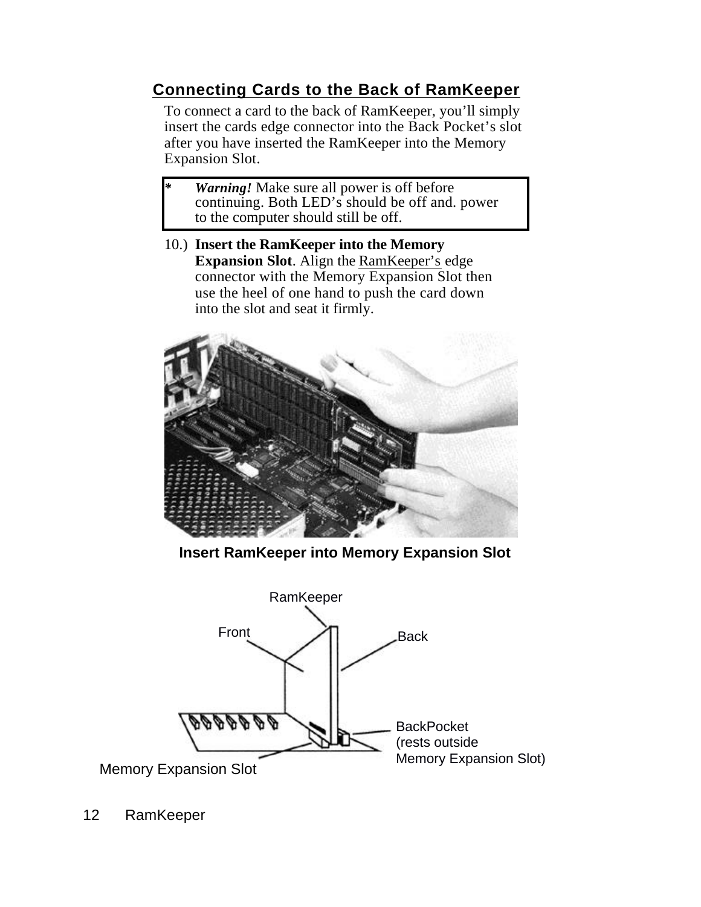## Connecting Cards to the Back of RamKeeper

To connect a card to the back of RamKeeper, you'll simply insert the cards edge connector into the Back Pocket's slot after you have inserted the RamKeeper into the Memory Expansion Slot.

> * ***Warning!*** Make sure all power is off before continuing. Both LED's should be off and. power to the computer should still be off.

10.) **Insert the RamKeeper into the Memory Expansion Slot**. Align the RamKeeper's edge connector with the Memory Expansion Slot then use the heel of one hand to push the card down into the slot and seat it firmly.

**Insert RamKeeper into Memory Expansion Slot**

RamKeeper

Front

Back

BackPocket (rests outside Memory Expansion Slot)

Memory Expansion Slot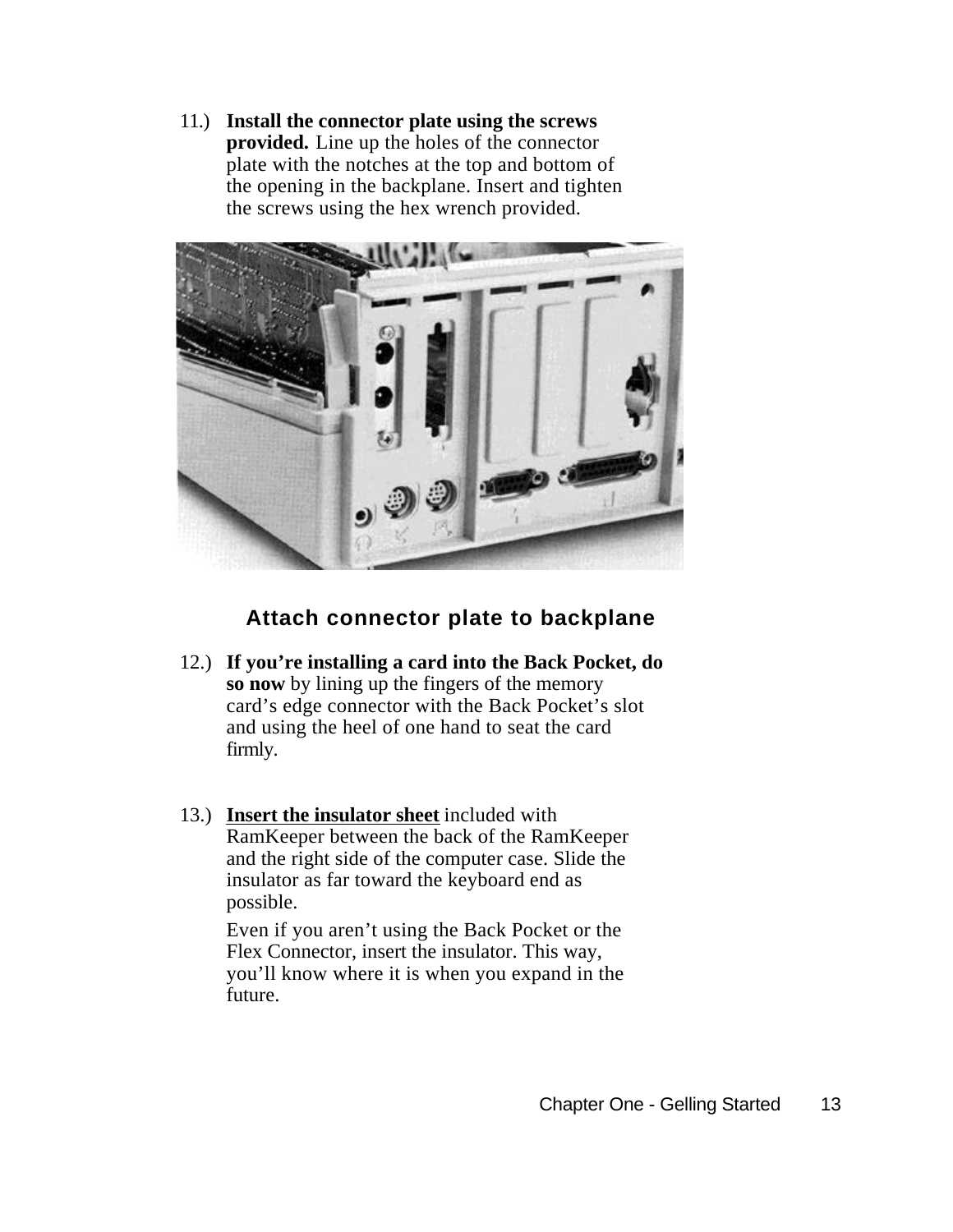11.) **Install the connector plate using the screws provided.** Line up the holes of the connector plate with the notches at the top and bottom of the opening in the backplane. Insert and tighten the screws using the hex wrench provided.

**Attach connector plate to backplane**

12.) **If you're installing a card into the Back Pocket, do so now** by lining up the fingers of the memory card's edge connector with the Back Pocket's slot and using the heel of one hand to seat the card firmly.

13.) **<u>Insert the insulator sheet</u>** included with RamKeeper between the back of the RamKeeper and the right side of the computer case. Slide the insulator as far toward the keyboard end as possible.

Even if you aren't using the Back Pocket or the Flex Connector, insert the insulator. This way, you'll know where it is when you expand in the future.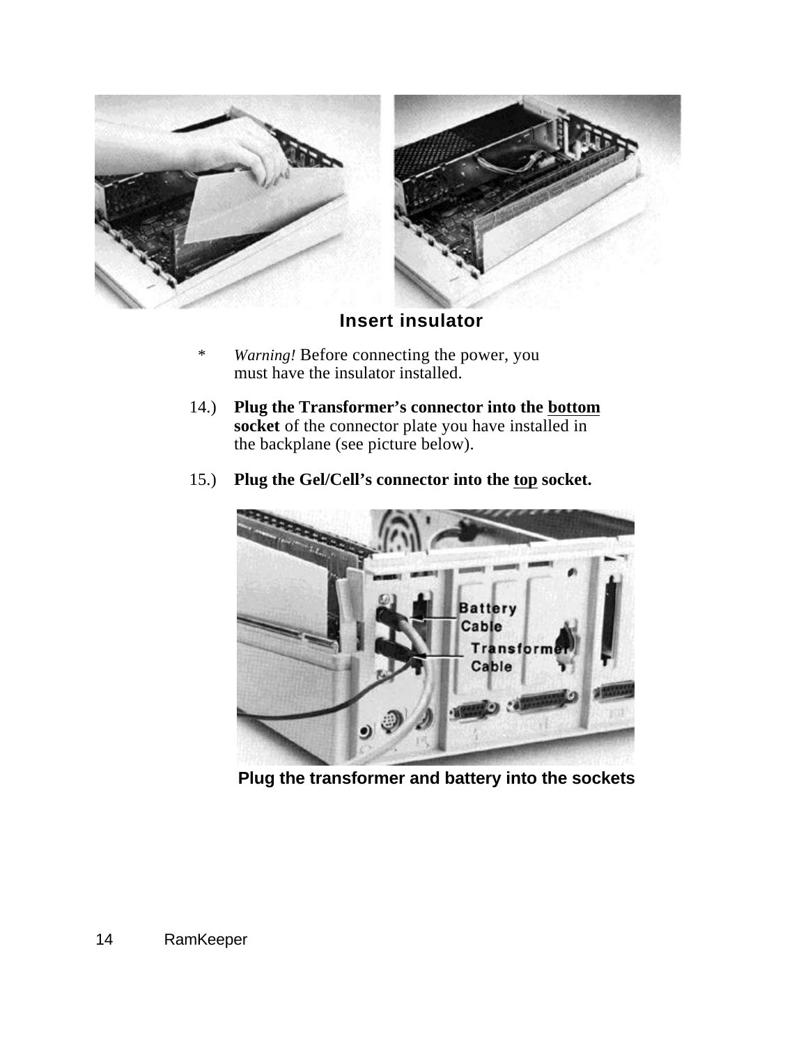**Insert insulator**

\* *Warning!* Before connecting the power, you must have the insulator installed.

14.) **Plug the Transformer's connector into the <u>bottom</u> socket** of the connector plate you have installed in the backplane (see picture below).

15.) **Plug the Gel/Cell's connector into the <u>top</u> socket.**

**Plug the transformer and battery into the sockets**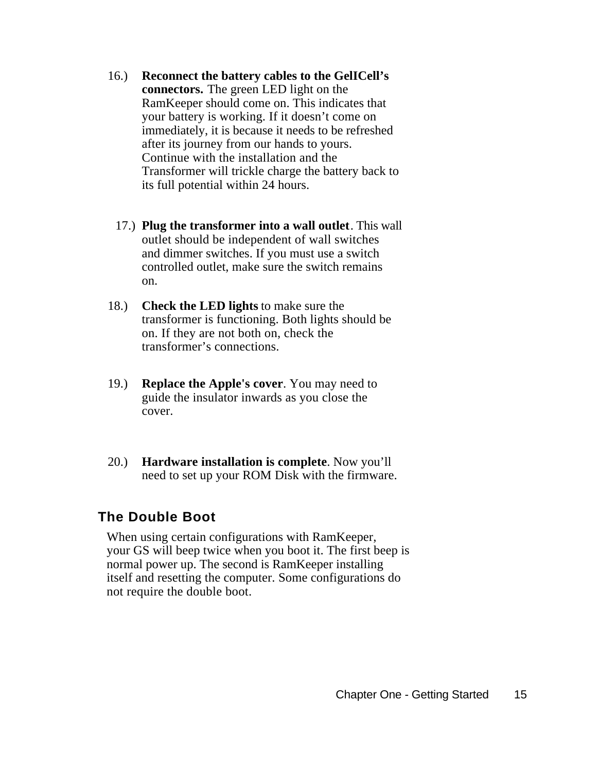16.) **Reconnect the battery cables to the GelICell's connectors.** The green LED light on the RamKeeper should come on. This indicates that your battery is working. If it doesn't come on immediately, it is because it needs to be refreshed after its journey from our hands to yours. Continue with the installation and the Transformer will trickle charge the battery back to its full potential within 24 hours.

17.) **Plug the transformer into a wall outlet**. This wall outlet should be independent of wall switches and dimmer switches. If you must use a switch controlled outlet, make sure the switch remains on.

18.) **Check the LED lights** to make sure the transformer is functioning. Both lights should be on. If they are not both on, check the transformer's connections.

19.) **Replace the Apple's cover**. You may need to guide the insulator inwards as you close the cover.

20.) **Hardware installation is complete**. Now you'll need to set up your ROM Disk with the firmware.

## The Double Boot

When using certain configurations with RamKeeper, your GS will beep twice when you boot it. The first beep is normal power up. The second is RamKeeper installing itself and resetting the computer. Some configurations do not require the double boot.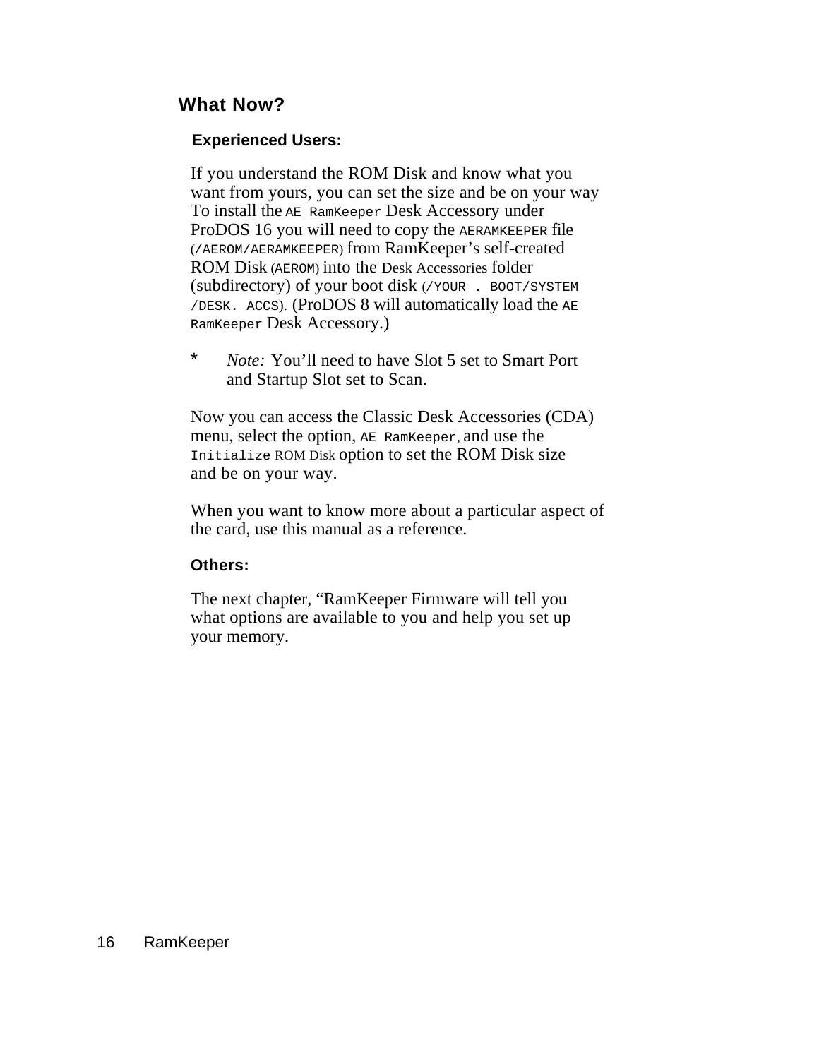## What Now?

### Experienced Users:

If you understand the ROM Disk and know what you want from yours, you can set the size and be on your way To install the `AE RamKeeper` Desk Accessory under ProDOS 16 you will need to copy the `AERAMKEEPER` file (`/AEROM/AERAMKEEPER`) from RamKeeper's self-created ROM Disk (`AEROM`) into the Desk Accessories folder (subdirectory) of your boot disk (`/YOUR . BOOT/SYSTEM /DESK. ACCS`). (ProDOS 8 will automatically load the `AE RamKeeper` Desk Accessory.)

\* *Note:* You'll need to have Slot 5 set to Smart Port and Startup Slot set to Scan.

Now you can access the Classic Desk Accessories (CDA) menu, select the option, `AE RamKeeper`, and use the `Initialize` ROM Disk option to set the ROM Disk size and be on your way.

When you want to know more about a particular aspect of the card, use this manual as a reference.

### Others:

The next chapter, "RamKeeper Firmware will tell you what options are available to you and help you set up your memory.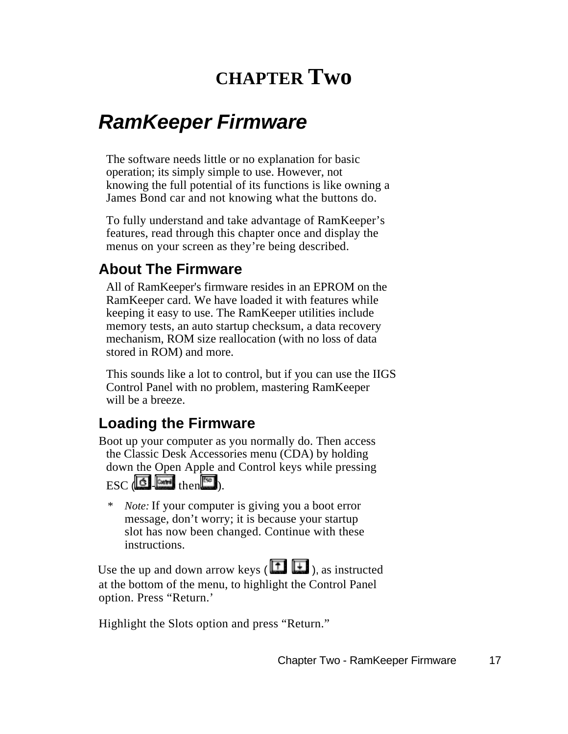# CHAPTER Two

## *RamKeeper Firmware*

The software needs little or no explanation for basic operation; its simply simple to use. However, not knowing the full potential of its functions is like owning a James Bond car and not knowing what the buttons do.

To fully understand and take advantage of RamKeeper's features, read through this chapter once and display the menus on your screen as they're being described.

### About The Firmware

All of RamKeeper's firmware resides in an EPROM on the RamKeeper card. We have loaded it with features while keeping it easy to use. The RamKeeper utilities include memory tests, an auto startup checksum, a data recovery mechanism, ROM size reallocation (with no loss of data stored in ROM) and more.

This sounds like a lot to control, but if you can use the IIGS Control Panel with no problem, mastering RamKeeper will be a breeze.

### Loading the Firmware

Boot up your computer as you normally do. Then access the Classic Desk Accessories menu (CDA) by holding down the Open Apple and Control keys while pressing ESC ( - then ).

\* *Note:* If your computer is giving you a boot error message, don't worry; it is because your startup slot has now been changed. Continue with these instructions.

Use the up and down arrow keys ( ), as instructed at the bottom of the menu, to highlight the Control Panel option. Press "Return.'

Highlight the Slots option and press "Return."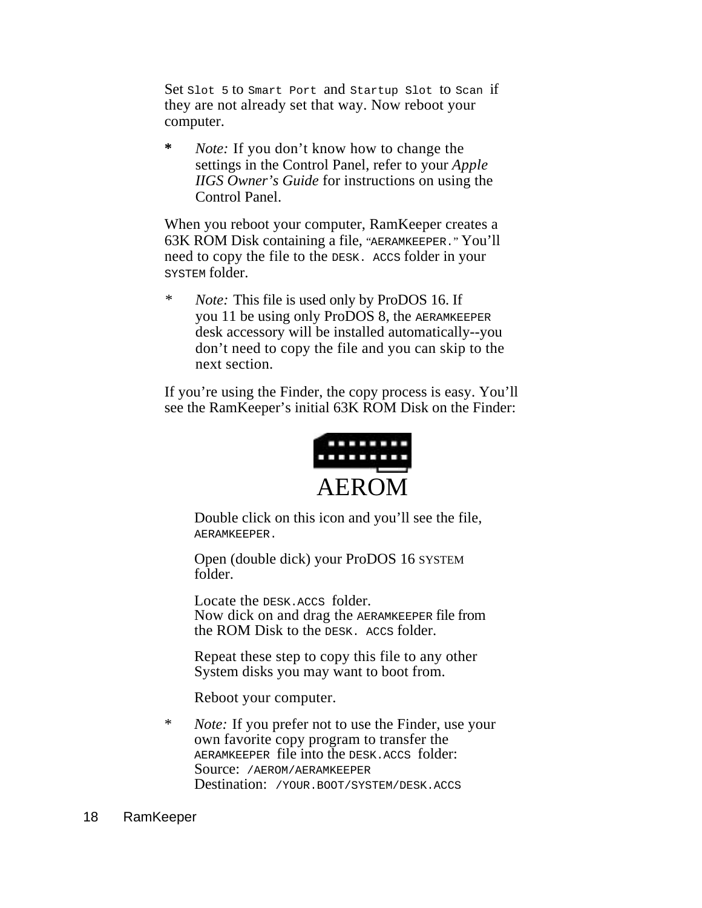Set `Slot 5` to `Smart Port` and `Startup Slot` to `Scan` if they are not already set that way. Now reboot your computer.

**\*** *Note:* If you don't know how to change the settings in the Control Panel, refer to your *Apple IIGS Owner's Guide* for instructions on using the Control Panel.

When you reboot your computer, RamKeeper creates a 63K ROM Disk containing a file, "`AERAMKEEPER.`" You'll need to copy the file to the `DESK. ACCS` folder in your `SYSTEM` folder.

\* *Note:* This file is used only by ProDOS 16. If you 11 be using only ProDOS 8, the `AERAMKEEPER` desk accessory will be installed automatically--you don't need to copy the file and you can skip to the next section.

If you're using the Finder, the copy process is easy. You'll see the RamKeeper's initial 63K ROM Disk on the Finder:

AEROM

Double click on this icon and you'll see the file, `AERAMKEEPER.`

Open (double dick) your ProDOS 16 SYSTEM folder.

Locate the `DESK.ACCS` folder.
Now dick on and drag the `AERAMKEEPER` file from the ROM Disk to the `DESK. ACCS` folder.

Repeat these step to copy this file to any other System disks you may want to boot from.

Reboot your computer.

\* *Note:* If you prefer not to use the Finder, use your own favorite copy program to transfer the `AERAMKEEPER` file into the `DESK.ACCS` folder:
Source: `/AEROM/AERAMKEEPER`
Destination: `/YOUR.BOOT/SYSTEM/DESK.ACCS`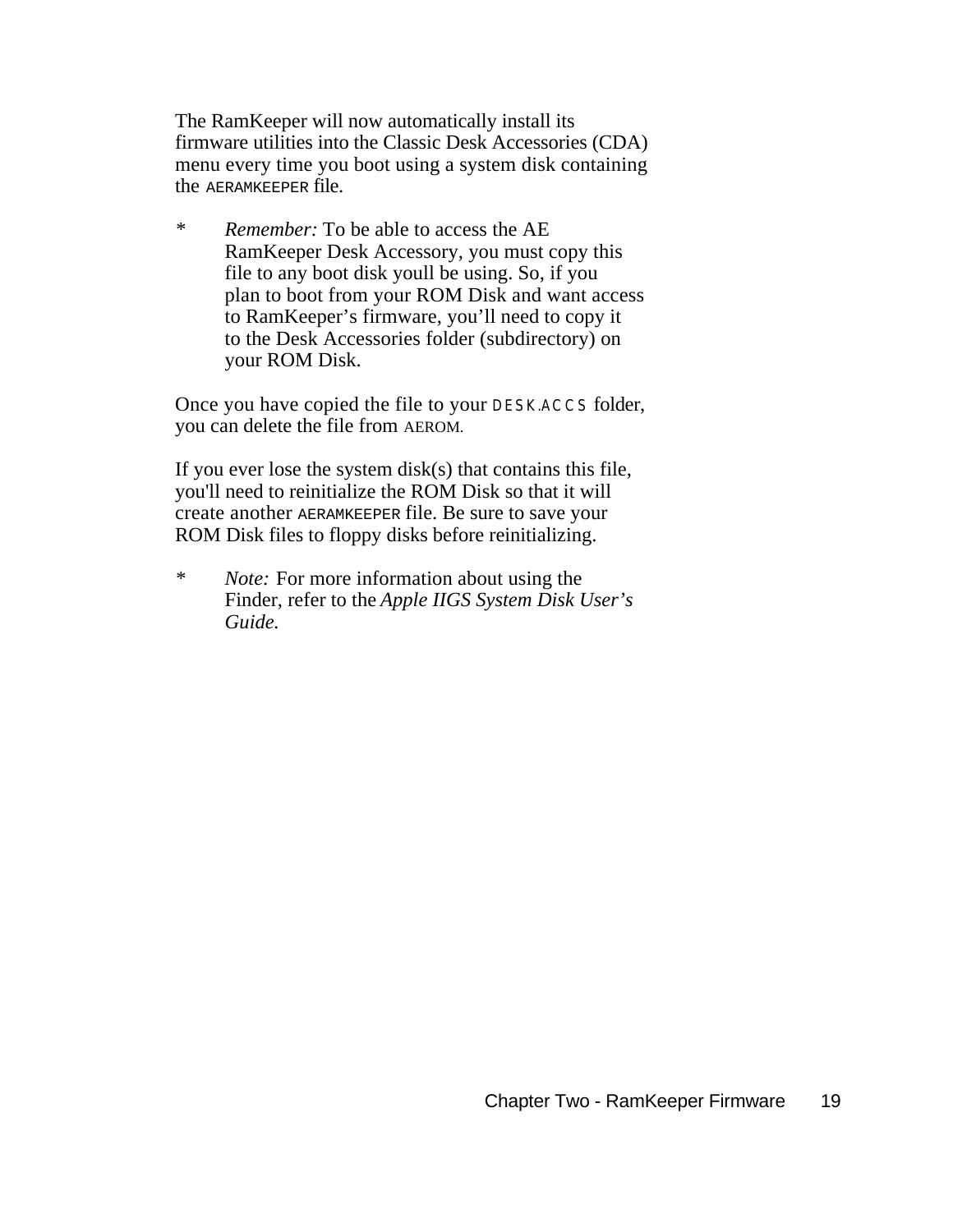The RamKeeper will now automatically install its firmware utilities into the Classic Desk Accessories (CDA) menu every time you boot using a system disk containing the AERAMKEEPER file.

\* *Remember:* To be able to access the AE RamKeeper Desk Accessory, you must copy this file to any boot disk youll be using. So, if you plan to boot from your ROM Disk and want access to RamKeeper’s firmware, you’ll need to copy it to the Desk Accessories folder (subdirectory) on your ROM Disk.

Once you have copied the file to your DESK.ACCS folder, you can delete the file from AEROM.

If you ever lose the system disk(s) that contains this file, you'll need to reinitialize the ROM Disk so that it will create another AERAMKEEPER file. Be sure to save your ROM Disk files to floppy disks before reinitializing.

\* *Note:* For more information about using the Finder, refer to the *Apple IIGS System Disk User’s Guide.*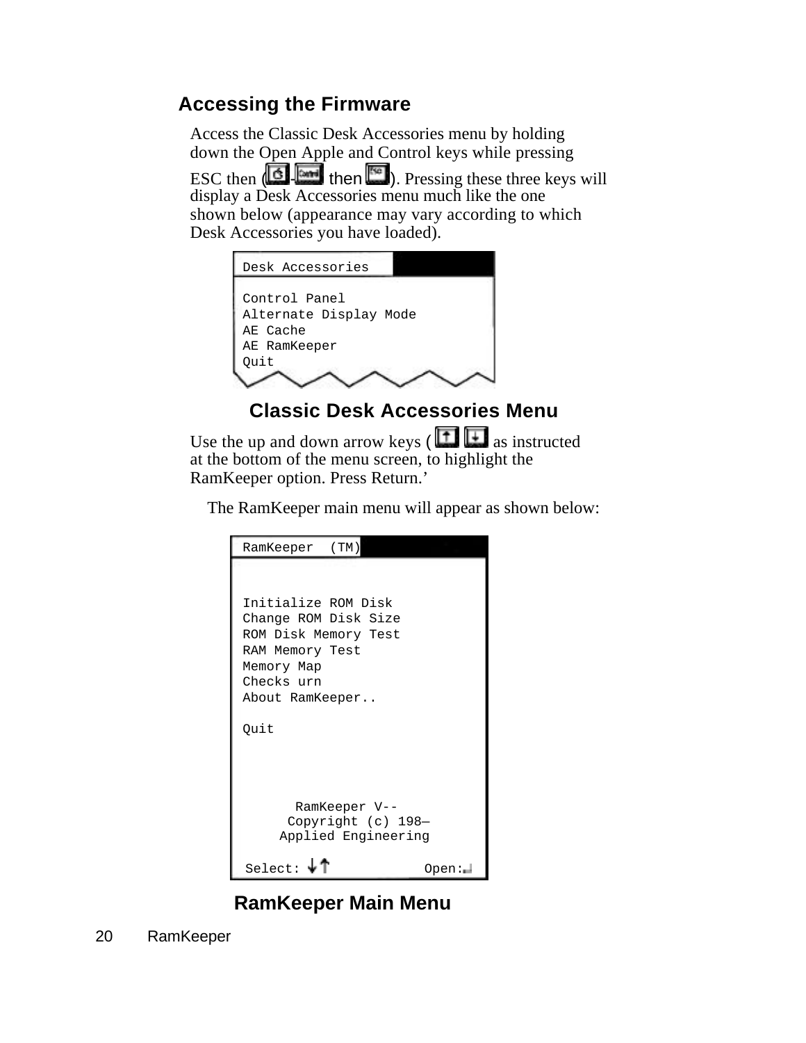## Accessing the Firmware

Access the Classic Desk Accessories menu by holding down the Open Apple and Control keys while pressing ESC then ( - then ). Pressing these three keys will display a Desk Accessories menu much like the one shown below (appearance may vary according to which Desk Accessories you have loaded).

```
Desk Accessories

Control Panel
Alternate Display Mode
AE Cache
AE RamKeeper
Quit
```

**Classic Desk Accessories Menu**

Use the up and down arrow keys ( as instructed at the bottom of the menu screen, to highlight the RamKeeper option. Press Return.’

The RamKeeper main menu will appear as shown below:

```
RamKeeper  (TM)


Initialize ROM Disk
Change ROM Disk Size
ROM Disk Memory Test
RAM Memory Test
Memory Map
Checks urn
About RamKeeper..

Quit




      RamKeeper V--
     Copyright (c) 198—
    Applied Engineering

Select: ↓↑              Open:↵
```

**RamKeeper Main Menu**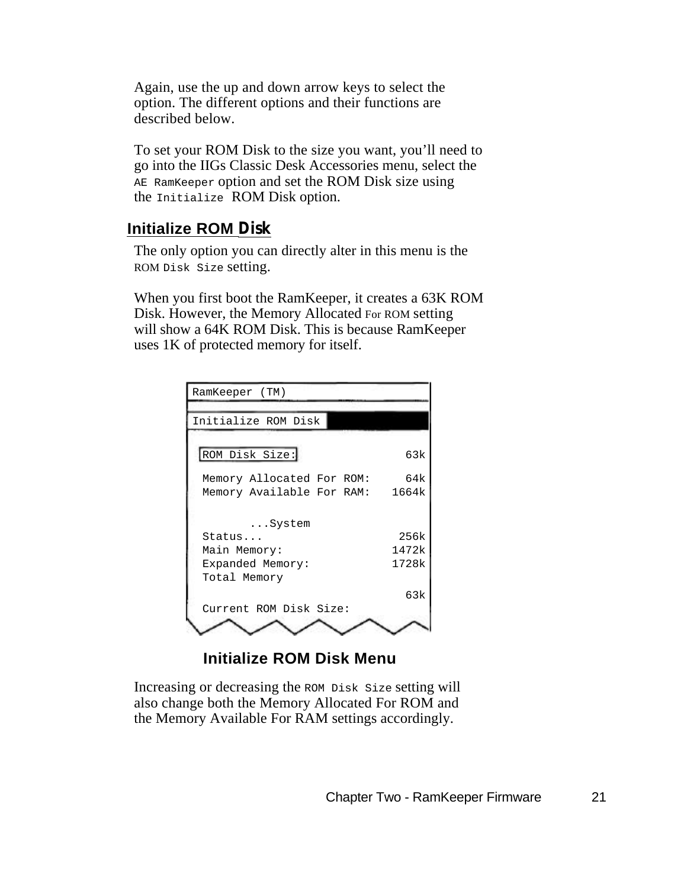Again, use the up and down arrow keys to select the option. The different options and their functions are described below.

To set your ROM Disk to the size you want, you'll need to go into the IIGs Classic Desk Accessories menu, select the `AE RamKeeper` option and set the ROM Disk size using the `Initialize` ROM Disk option.

## Initialize ROM Disk

The only option you can directly alter in this menu is the `ROM Disk Size` setting.

When you first boot the RamKeeper, it creates a 63K ROM Disk. However, the Memory Allocated For ROM setting will show a 64K ROM Disk. This is because RamKeeper uses 1K of protected memory for itself.

```
RamKeeper (TM)

Initialize ROM Disk

 ROM Disk Size:                 63k

 Memory Allocated For ROM:      64k
 Memory Available For RAM:    1664k

        ...System
 Status...                     256k
 Main Memory:                 1472k
 Expanded Memory:             1728k
 Total Memory
                                63k
 Current ROM Disk Size:
```

**Initialize ROM Disk Menu**

Increasing or decreasing the `ROM Disk Size` setting will also change both the Memory Allocated For ROM and the Memory Available For RAM settings accordingly.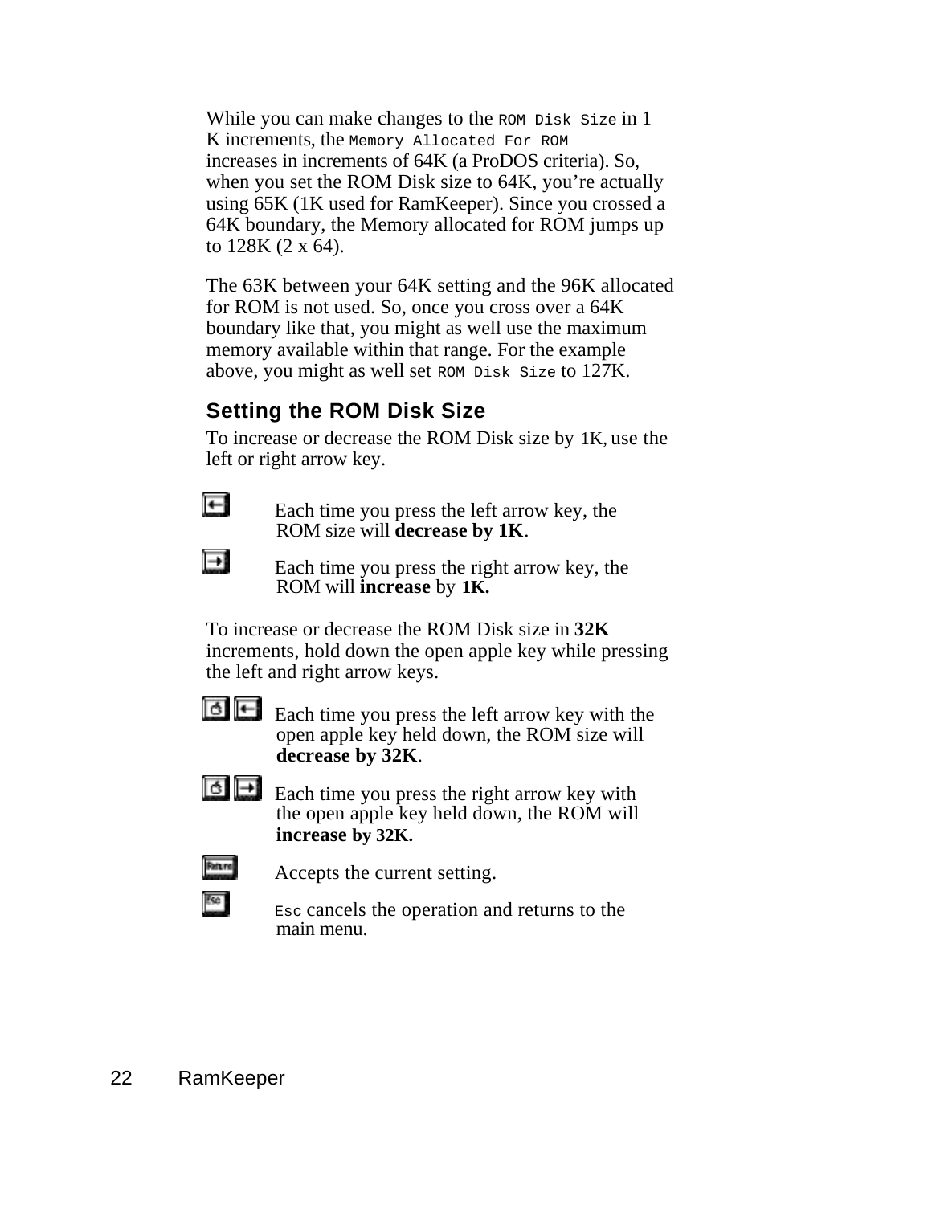While you can make changes to the `ROM Disk Size` in 1 K increments, the `Memory Allocated For ROM` increases in increments of 64K (a ProDOS criteria). So, when you set the ROM Disk size to 64K, you're actually using 65K (1K used for RamKeeper). Since you crossed a 64K boundary, the Memory allocated for ROM jumps up to 128K (2 x 64).

The 63K between your 64K setting and the 96K allocated for ROM is not used. So, once you cross over a 64K boundary like that, you might as well use the maximum memory available within that range. For the example above, you might as well set `ROM Disk Size` to 127K.

### Setting the ROM Disk Size

To increase or decrease the ROM Disk size by 1K, use the left or right arrow key.

[←] Each time you press the left arrow key, the ROM size will **decrease by 1K**.

[→] Each time you press the right arrow key, the ROM will **increase** by **1K.**

To increase or decrease the ROM Disk size in **32K** increments, hold down the open apple key while pressing the left and right arrow keys.

[Open Apple] [←] Each time you press the left arrow key with the open apple key held down, the ROM size will **decrease by 32K**.

[Open Apple] [→] Each time you press the right arrow key with the open apple key held down, the ROM will **increase by 32K.**

[Return] Accepts the current setting.

[Esc] `Esc` cancels the operation and returns to the main menu.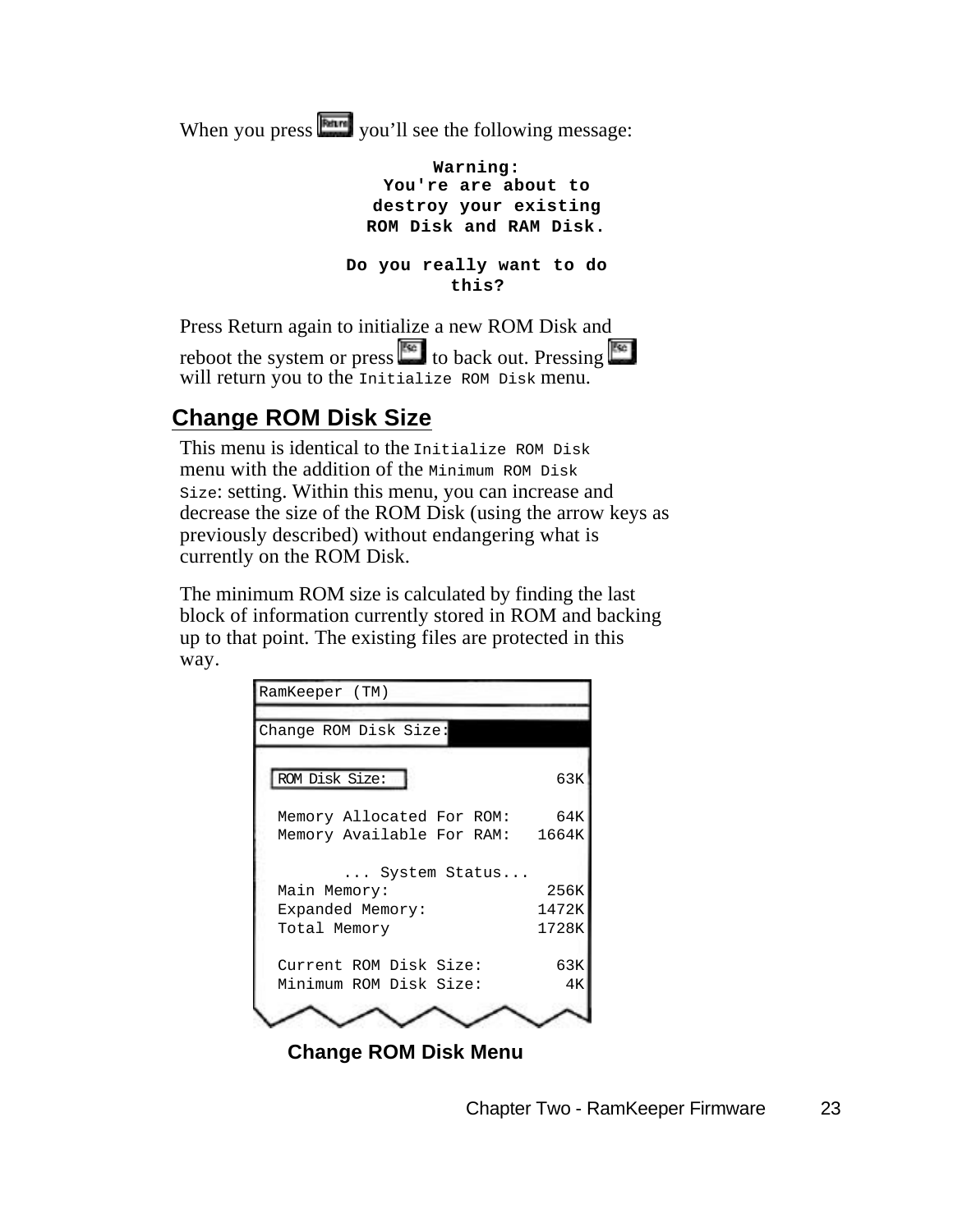When you press [Return] you'll see the following message:

```
Warning:
You're are about to
destroy your existing
ROM Disk and RAM Disk.

Do you really want to do
this?
```

Press Return again to initialize a new ROM Disk and reboot the system or press [Esc] to back out. Pressing [Esc] will return you to the `Initialize ROM Disk` menu.

## Change ROM Disk Size

This menu is identical to the `Initialize ROM Disk` menu with the addition of the `Minimum ROM Disk Size`: setting. Within this menu, you can increase and decrease the size of the ROM Disk (using the arrow keys as previously described) without endangering what is currently on the ROM Disk.

The minimum ROM size is calculated by finding the last block of information currently stored in ROM and backing up to that point. The existing files are protected in this way.

```
RamKeeper (TM)

Change ROM Disk Size:

 ROM Disk Size:                  63K

 Memory Allocated For ROM:       64K
 Memory Available For RAM:     1664K

        ... System Status...
 Main Memory:                   256K
 Expanded Memory:              1472K
 Total Memory                  1728K

 Current ROM Disk Size:          63K
 Minimum ROM Disk Size:           4K
```

**Change ROM Disk Menu**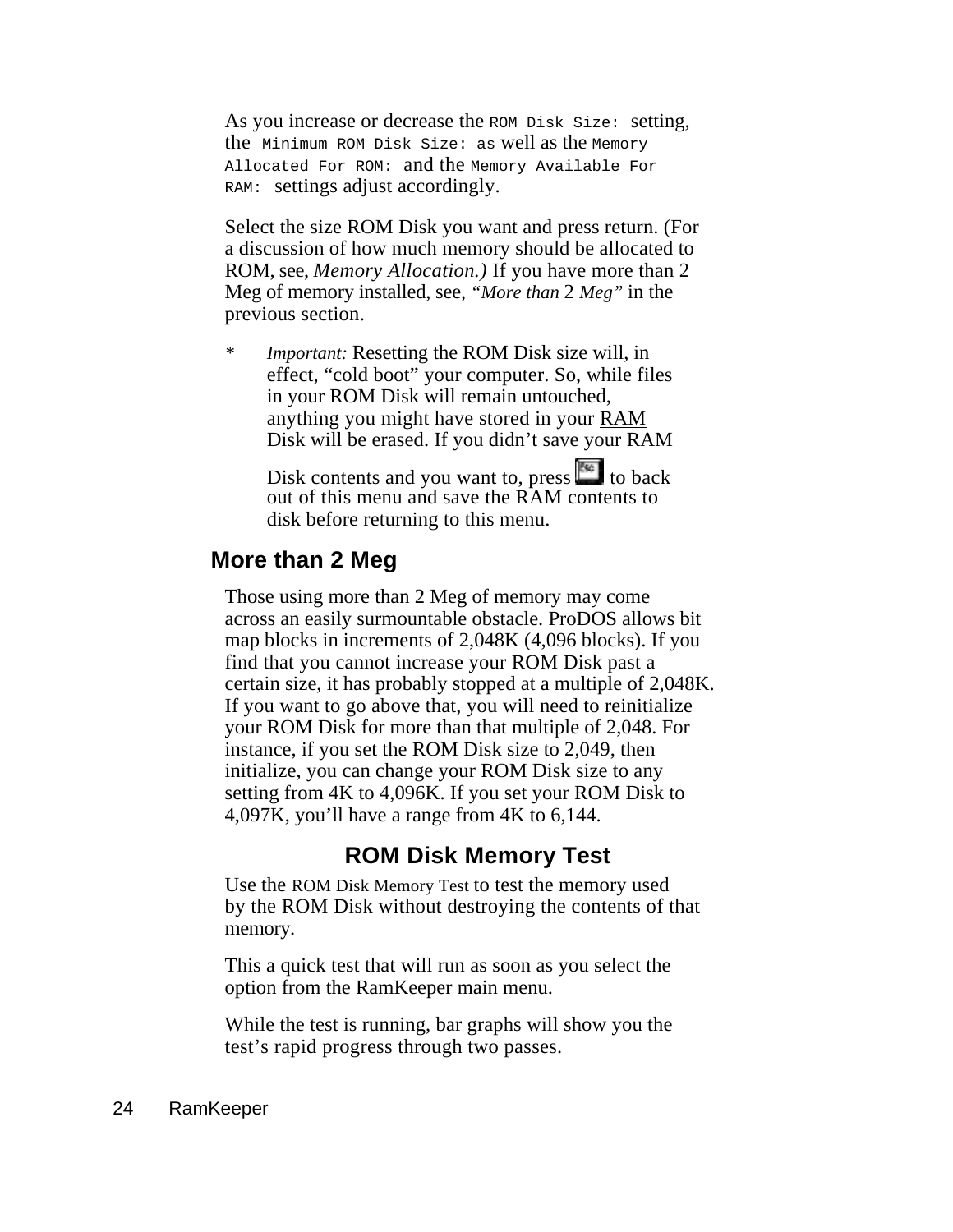As you increase or decrease the `ROM Disk Size:` setting, the `Minimum ROM Disk Size:` as well as the `Memory Allocated For ROM:` and the `Memory Available For RAM:` settings adjust accordingly.

Select the size ROM Disk you want and press return. (For a discussion of how much memory should be allocated to ROM, see, *Memory Allocation.)* If you have more than 2 Meg of memory installed, see, *"More than* 2 *Meg"* in the previous section.

\* *Important:* Resetting the ROM Disk size will, in effect, "cold boot" your computer. So, while files in your ROM Disk will remain untouched, anything you might have stored in your <u>RAM</u> Disk will be erased. If you didn't save your RAM Disk contents and you want to, press [Esc] to back out of this menu and save the RAM contents to disk before returning to this menu.

## More than 2 Meg

Those using more than 2 Meg of memory may come across an easily surmountable obstacle. ProDOS allows bit map blocks in increments of 2,048K (4,096 blocks). If you find that you cannot increase your ROM Disk past a certain size, it has probably stopped at a multiple of 2,048K. If you want to go above that, you will need to reinitialize your ROM Disk for more than that multiple of 2,048. For instance, if you set the ROM Disk size to 2,049, then initialize, you can change your ROM Disk size to any setting from 4K to 4,096K. If you set your ROM Disk to 4,097K, you'll have a range from 4K to 6,144.

## ROM Disk Memory Test

Use the ROM Disk Memory Test to test the memory used by the ROM Disk without destroying the contents of that memory.

This a quick test that will run as soon as you select the option from the RamKeeper main menu.

While the test is running, bar graphs will show you the test's rapid progress through two passes.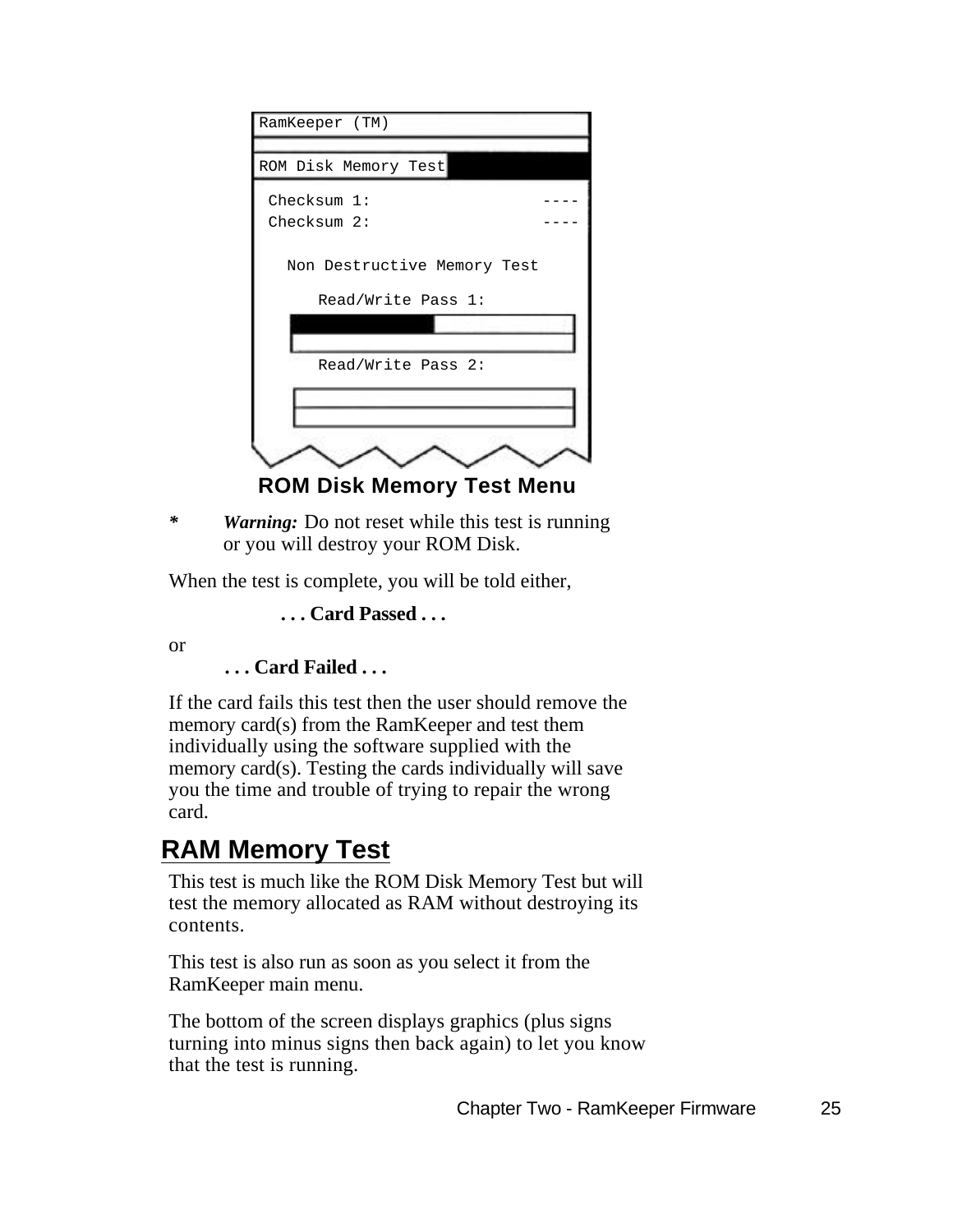```
RamKeeper (TM)

ROM Disk Memory Test

 Checksum 1:                ----
 Checksum 2:                ----

   Non Destructive Memory Test

      Read/Write Pass 1:

      Read/Write Pass 2:
```

**ROM Disk Memory Test Menu**

* *Warning:* Do not reset while this test is running or you will destroy your ROM Disk.

When the test is complete, you will be told either,

**. . . Card Passed . . .**

or

**. . . Card Failed . . .**

If the card fails this test then the user should remove the memory card(s) from the RamKeeper and test them individually using the software supplied with the memory card(s). Testing the cards individually will save you the time and trouble of trying to repair the wrong card.

## RAM Memory Test

This test is much like the ROM Disk Memory Test but will test the memory allocated as RAM without destroying its contents.

This test is also run as soon as you select it from the RamKeeper main menu.

The bottom of the screen displays graphics (plus signs turning into minus signs then back again) to let you know that the test is running.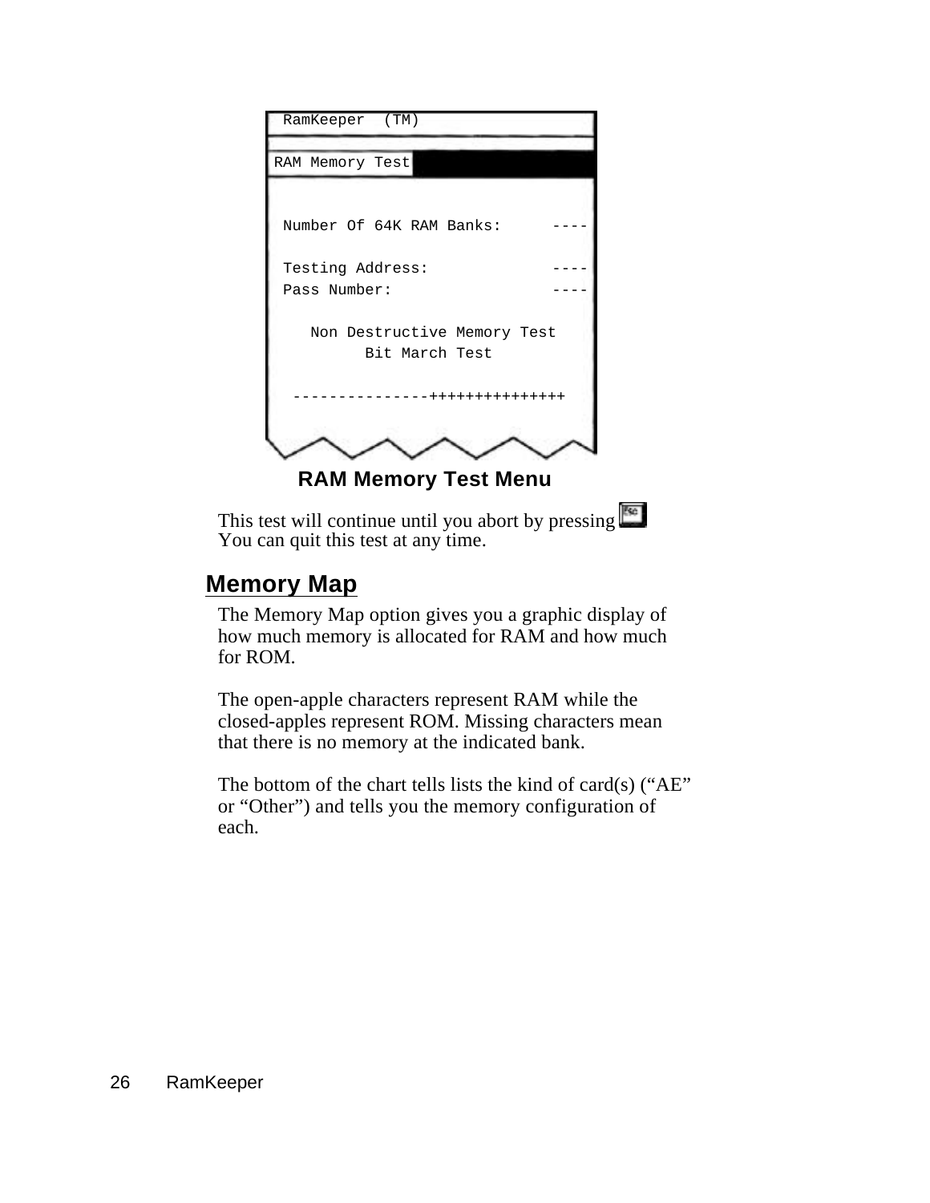```
RamKeeper  (TM)

RAM Memory Test


 Number Of 64K RAM Banks:      ----

 Testing Address:              ----
 Pass Number:                  ----

    Non Destructive Memory Test
          Bit March Test

  ---------------+++++++++++++++
```

**RAM Memory Test Menu**

This test will continue until you abort by pressing Esc. You can quit this test at any time.

## Memory Map

The Memory Map option gives you a graphic display of how much memory is allocated for RAM and how much for ROM.

The open-apple characters represent RAM while the closed-apples represent ROM. Missing characters mean that there is no memory at the indicated bank.

The bottom of the chart tells lists the kind of card(s) (“AE” or “Other”) and tells you the memory configuration of each.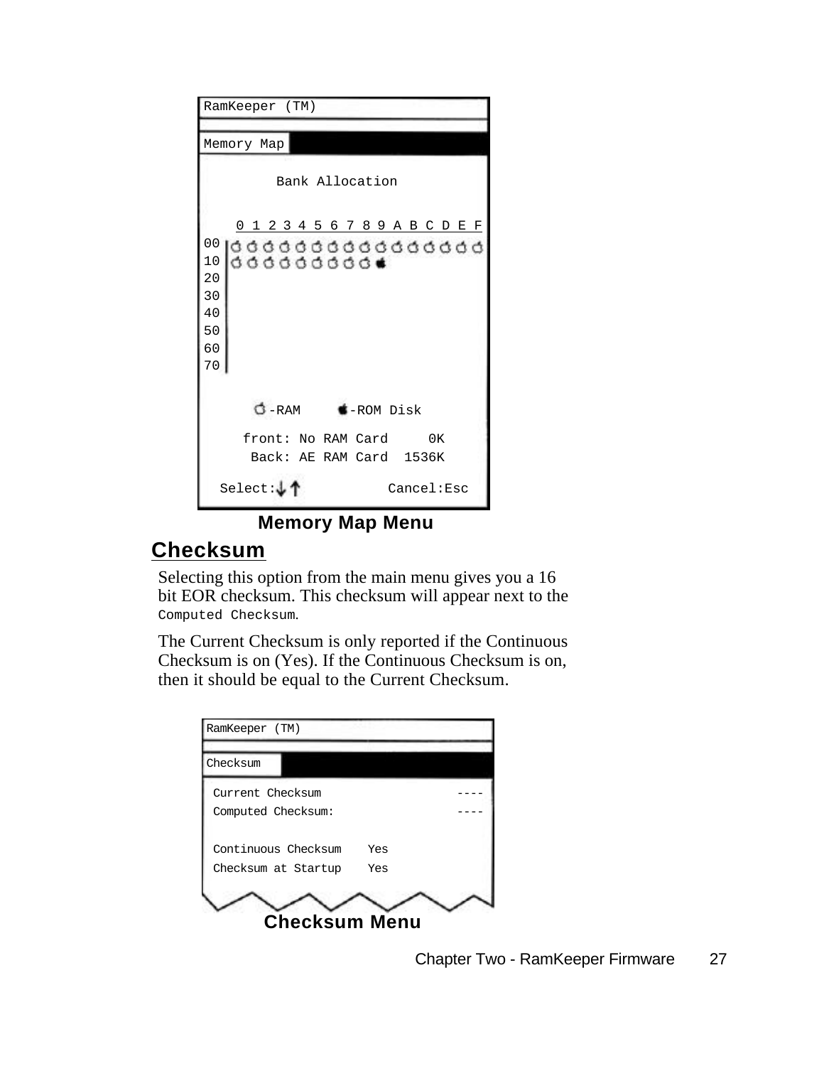```
RamKeeper (TM)

Memory Map

        Bank Allocation

   0 1 2 3 4 5 6 7 8 9 A B C D E F
00 |
10 |
20 |
30 |
40 |
50 |
60 |
70 |

      -RAM      -ROM Disk

    front: No RAM Card      0K
     Back: AE RAM Card  1536K

  Select:↓↑            Cancel:Esc
```

**Memory Map Menu**

## Checksum

Selecting this option from the main menu gives you a 16 bit EOR checksum. This checksum will appear next to the `Computed Checksum`.

The Current Checksum is only reported if the Continuous Checksum is on (Yes). If the Continuous Checksum is on, then it should be equal to the Current Checksum.

```
RamKeeper (TM)

Checksum

 Current Checksum                  ----
 Computed Checksum:                ----

 Continuous Checksum    Yes
 Checksum at Startup    Yes
```

**Checksum Menu**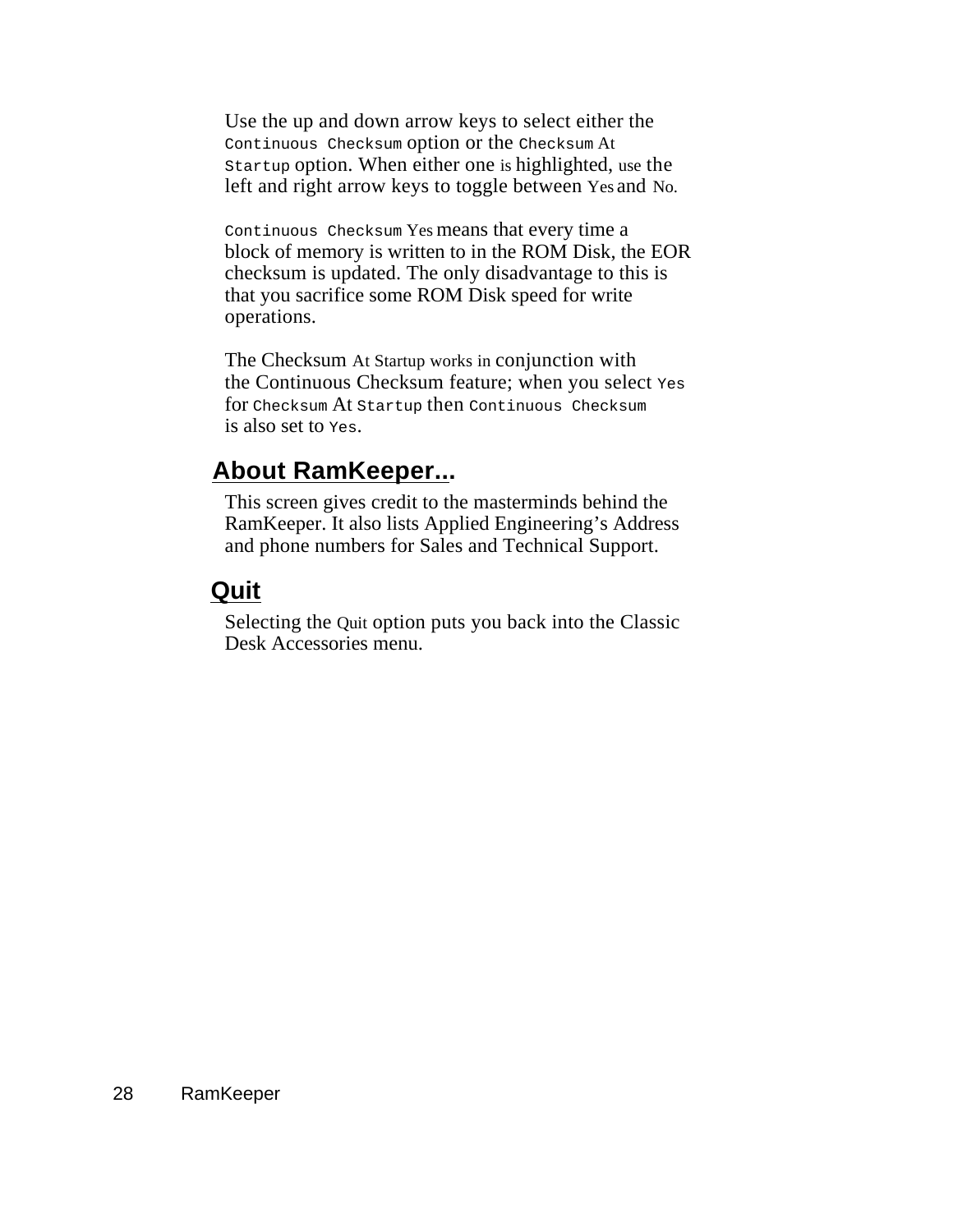Use the up and down arrow keys to select either the `Continuous Checksum` option or the `Checksum` At `Startup` option. When either one is highlighted, use the left and right arrow keys to toggle between Yes and No.

`Continuous Checksum` Yes means that every time a block of memory is written to in the ROM Disk, the EOR checksum is updated. The only disadvantage to this is that you sacrifice some ROM Disk speed for write operations.

The Checksum At Startup works in conjunction with the Continuous Checksum feature; when you select `Yes` for `Checksum` At `Startup` then `Continuous Checksum` is also set to `Yes`.

## About RamKeeper...

This screen gives credit to the masterminds behind the RamKeeper. It also lists Applied Engineering's Address and phone numbers for Sales and Technical Support.

## Quit

Selecting the Quit option puts you back into the Classic Desk Accessories menu.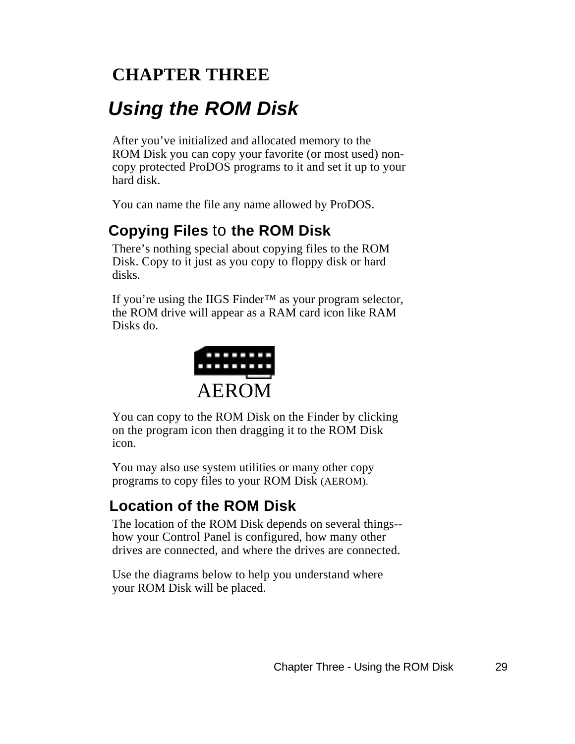# CHAPTER THREE

## *Using the ROM Disk*

After you've initialized and allocated memory to the ROM Disk you can copy your favorite (or most used) non-copy protected ProDOS programs to it and set it up to your hard disk.

You can name the file any name allowed by ProDOS.

### Copying Files to the ROM Disk

There's nothing special about copying files to the ROM Disk. Copy to it just as you copy to floppy disk or hard disks.

If you're using the IIGS Finder™ as your program selector, the ROM drive will appear as a RAM card icon like RAM Disks do.

AEROM

You can copy to the ROM Disk on the Finder by clicking on the program icon then dragging it to the ROM Disk icon.

You may also use system utilities or many other copy programs to copy files to your ROM Disk (AEROM).

### Location of the ROM Disk

The location of the ROM Disk depends on several things--how your Control Panel is configured, how many other drives are connected, and where the drives are connected.

Use the diagrams below to help you understand where your ROM Disk will be placed.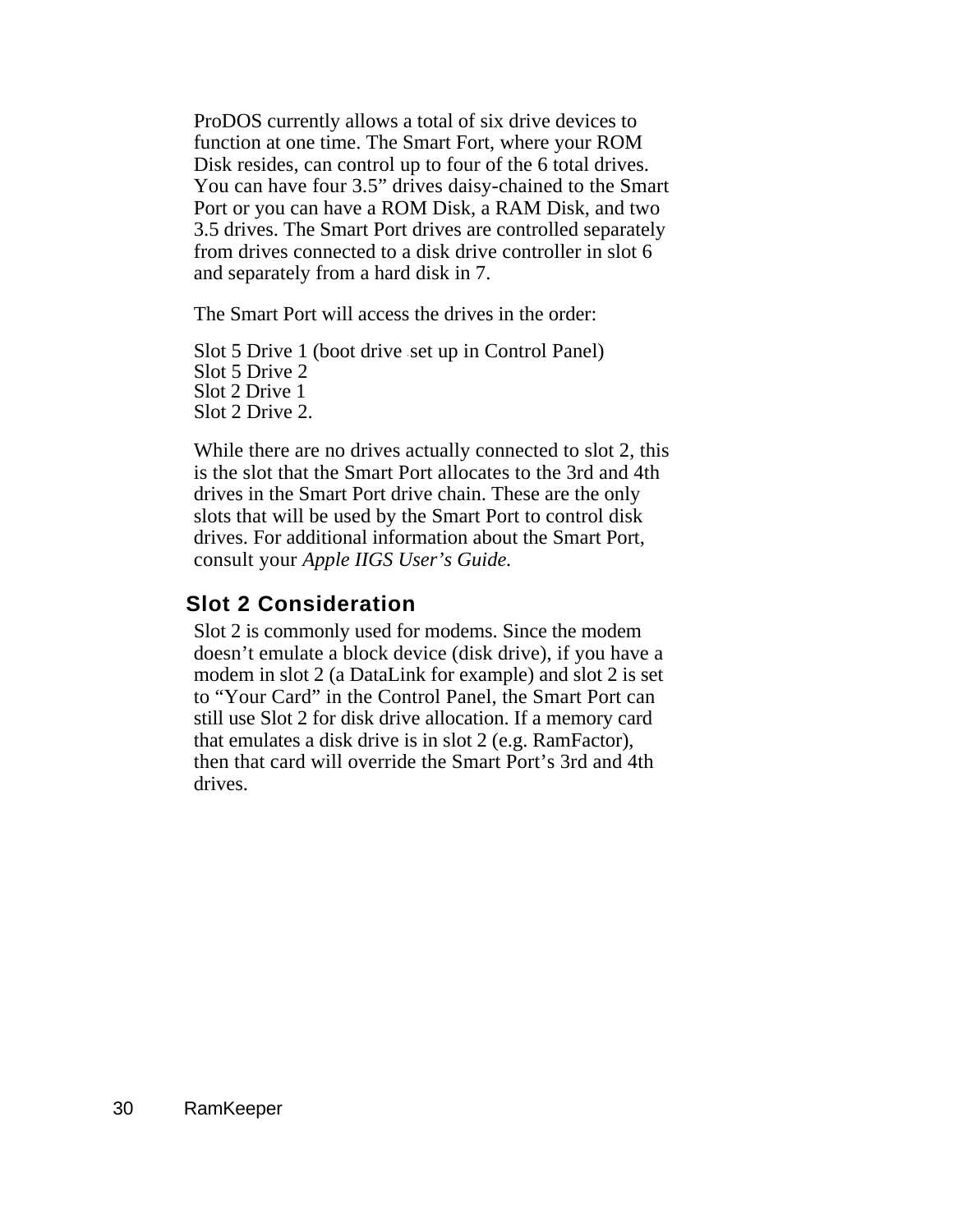ProDOS currently allows a total of six drive devices to function at one time. The Smart Fort, where your ROM Disk resides, can control up to four of the 6 total drives. You can have four 3.5” drives daisy-chained to the Smart Port or you can have a ROM Disk, a RAM Disk, and two 3.5 drives. The Smart Port drives are controlled separately from drives connected to a disk drive controller in slot 6 and separately from a hard disk in 7.

The Smart Port will access the drives in the order:

Slot 5 Drive 1 (boot drive set up in Control Panel)
Slot 5 Drive 2
Slot 2 Drive 1
Slot 2 Drive 2.

While there are no drives actually connected to slot 2, this is the slot that the Smart Port allocates to the 3rd and 4th drives in the Smart Port drive chain. These are the only slots that will be used by the Smart Port to control disk drives. For additional information about the Smart Port, consult your *Apple IIGS User’s Guide.*

## Slot 2 Consideration

Slot 2 is commonly used for modems. Since the modem doesn’t emulate a block device (disk drive), if you have a modem in slot 2 (a DataLink for example) and slot 2 is set to “Your Card” in the Control Panel, the Smart Port can still use Slot 2 for disk drive allocation. If a memory card that emulates a disk drive is in slot 2 (e.g. RamFactor), then that card will override the Smart Port’s 3rd and 4th drives.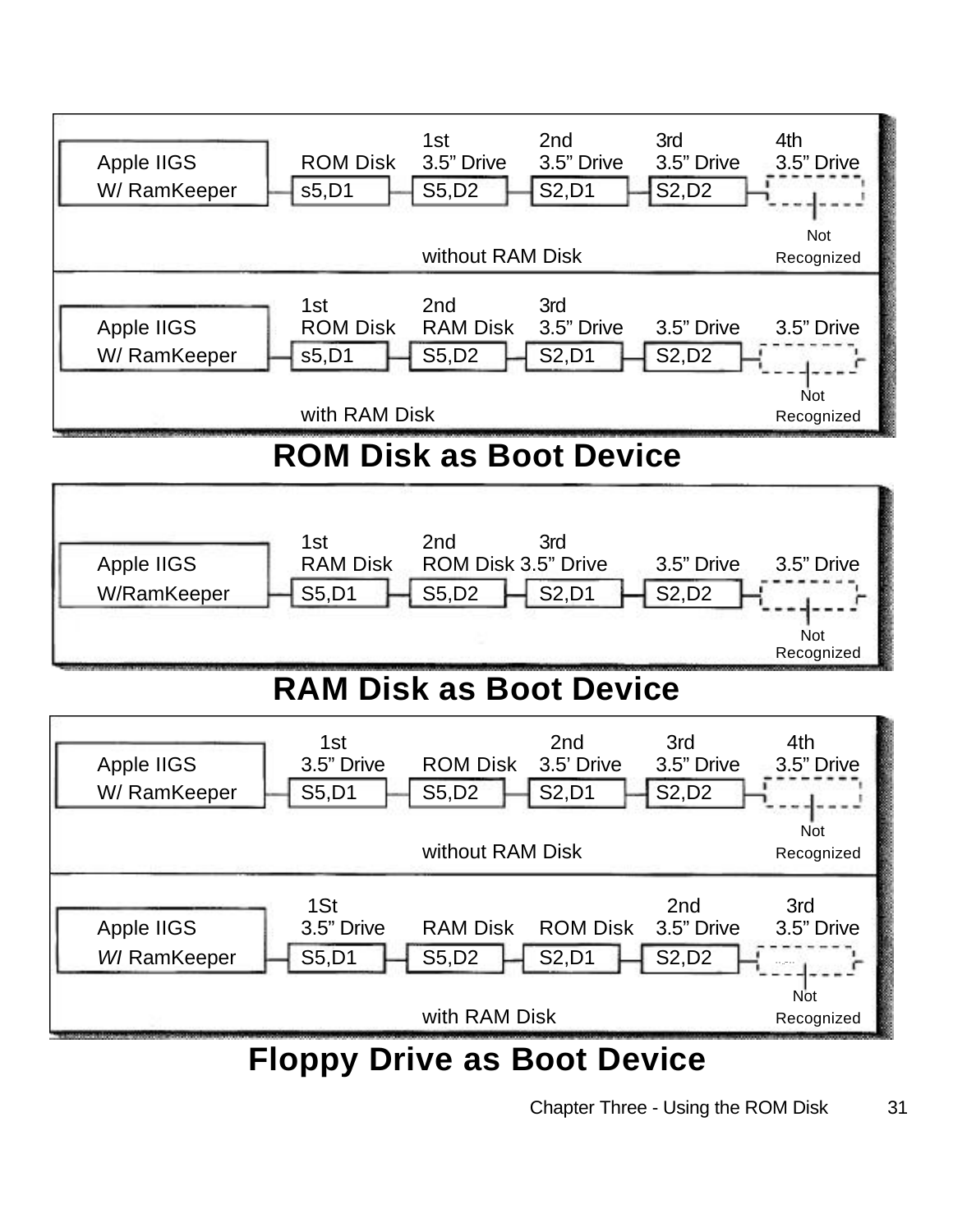| Apple IIGS W/ RamKeeper | ROM Disk | 1st 3.5” Drive | 2nd 3.5” Drive | 3rd 3.5” Drive | 4th 3.5” Drive |
|---|---|---|---|---|---|
| | s5,D1 | S5,D2 | S2,D1 | S2,D2 | Not Recognized |

without RAM Disk

| Apple IIGS W/ RamKeeper | 1st ROM Disk | 2nd RAM Disk | 3rd 3.5” Drive | 3.5” Drive | 3.5” Drive |
|---|---|---|---|---|---|
| | s5,D1 | S5,D2 | S2,D1 | S2,D2 | Not Recognized |

with RAM Disk

## ROM Disk as Boot Device

| Apple IIGS W/RamKeeper | 1st RAM Disk | 2nd ROM Disk | 3rd 3.5” Drive | 3.5” Drive | 3.5” Drive |
|---|---|---|---|---|---|
| | S5,D1 | S5,D2 | S2,D1 | S2,D2 | Not Recognized |

## RAM Disk as Boot Device

| Apple IIGS W/ RamKeeper | 1st 3.5” Drive | ROM Disk | 2nd 3.5’ Drive | 3rd 3.5” Drive | 4th 3.5” Drive |
|---|---|---|---|---|---|
| | S5,D1 | S5,D2 | S2,D1 | S2,D2 | Not Recognized |

without RAM Disk

| Apple IIGS WI RamKeeper | 1St 3.5” Drive | RAM Disk | ROM Disk | 2nd 3.5” Drive | 3rd 3.5” Drive |
|---|---|---|---|---|---|
| | S5,D1 | S5,D2 | S2,D1 | S2,D2 | Not Recognized |

with RAM Disk

## Floppy Drive as Boot Device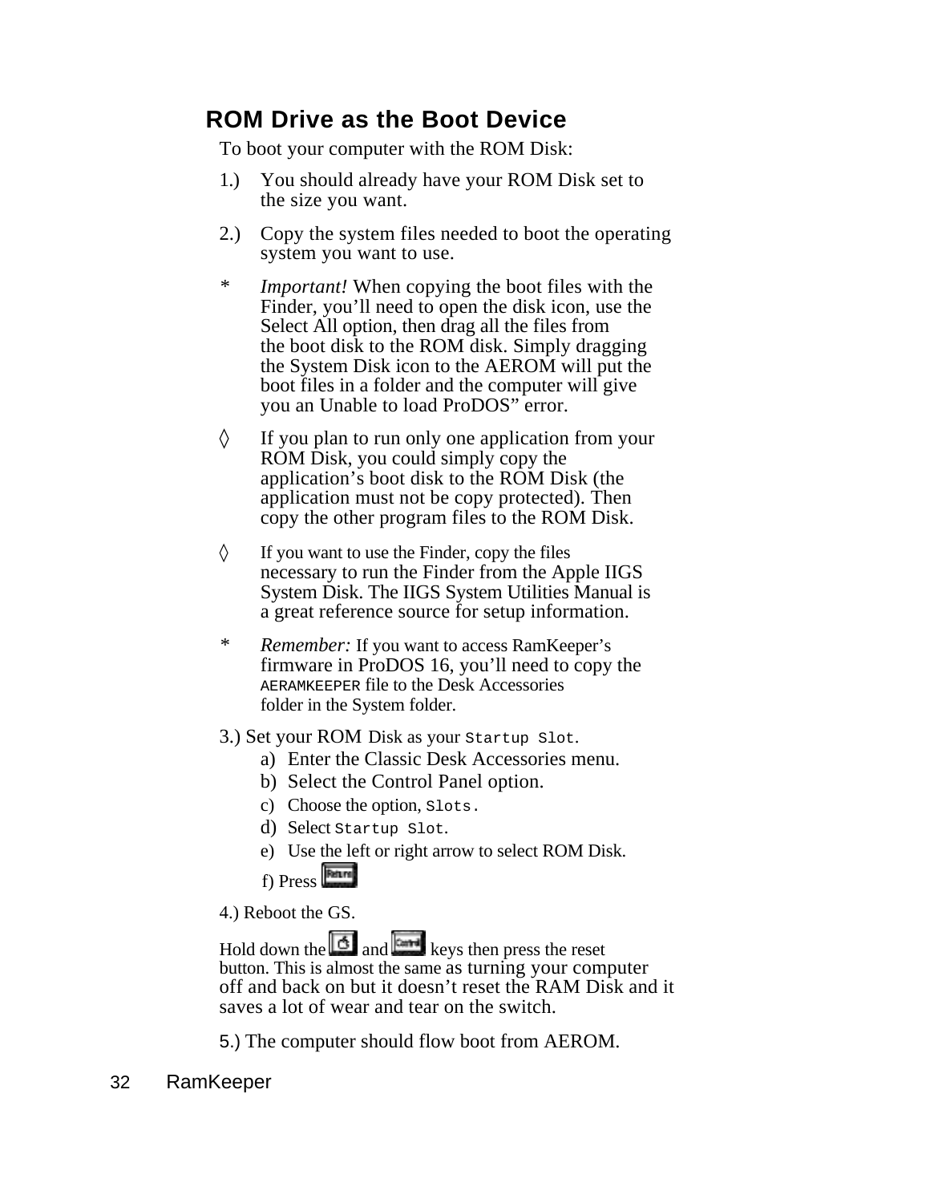## ROM Drive as the Boot Device

To boot your computer with the ROM Disk:

1.) You should already have your ROM Disk set to the size you want.

2.) Copy the system files needed to boot the operating system you want to use.

\* *Important!* When copying the boot files with the Finder, you'll need to open the disk icon, use the Select All option, then drag all the files from the boot disk to the ROM disk. Simply dragging the System Disk icon to the AEROM will put the boot files in a folder and the computer will give you an Unable to load ProDOS" error.

◊ If you plan to run only one application from your ROM Disk, you could simply copy the application's boot disk to the ROM Disk (the application must not be copy protected). Then copy the other program files to the ROM Disk.

◊ If you want to use the Finder, copy the files necessary to run the Finder from the Apple IIGS System Disk. The IIGS System Utilities Manual is a great reference source for setup information.

\* *Remember:* If you want to access RamKeeper's firmware in ProDOS 16, you'll need to copy the `AERAMKEEPER` file to the Desk Accessories folder in the System folder.

3.) Set your ROM Disk as your `Startup Slot`.

a) Enter the Classic Desk Accessories menu.
b) Select the Control Panel option.
c) Choose the option, `Slots.`
d) Select `Startup Slot`.
e) Use the left or right arrow to select ROM Disk.
f) Press [Return]

4.) Reboot the GS.

Hold down the [Apple] and [Control] keys then press the reset button. This is almost the same as turning your computer off and back on but it doesn't reset the RAM Disk and it saves a lot of wear and tear on the switch.

5.) The computer should flow boot from AEROM.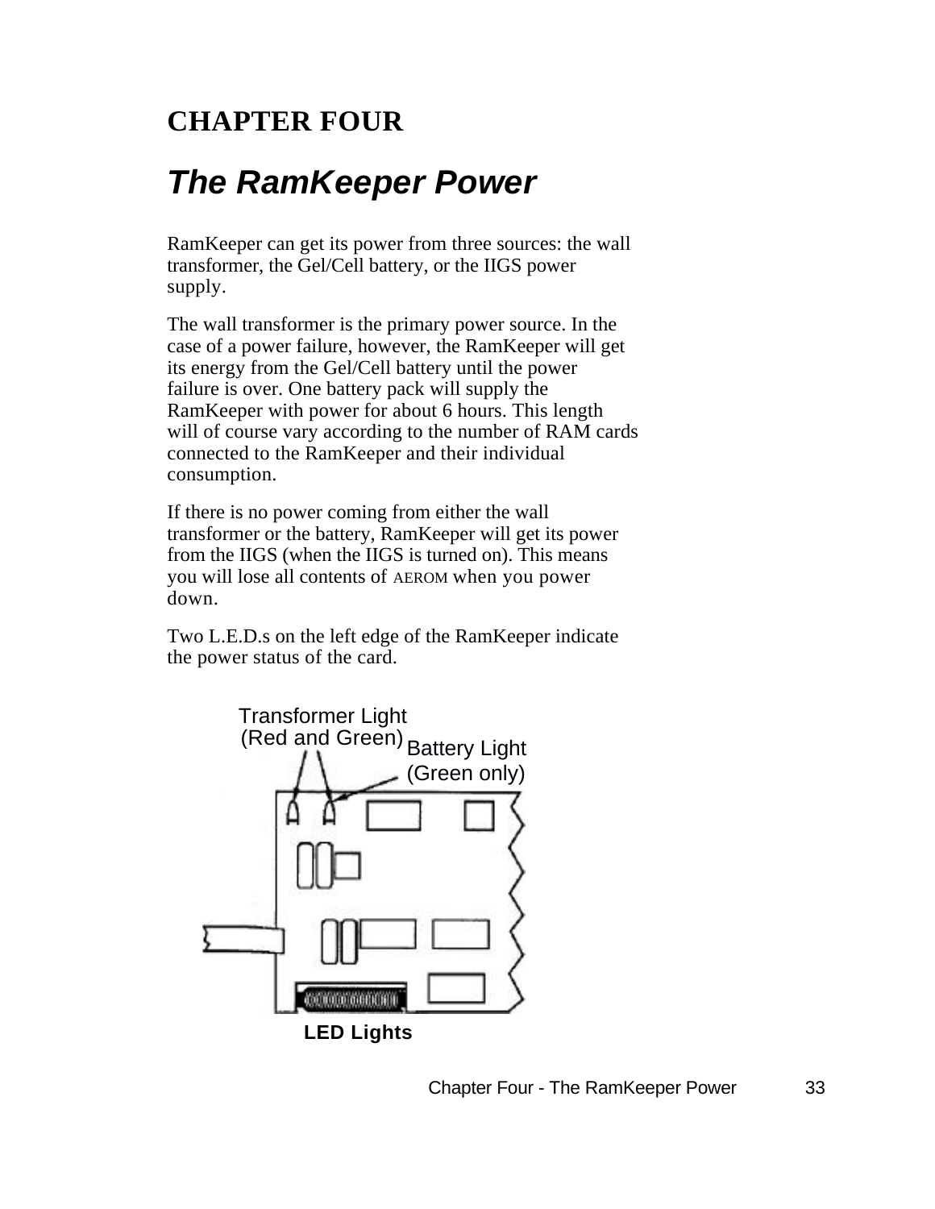# CHAPTER FOUR

## *The RamKeeper Power*

RamKeeper can get its power from three sources: the wall transformer, the Gel/Cell battery, or the IIGS power supply.

The wall transformer is the primary power source. In the case of a power failure, however, the RamKeeper will get its energy from the Gel/Cell battery until the power failure is over. One battery pack will supply the RamKeeper with power for about 6 hours. This length will of course vary according to the number of RAM cards connected to the RamKeeper and their individual consumption.

If there is no power coming from either the wall transformer or the battery, RamKeeper will get its power from the IIGS (when the IIGS is turned on). This means you will lose all contents of AEROM when you power down.

Two L.E.D.s on the left edge of the RamKeeper indicate the power status of the card.

Transformer Light (Red and Green)

Battery Light (Green only)

**LED Lights**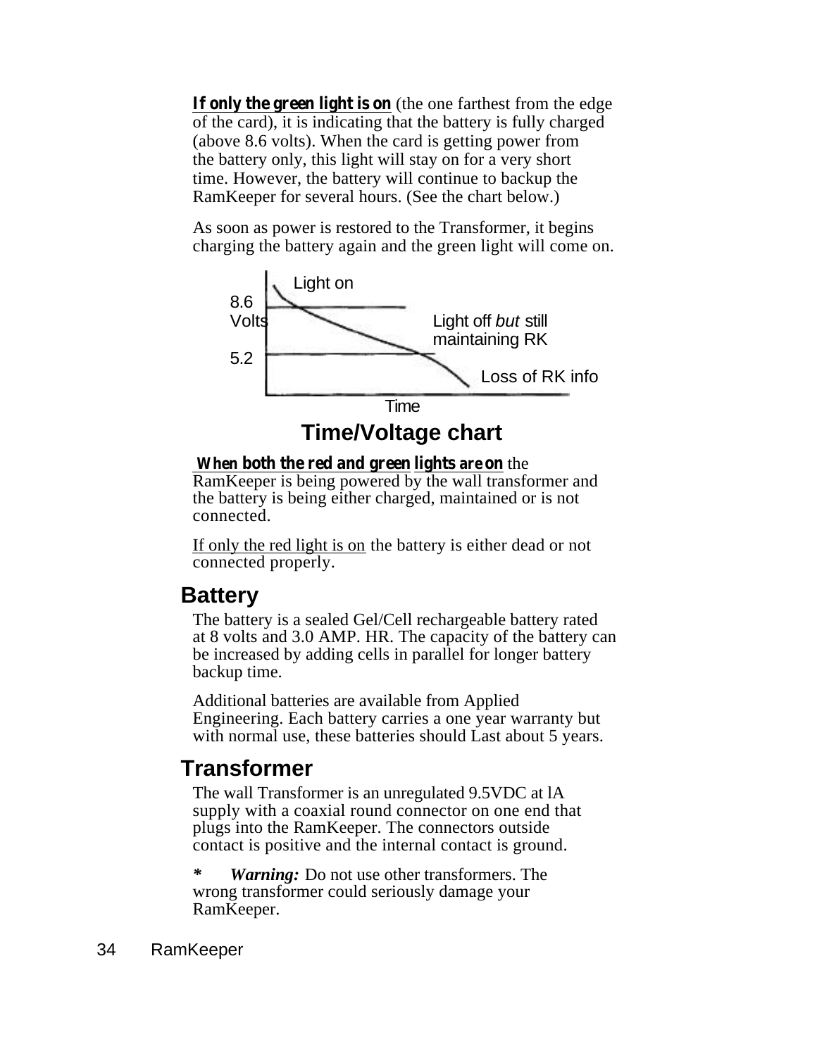**If only the green light is on** (the one farthest from the edge of the card), it is indicating that the battery is fully charged (above 8.6 volts). When the card is getting power from the battery only, this light will stay on for a very short time. However, the battery will continue to backup the RamKeeper for several hours. (See the chart below.)

As soon as power is restored to the Transformer, it begins charging the battery again and the green light will come on.

Light on

8.6 Volts

Light off *but* still maintaining RK

5.2

Loss of RK info

Time

**Time/Voltage chart**

**When both the red and green lights are on** the RamKeeper is being powered by the wall transformer and the battery is being either charged, maintained or is not connected.

If only the red light is on the battery is either dead or not connected properly.

## Battery

The battery is a sealed Gel/Cell rechargeable battery rated at 8 volts and 3.0 AMP. HR. The capacity of the battery can be increased by adding cells in parallel for longer battery backup time.

Additional batteries are available from Applied Engineering. Each battery carries a one year warranty but with normal use, these batteries should Last about 5 years.

## Transformer

The wall Transformer is an unregulated 9.5VDC at lA supply with a coaxial round connector on one end that plugs into the RamKeeper. The connectors outside contact is positive and the internal contact is ground.

**\*** ***Warning:*** Do not use other transformers. The wrong transformer could seriously damage your RamKeeper.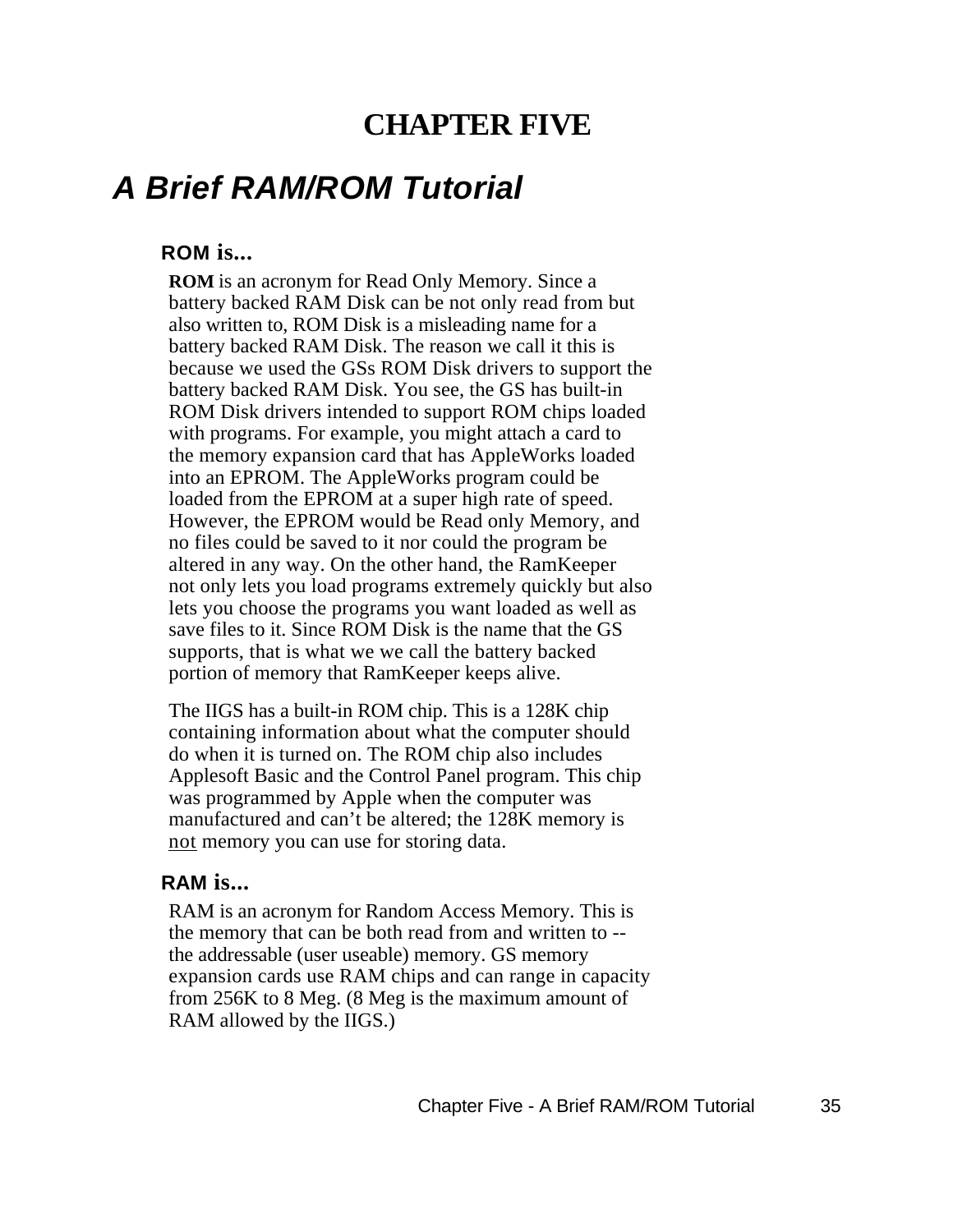# CHAPTER FIVE

## *A Brief RAM/ROM Tutorial*

### ROM is...

**ROM** is an acronym for Read Only Memory. Since a battery backed RAM Disk can be not only read from but also written to, ROM Disk is a misleading name for a battery backed RAM Disk. The reason we call it this is because we used the GSs ROM Disk drivers to support the battery backed RAM Disk. You see, the GS has built-in ROM Disk drivers intended to support ROM chips loaded with programs. For example, you might attach a card to the memory expansion card that has AppleWorks loaded into an EPROM. The AppleWorks program could be loaded from the EPROM at a super high rate of speed. However, the EPROM would be Read only Memory, and no files could be saved to it nor could the program be altered in any way. On the other hand, the RamKeeper not only lets you load programs extremely quickly but also lets you choose the programs you want loaded as well as save files to it. Since ROM Disk is the name that the GS supports, that is what we we call the battery backed portion of memory that RamKeeper keeps alive.

The IIGS has a built-in ROM chip. This is a 128K chip containing information about what the computer should do when it is turned on. The ROM chip also includes Applesoft Basic and the Control Panel program. This chip was programmed by Apple when the computer was manufactured and can’t be altered; the 128K memory is <u>not</u> memory you can use for storing data.

### RAM is...

RAM is an acronym for Random Access Memory. This is the memory that can be both read from and written to -- the addressable (user useable) memory. GS memory expansion cards use RAM chips and can range in capacity from 256K to 8 Meg. (8 Meg is the maximum amount of RAM allowed by the IIGS.)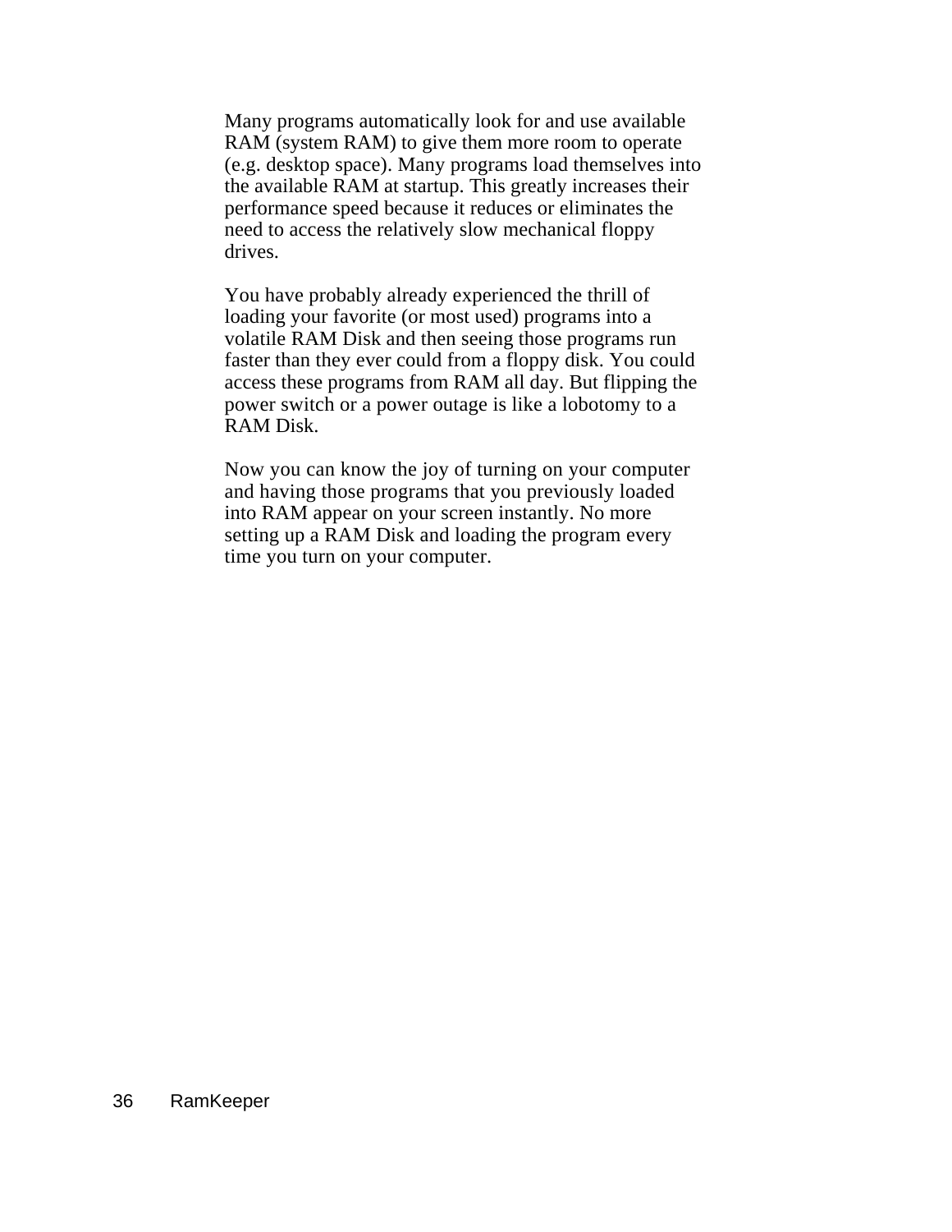Many programs automatically look for and use available RAM (system RAM) to give them more room to operate (e.g. desktop space). Many programs load themselves into the available RAM at startup. This greatly increases their performance speed because it reduces or eliminates the need to access the relatively slow mechanical floppy drives.

You have probably already experienced the thrill of loading your favorite (or most used) programs into a volatile RAM Disk and then seeing those programs run faster than they ever could from a floppy disk. You could access these programs from RAM all day. But flipping the power switch or a power outage is like a lobotomy to a RAM Disk.

Now you can know the joy of turning on your computer and having those programs that you previously loaded into RAM appear on your screen instantly. No more setting up a RAM Disk and loading the program every time you turn on your computer.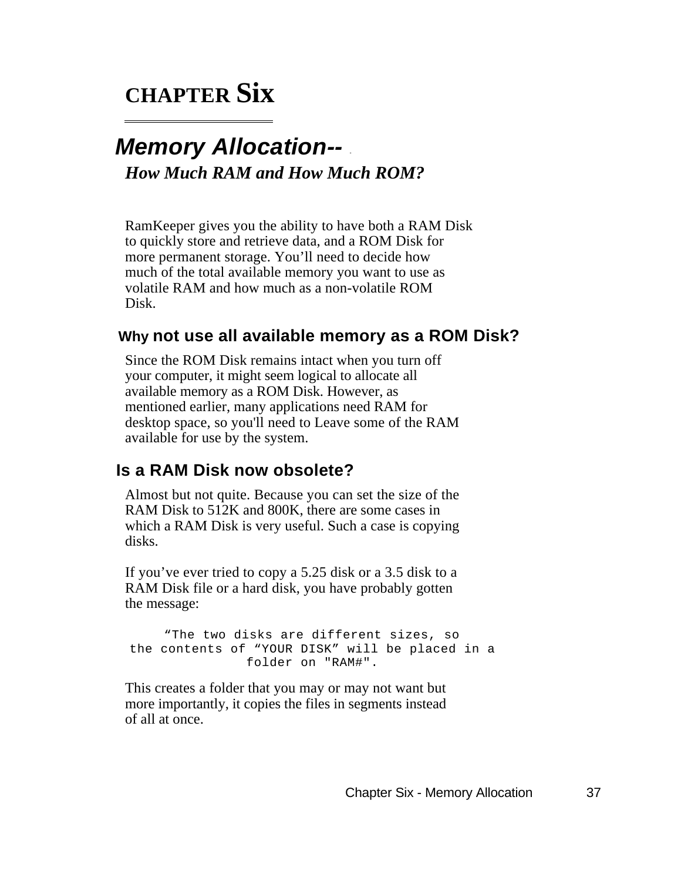# CHAPTER Six

## Memory Allocation--

### *How Much RAM and How Much ROM?*

RamKeeper gives you the ability to have both a RAM Disk to quickly store and retrieve data, and a ROM Disk for more permanent storage. You'll need to decide how much of the total available memory you want to use as volatile RAM and how much as a non-volatile ROM Disk.

### Why not use all available memory as a ROM Disk?

Since the ROM Disk remains intact when you turn off your computer, it might seem logical to allocate all available memory as a ROM Disk. However, as mentioned earlier, many applications need RAM for desktop space, so you'll need to Leave some of the RAM available for use by the system.

### Is a RAM Disk now obsolete?

Almost but not quite. Because you can set the size of the RAM Disk to 512K and 800K, there are some cases in which a RAM Disk is very useful. Such a case is copying disks.

If you've ever tried to copy a 5.25 disk or a 3.5 disk to a RAM Disk file or a hard disk, you have probably gotten the message:

```
     “The two disks are different sizes, so
the contents of “YOUR DISK” will be placed in a
                folder on "RAM#".
```

This creates a folder that you may or may not want but more importantly, it copies the files in segments instead of all at once.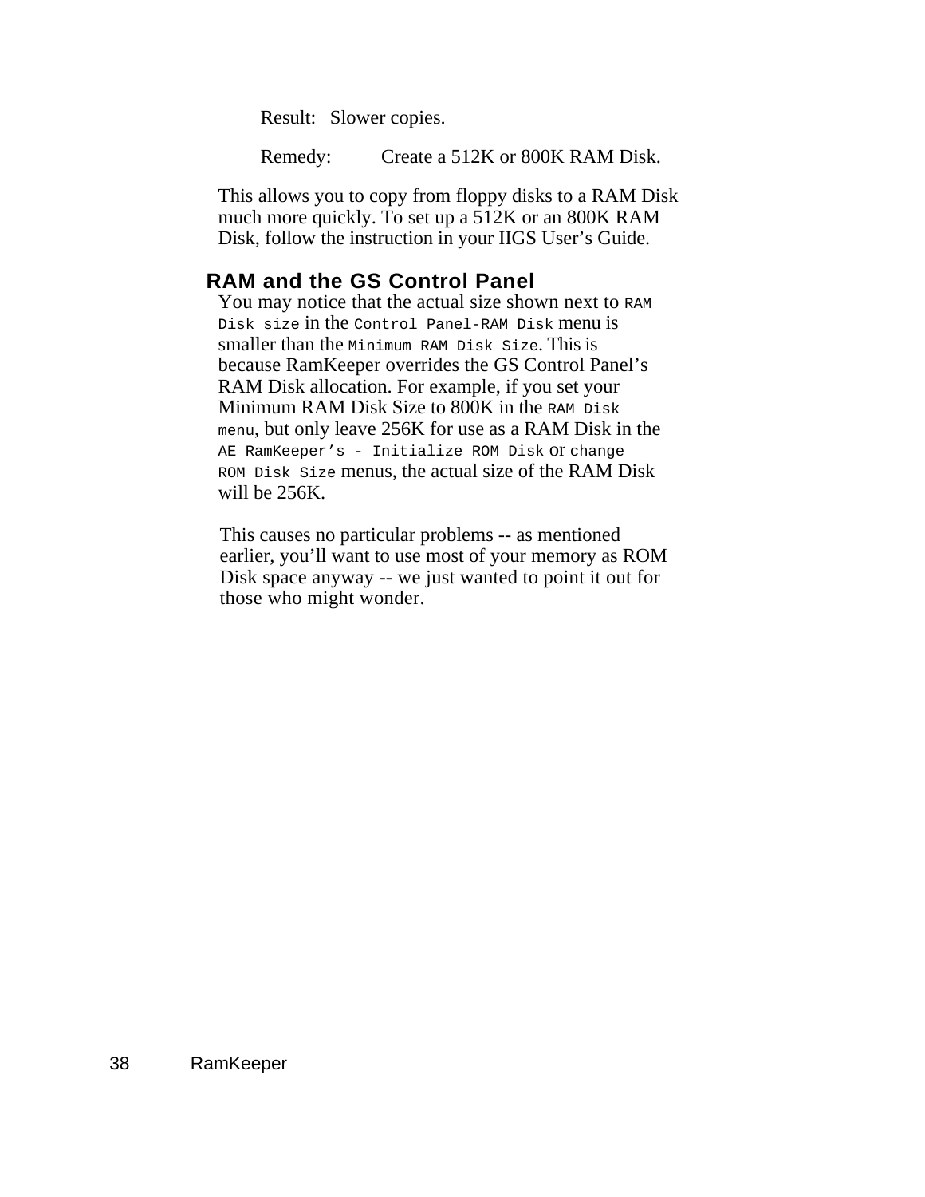Result: Slower copies.

Remedy: Create a 512K or 800K RAM Disk.

This allows you to copy from floppy disks to a RAM Disk much more quickly. To set up a 512K or an 800K RAM Disk, follow the instruction in your IIGS User's Guide.

## RAM and the GS Control Panel

You may notice that the actual size shown next to `RAM Disk size` in the `Control Panel-RAM Disk` menu is smaller than the `Minimum RAM Disk Size`. This is because RamKeeper overrides the GS Control Panel's RAM Disk allocation. For example, if you set your Minimum RAM Disk Size to 800K in the `RAM Disk menu`, but only leave 256K for use as a RAM Disk in the `AE RamKeeper's - Initialize ROM Disk` or `change ROM Disk Size` menus, the actual size of the RAM Disk will be 256K.

This causes no particular problems -- as mentioned earlier, you'll want to use most of your memory as ROM Disk space anyway -- we just wanted to point it out for those who might wonder.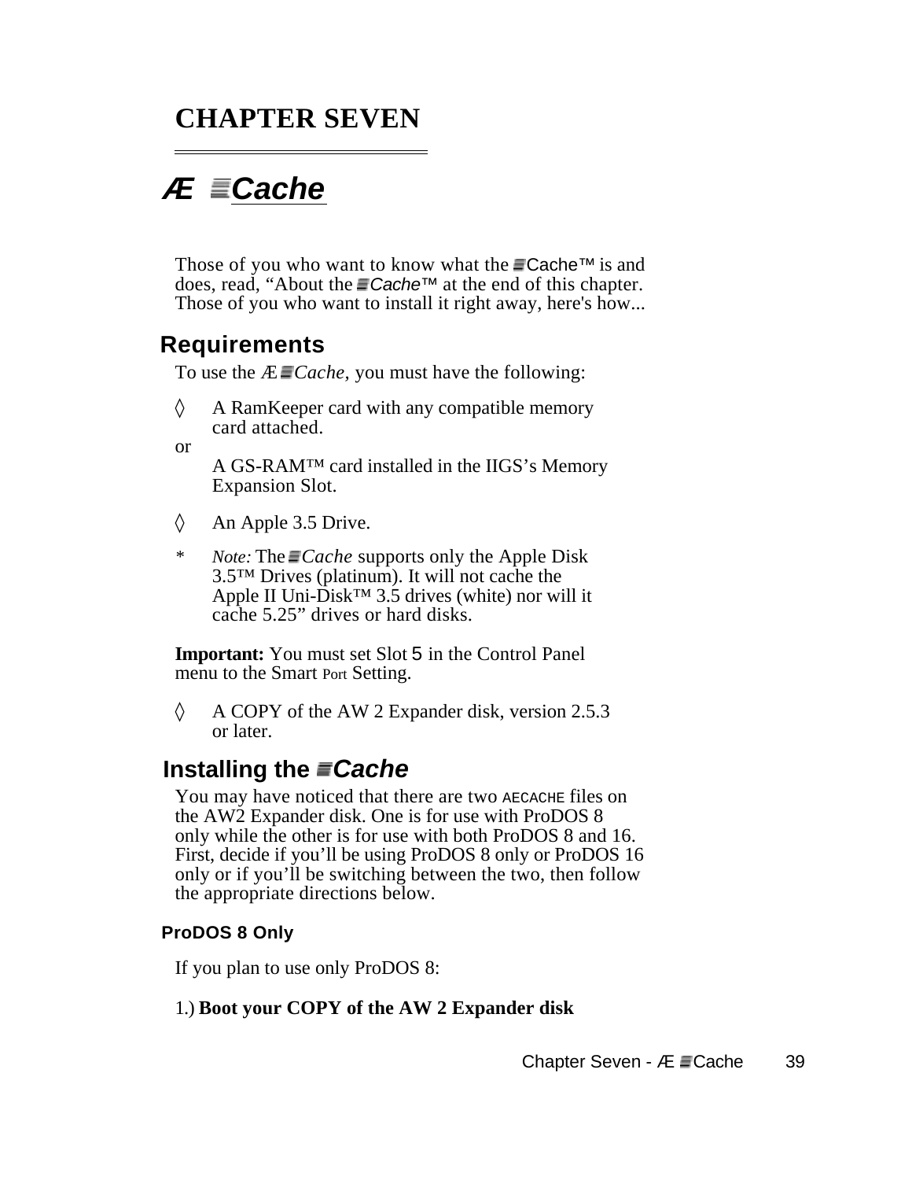# CHAPTER SEVEN

## Æ Cache

Those of you who want to know what the Cache™ is and does, read, “About the *Cache™* at the end of this chapter. Those of you who want to install it right away, here's how...

### Requirements

To use the *Æ Cache,* you must have the following:

◊ A RamKeeper card with any compatible memory card attached.

or

A GS-RAM™ card installed in the IIGS’s Memory Expansion Slot.

◊ An Apple 3.5 Drive.

* *Note:* The *Cache* supports only the Apple Disk 3.5™ Drives (platinum). It will not cache the Apple II Uni-Disk™ 3.5 drives (white) nor will it cache 5.25” drives or hard disks.

**Important:** You must set Slot 5 in the Control Panel menu to the Smart Port Setting.

◊ A COPY of the AW 2 Expander disk, version 2.5.3 or later.

### Installing the *Cache*

You may have noticed that there are two AECACHE files on the AW2 Expander disk. One is for use with ProDOS 8 only while the other is for use with both ProDOS 8 and 16. First, decide if you’ll be using ProDOS 8 only or ProDOS 16 only or if you’ll be switching between the two, then follow the appropriate directions below.

#### ProDOS 8 Only

If you plan to use only ProDOS 8:

1.) **Boot your COPY of the AW 2 Expander disk**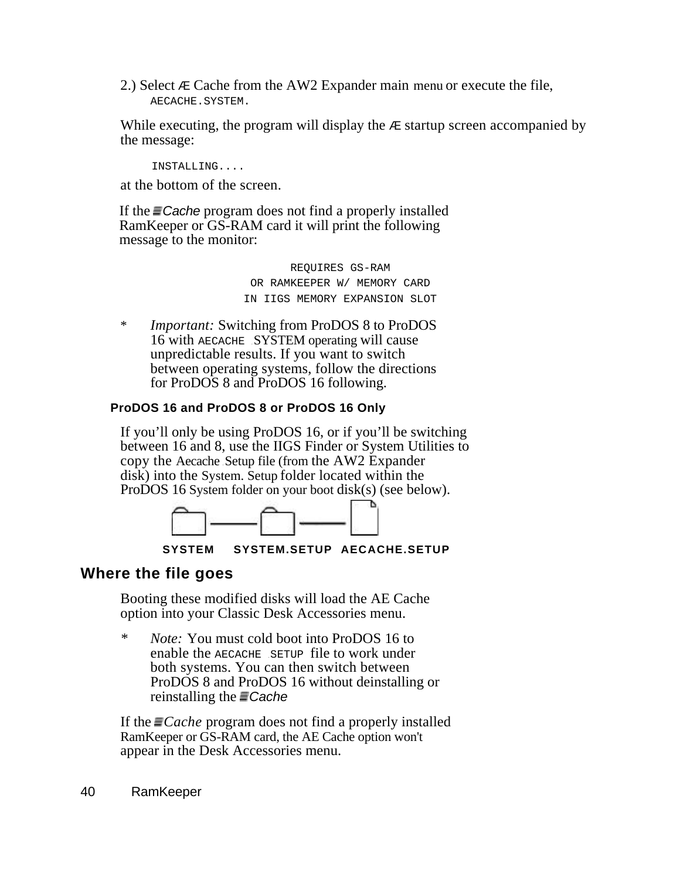2.) Select Æ Cache from the AW2 Expander main menu or execute the file, `AECACHE.SYSTEM.`

While executing, the program will display the Æ startup screen accompanied by the message:

```
INSTALLING....
```

at the bottom of the screen.

If the Æ Cache program does not find a properly installed RamKeeper or GS-RAM card it will print the following message to the monitor:

```
REQUIRES GS-RAM
OR RAMKEEPER W/ MEMORY CARD
IN IIGS MEMORY EXPANSION SLOT
```

* *Important:* Switching from ProDOS 8 to ProDOS 16 with AECACHE .SYSTEM operating will cause unpredictable results. If you want to switch between operating systems, follow the directions for ProDOS 8 and ProDOS 16 following.

### ProDOS 16 and ProDOS 8 or ProDOS 16 Only

If you'll only be using ProDOS 16, or if you'll be switching between 16 and 8, use the IIGS Finder or System Utilities to copy the Aecache .Setup file (from the AW2 Expander disk) into the System. Setup folder located within the ProDOS 16 System folder on your boot disk(s) (see below).

**SYSTEM — SYSTEM.SETUP — AECACHE.SETUP**

## Where the file goes

Booting these modified disks will load the AE Cache option into your Classic Desk Accessories menu.

* *Note:* You must cold boot into ProDOS 16 to enable the AECACHE .SETUP file to work under both systems. You can then switch between ProDOS 8 and ProDOS 16 without deinstalling or reinstalling the Æ Cache

If the Æ *Cache* program does not find a properly installed RamKeeper or GS-RAM card, the AE Cache option won't appear in the Desk Accessories menu.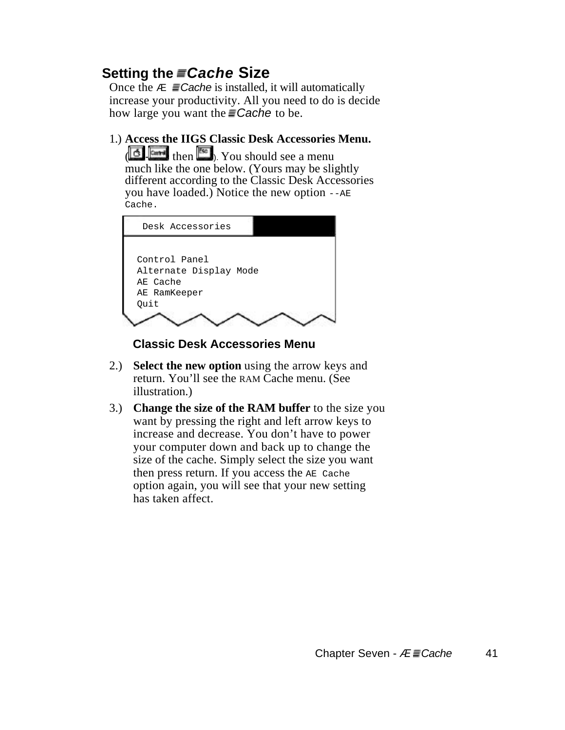## Setting the Cache Size

Once the Æ Cache is installed, it will automatically increase your productivity. All you need to do is decide how large you want the Cache to be.

1.) **Access the IIGS Classic Desk Accessories Menu.** ( - then ). You should see a menu much like the one below. (Yours may be slightly different according to the Classic Desk Accessories you have loaded.) Notice the new option `--AE Cache`.

```
Desk Accessories

Control Panel
Alternate Display Mode
AE Cache
AE RamKeeper
Quit
```

**Classic Desk Accessories Menu**

2.) **Select the new option** using the arrow keys and return. You'll see the RAM Cache menu. (See illustration.)

3.) **Change the size of the RAM buffer** to the size you want by pressing the right and left arrow keys to increase and decrease. You don't have to power your computer down and back up to change the size of the cache. Simply select the size you want then press return. If you access the `AE Cache` option again, you will see that your new setting has taken affect.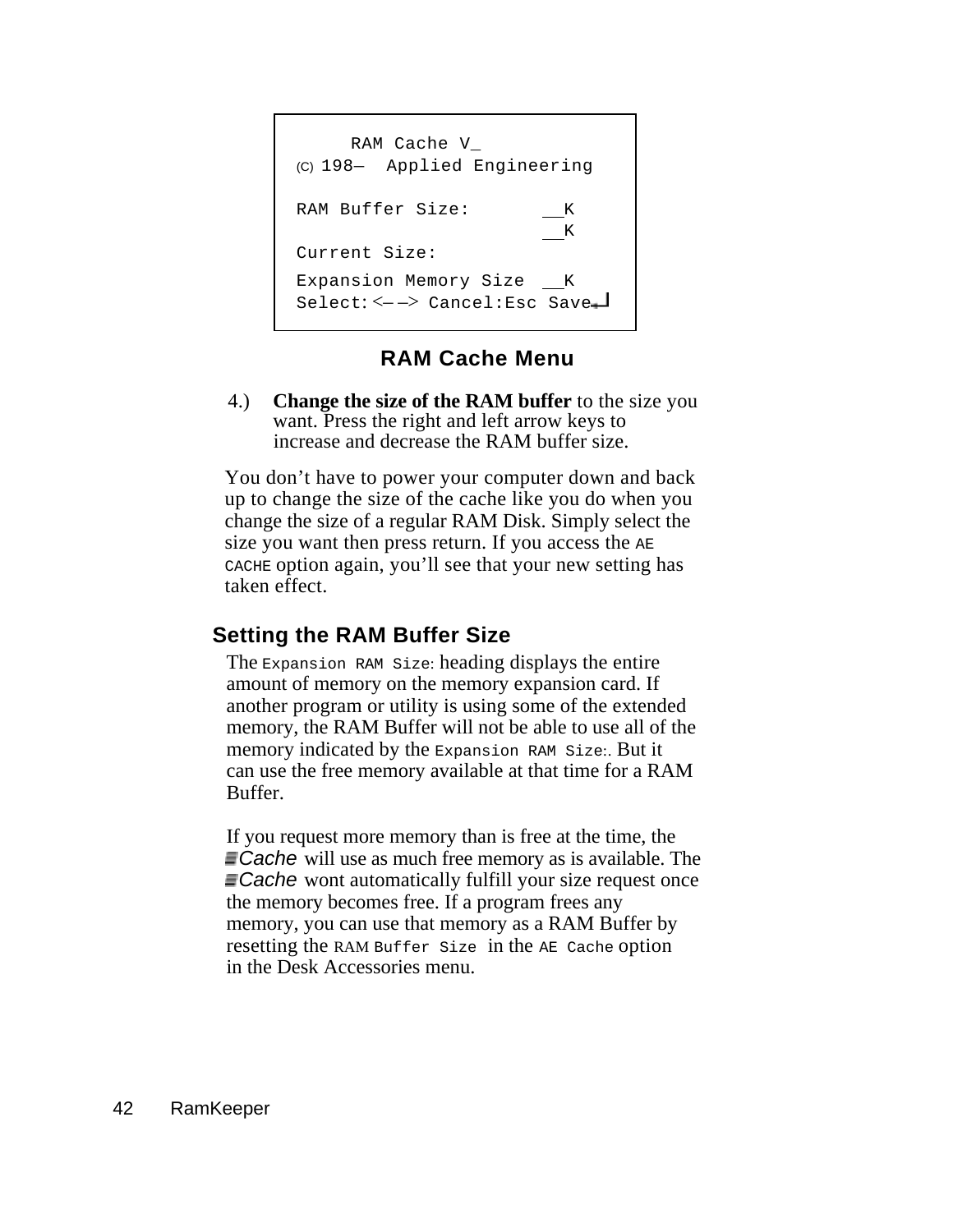```
     RAM Cache V_
(C) 198—  Applied Engineering

RAM Buffer Size:        __K
                        __K
Current Size:
Expansion Memory Size  __K
Select:<——> Cancel:Esc Save↵
```

**RAM Cache Menu**

4.) **Change the size of the RAM buffer** to the size you want. Press the right and left arrow keys to increase and decrease the RAM buffer size.

You don't have to power your computer down and back up to change the size of the cache like you do when you change the size of a regular RAM Disk. Simply select the size you want then press return. If you access the `AE CACHE` option again, you'll see that your new setting has taken effect.

## Setting the RAM Buffer Size

The `Expansion RAM Size:` heading displays the entire amount of memory on the memory expansion card. If another program or utility is using some of the extended memory, the RAM Buffer will not be able to use all of the memory indicated by the `Expansion RAM Size:`. But it can use the free memory available at that time for a RAM Buffer.

If you request more memory than is free at the time, the *Cache* will use as much free memory as is available. The *Cache* wont automatically fulfill your size request once the memory becomes free. If a program frees any memory, you can use that memory as a RAM Buffer by resetting the `RAM Buffer Size` in the `AE Cache` option in the Desk Accessories menu.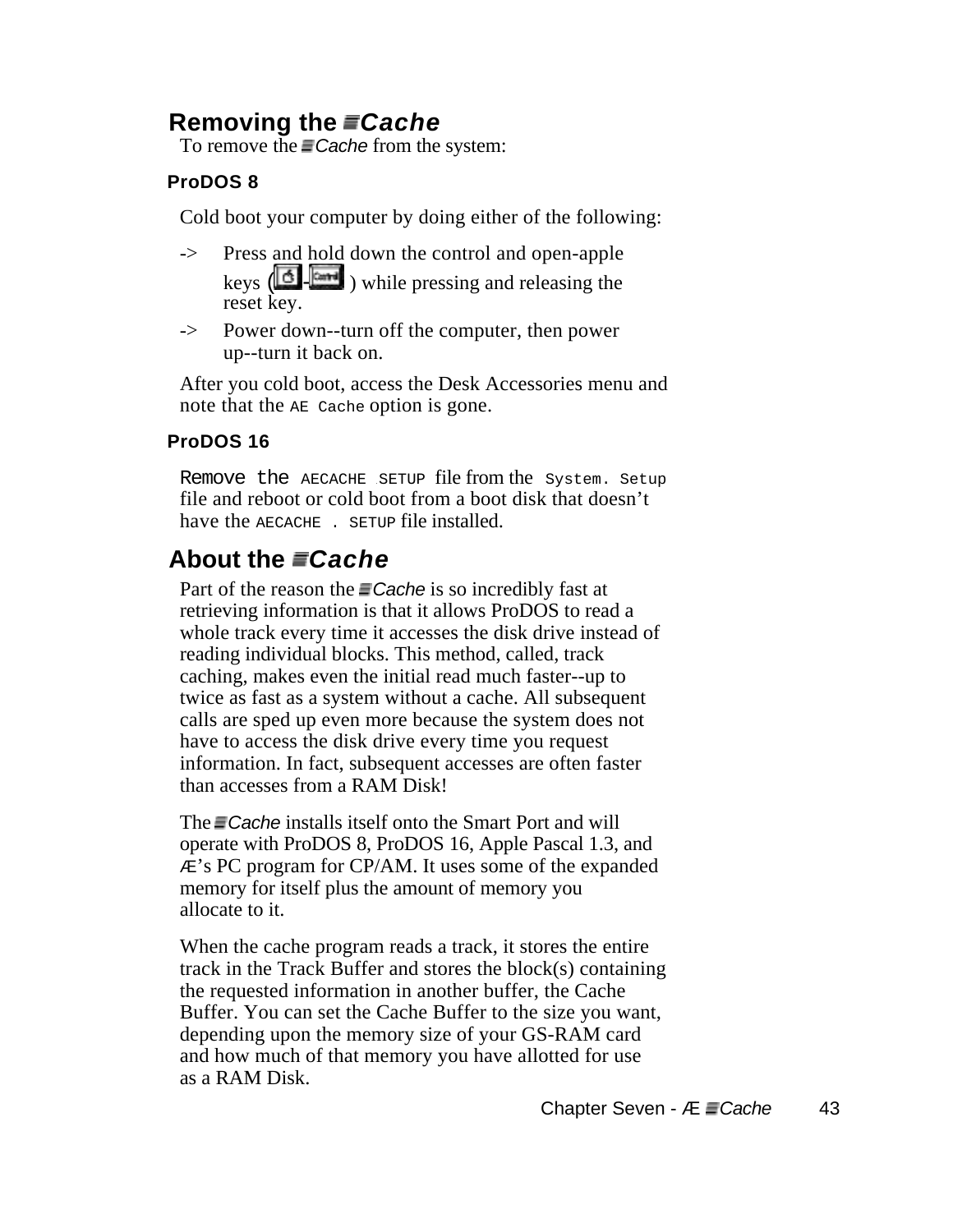## Removing the Cache

To remove the Cache from the system:

### ProDOS 8

Cold boot your computer by doing either of the following:

- -> Press and hold down the control and open-apple keys ( - ) while pressing and releasing the reset key.
- -> Power down--turn off the computer, then power up--turn it back on.

After you cold boot, access the Desk Accessories menu and note that the `AE Cache` option is gone.

### ProDOS 16

Remove the `AECACHE.SETUP` file from the `System.Setup` file and reboot or cold boot from a boot disk that doesn't have the `AECACHE.SETUP` file installed.

## About the Cache

Part of the reason the Cache is so incredibly fast at retrieving information is that it allows ProDOS to read a whole track every time it accesses the disk drive instead of reading individual blocks. This method, called, track caching, makes even the initial read much faster--up to twice as fast as a system without a cache. All subsequent calls are sped up even more because the system does not have to access the disk drive every time you request information. In fact, subsequent accesses are often faster than accesses from a RAM Disk!

The Cache installs itself onto the Smart Port and will operate with ProDOS 8, ProDOS 16, Apple Pascal 1.3, and Æ's PC program for CP/AM. It uses some of the expanded memory for itself plus the amount of memory you allocate to it.

When the cache program reads a track, it stores the entire track in the Track Buffer and stores the block(s) containing the requested information in another buffer, the Cache Buffer. You can set the Cache Buffer to the size you want, depending upon the memory size of your GS-RAM card and how much of that memory you have allotted for use as a RAM Disk.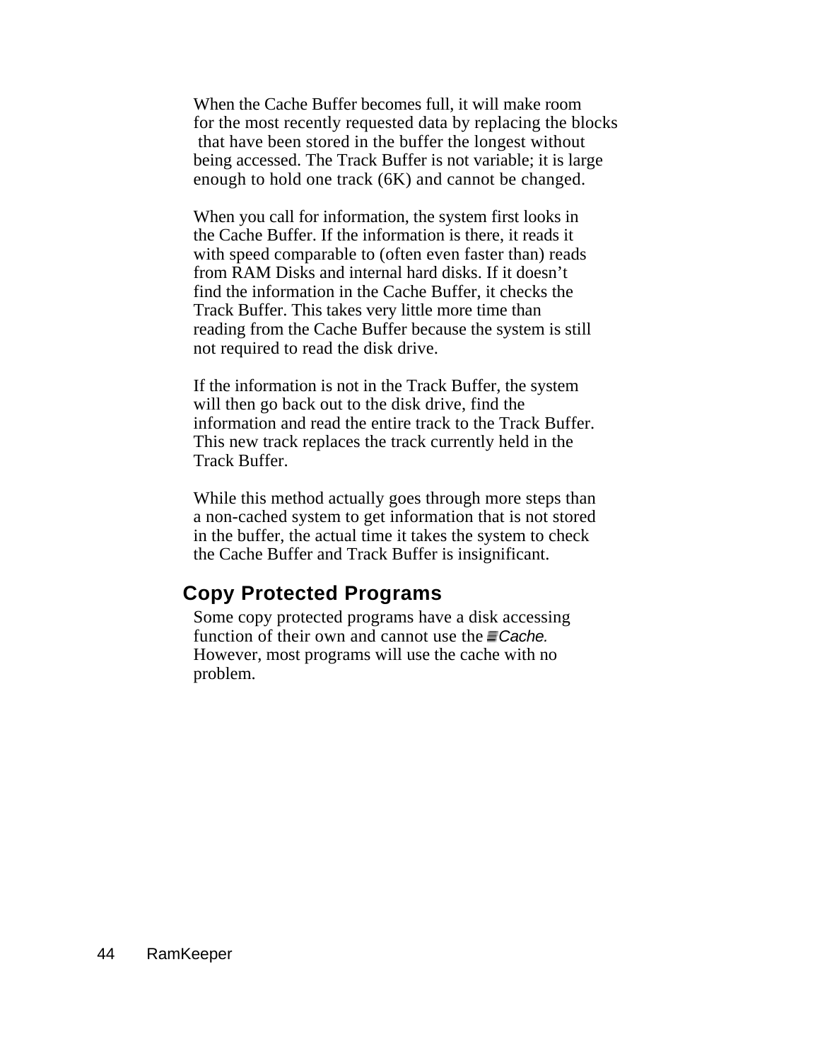When the Cache Buffer becomes full, it will make room for the most recently requested data by replacing the blocks that have been stored in the buffer the longest without being accessed. The Track Buffer is not variable; it is large enough to hold one track (6K) and cannot be changed.

When you call for information, the system first looks in the Cache Buffer. If the information is there, it reads it with speed comparable to (often even faster than) reads from RAM Disks and internal hard disks. If it doesn't find the information in the Cache Buffer, it checks the Track Buffer. This takes very little more time than reading from the Cache Buffer because the system is still not required to read the disk drive.

If the information is not in the Track Buffer, the system will then go back out to the disk drive, find the information and read the entire track to the Track Buffer. This new track replaces the track currently held in the Track Buffer.

While this method actually goes through more steps than a non-cached system to get information that is not stored in the buffer, the actual time it takes the system to check the Cache Buffer and Track Buffer is insignificant.

## Copy Protected Programs

Some copy protected programs have a disk accessing function of their own and cannot use the *Cache.* However, most programs will use the cache with no problem.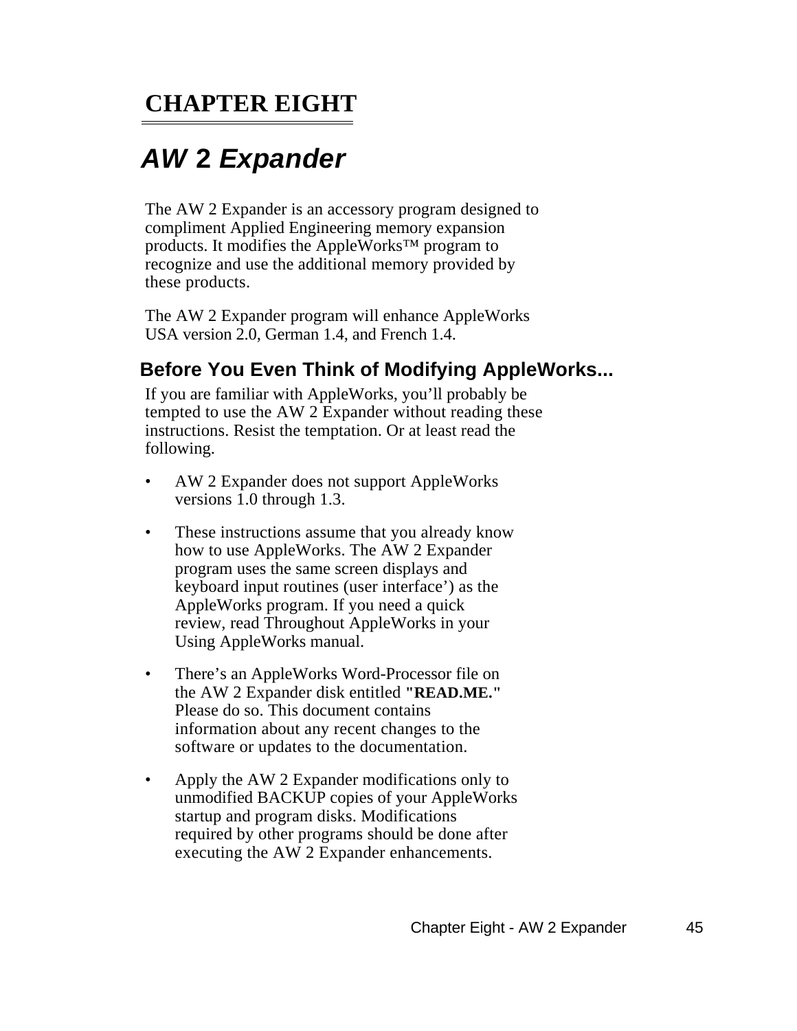# CHAPTER EIGHT

## *AW 2 Expander*

The AW 2 Expander is an accessory program designed to compliment Applied Engineering memory expansion products. It modifies the AppleWorks™ program to recognize and use the additional memory provided by these products.

The AW 2 Expander program will enhance AppleWorks USA version 2.0, German 1.4, and French 1.4.

### Before You Even Think of Modifying AppleWorks...

If you are familiar with AppleWorks, you'll probably be tempted to use the AW 2 Expander without reading these instructions. Resist the temptation. Or at least read the following.

- AW 2 Expander does not support AppleWorks versions 1.0 through 1.3.
- These instructions assume that you already know how to use AppleWorks. The AW 2 Expander program uses the same screen displays and keyboard input routines (user interface') as the AppleWorks program. If you need a quick review, read Throughout AppleWorks in your Using AppleWorks manual.
- There's an AppleWorks Word-Processor file on the AW 2 Expander disk entitled **"READ.ME."** Please do so. This document contains information about any recent changes to the software or updates to the documentation.
- Apply the AW 2 Expander modifications only to unmodified BACKUP copies of your AppleWorks startup and program disks. Modifications required by other programs should be done after executing the AW 2 Expander enhancements.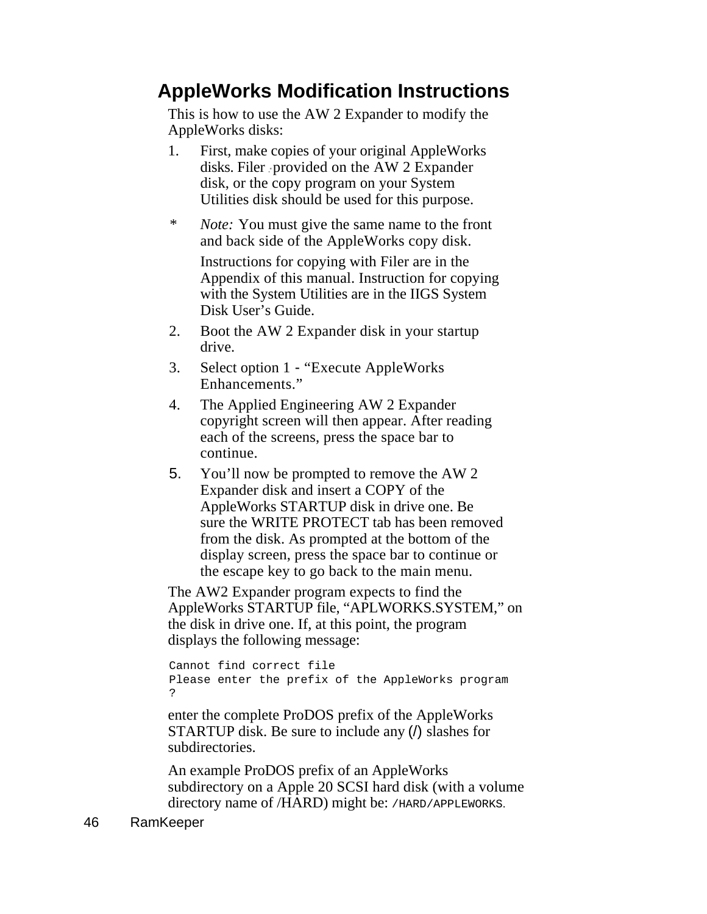## AppleWorks Modification Instructions

This is how to use the AW 2 Expander to modify the AppleWorks disks:

1. First, make copies of your original AppleWorks disks. Filer provided on the AW 2 Expander disk, or the copy program on your System Utilities disk should be used for this purpose.

\* *Note:* You must give the same name to the front and back side of the AppleWorks copy disk.

   Instructions for copying with Filer are in the Appendix of this manual. Instruction for copying with the System Utilities are in the IIGS System Disk User's Guide.

2. Boot the AW 2 Expander disk in your startup drive.
3. Select option 1 - "Execute AppleWorks Enhancements."
4. The Applied Engineering AW 2 Expander copyright screen will then appear. After reading each of the screens, press the space bar to continue.
5. You'll now be prompted to remove the AW 2 Expander disk and insert a COPY of the AppleWorks STARTUP disk in drive one. Be sure the WRITE PROTECT tab has been removed from the disk. As prompted at the bottom of the display screen, press the space bar to continue or the escape key to go back to the main menu.

The AW2 Expander program expects to find the AppleWorks STARTUP file, "APLWORKS.SYSTEM," on the disk in drive one. If, at this point, the program displays the following message:

```
Cannot find correct file
Please enter the prefix of the AppleWorks program
?
```

enter the complete ProDOS prefix of the AppleWorks STARTUP disk. Be sure to include any (/) slashes for subdirectories.

An example ProDOS prefix of an AppleWorks subdirectory on a Apple 20 SCSI hard disk (with a volume directory name of /HARD) might be: `/HARD/APPLEWORKS`.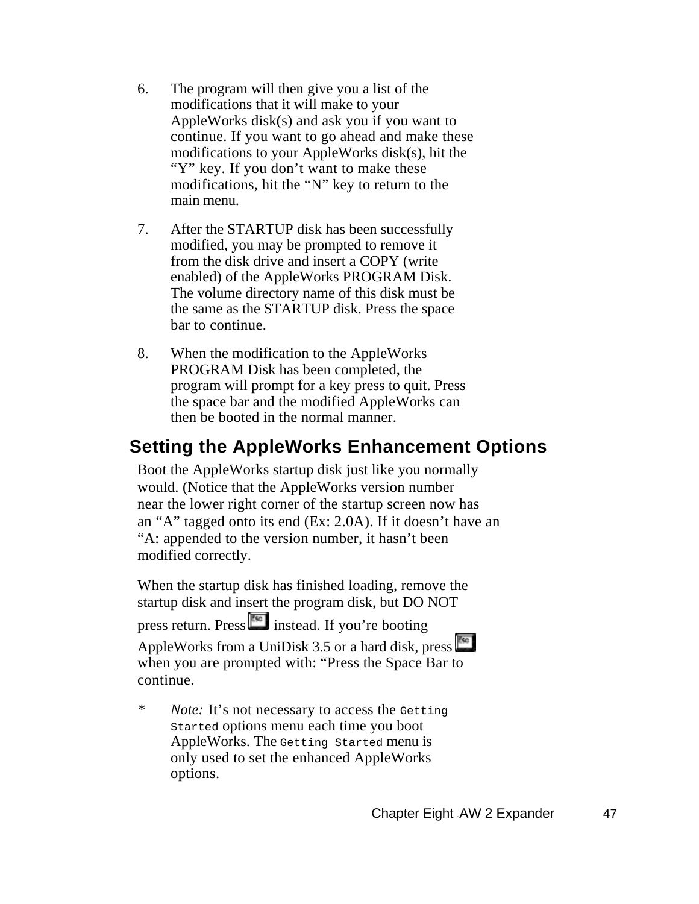6. The program will then give you a list of the modifications that it will make to your AppleWorks disk(s) and ask you if you want to continue. If you want to go ahead and make these modifications to your AppleWorks disk(s), hit the "Y" key. If you don't want to make these modifications, hit the "N" key to return to the main menu.

7. After the STARTUP disk has been successfully modified, you may be prompted to remove it from the disk drive and insert a COPY (write enabled) of the AppleWorks PROGRAM Disk. The volume directory name of this disk must be the same as the STARTUP disk. Press the space bar to continue.

8. When the modification to the AppleWorks PROGRAM Disk has been completed, the program will prompt for a key press to quit. Press the space bar and the modified AppleWorks can then be booted in the normal manner.

## Setting the AppleWorks Enhancement Options

Boot the AppleWorks startup disk just like you normally would. (Notice that the AppleWorks version number near the lower right corner of the startup screen now has an "A" tagged onto its end (Ex: 2.0A). If it doesn't have an "A: appended to the version number, it hasn't been modified correctly.

When the startup disk has finished loading, remove the startup disk and insert the program disk, but DO NOT press return. Press Esc instead. If you're booting AppleWorks from a UniDisk 3.5 or a hard disk, press Esc when you are prompted with: "Press the Space Bar to continue.

\* *Note:* It's not necessary to access the `Getting Started` options menu each time you boot AppleWorks. The `Getting Started` menu is only used to set the enhanced AppleWorks options.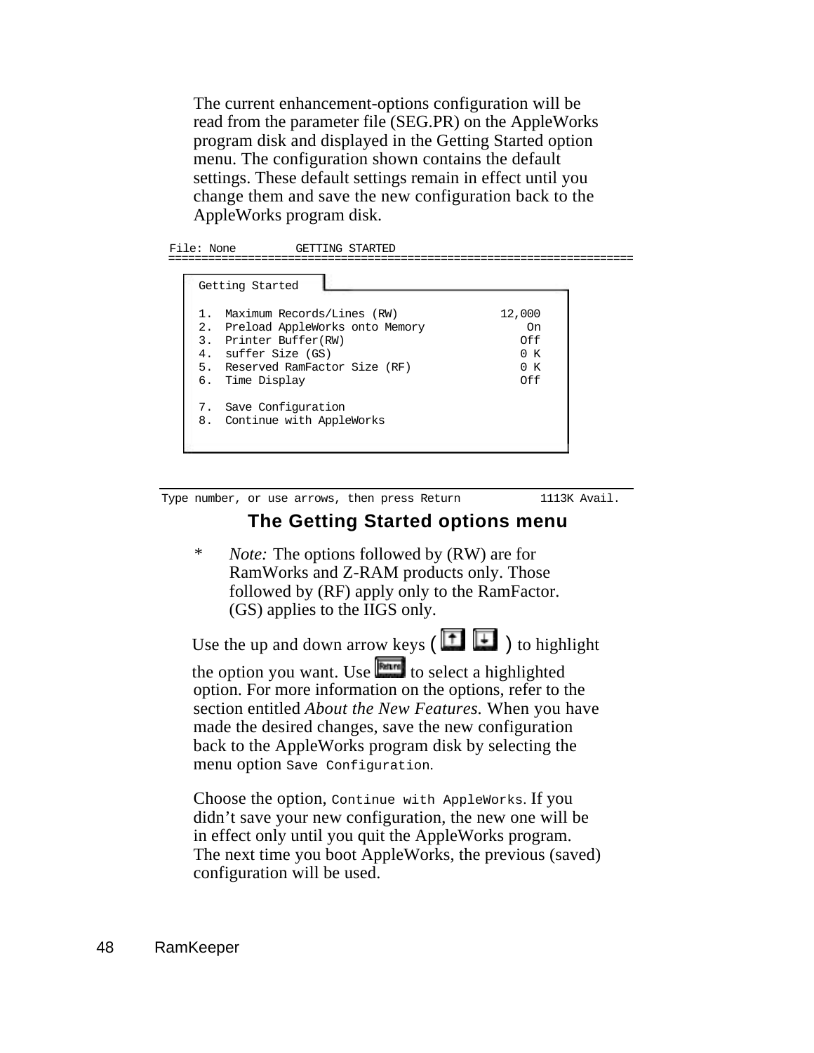The current enhancement-options configuration will be read from the parameter file (SEG.PR) on the AppleWorks program disk and displayed in the Getting Started option menu. The configuration shown contains the default settings. These default settings remain in effect until you change them and save the new configuration back to the AppleWorks program disk.

```
File: None          GETTING STARTED
======================================================================

  Getting Started

  1.  Maximum Records/Lines (RW)              12,000
  2.  Preload AppleWorks onto Memory              On
  3.  Printer Buffer(RW)                         Off
  4.  suffer Size (GS)                           0 K
  5.  Reserved RamFactor Size (RF)               0 K
  6.  Time Display                               Off

  7.  Save Configuration
  8.  Continue with AppleWorks


Type number, or use arrows, then press Return          1113K Avail.
```

**The Getting Started options menu**

* *Note:* The options followed by (RW) are for RamWorks and Z-RAM products only. Those followed by (RF) apply only to the RamFactor. (GS) applies to the IIGS only.

Use the up and down arrow keys (↑ ↓) to highlight the option you want. Use Return to select a highlighted option. For more information on the options, refer to the section entitled *About the New Features*. When you have made the desired changes, save the new configuration back to the AppleWorks program disk by selecting the menu option `Save Configuration`.

Choose the option, `Continue with AppleWorks`. If you didn't save your new configuration, the new one will be in effect only until you quit the AppleWorks program. The next time you boot AppleWorks, the previous (saved) configuration will be used.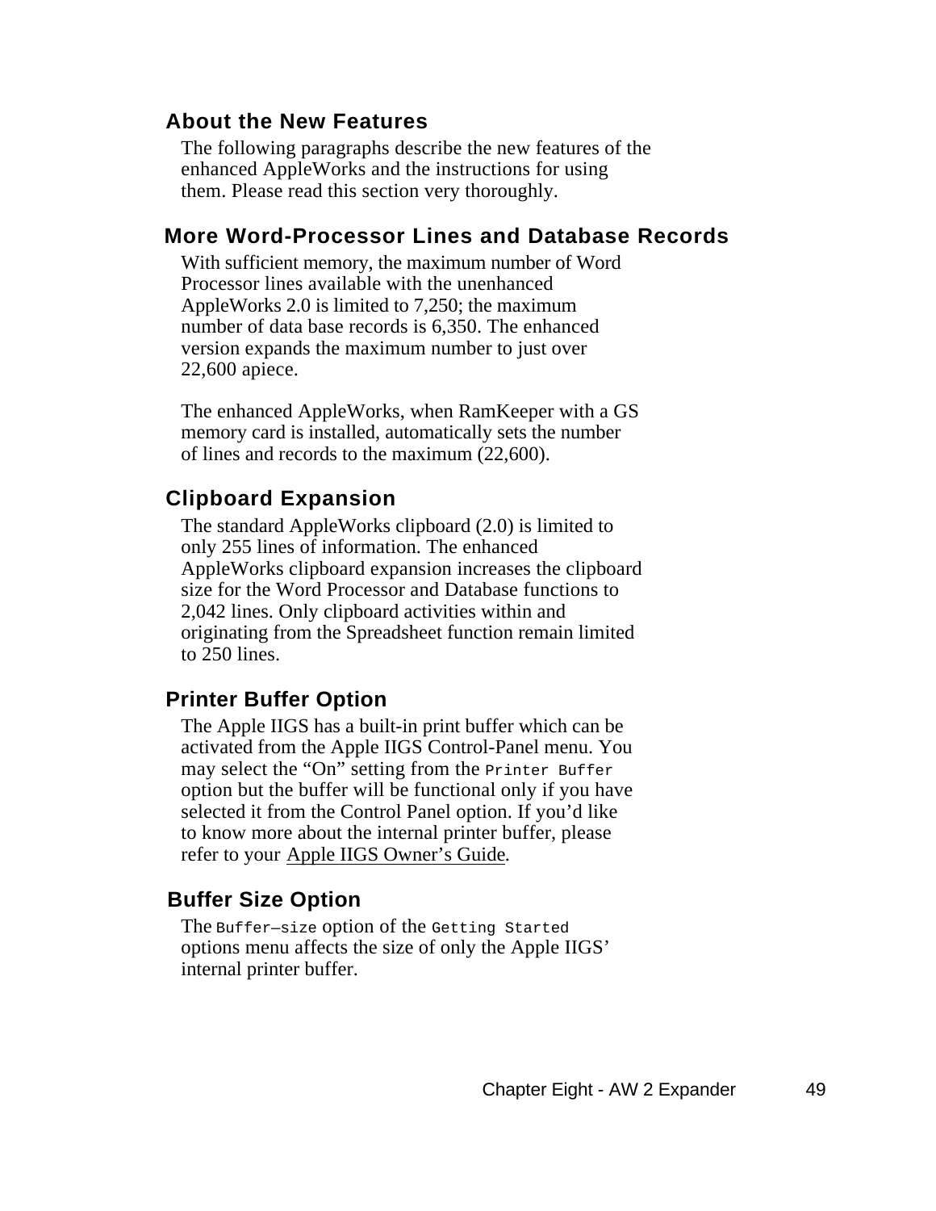## About the New Features

The following paragraphs describe the new features of the enhanced AppleWorks and the instructions for using them. Please read this section very thoroughly.

## More Word-Processor Lines and Database Records

With sufficient memory, the maximum number of Word Processor lines available with the unenhanced AppleWorks 2.0 is limited to 7,250; the maximum number of data base records is 6,350. The enhanced version expands the maximum number to just over 22,600 apiece.

The enhanced AppleWorks, when RamKeeper with a GS memory card is installed, automatically sets the number of lines and records to the maximum (22,600).

## Clipboard Expansion

The standard AppleWorks clipboard (2.0) is limited to only 255 lines of information. The enhanced AppleWorks clipboard expansion increases the clipboard size for the Word Processor and Database functions to 2,042 lines. Only clipboard activities within and originating from the Spreadsheet function remain limited to 250 lines.

## Printer Buffer Option

The Apple IIGS has a built-in print buffer which can be activated from the Apple IIGS Control-Panel menu. You may select the “On” setting from the `Printer Buffer` option but the buffer will be functional only if you have selected it from the Control Panel option. If you’d like to know more about the internal printer buffer, please refer to your <u>Apple IIGS Owner’s Guide</u>.

## Buffer Size Option

The `Buffer–size` option of the `Getting Started` options menu affects the size of only the Apple IIGS’ internal printer buffer.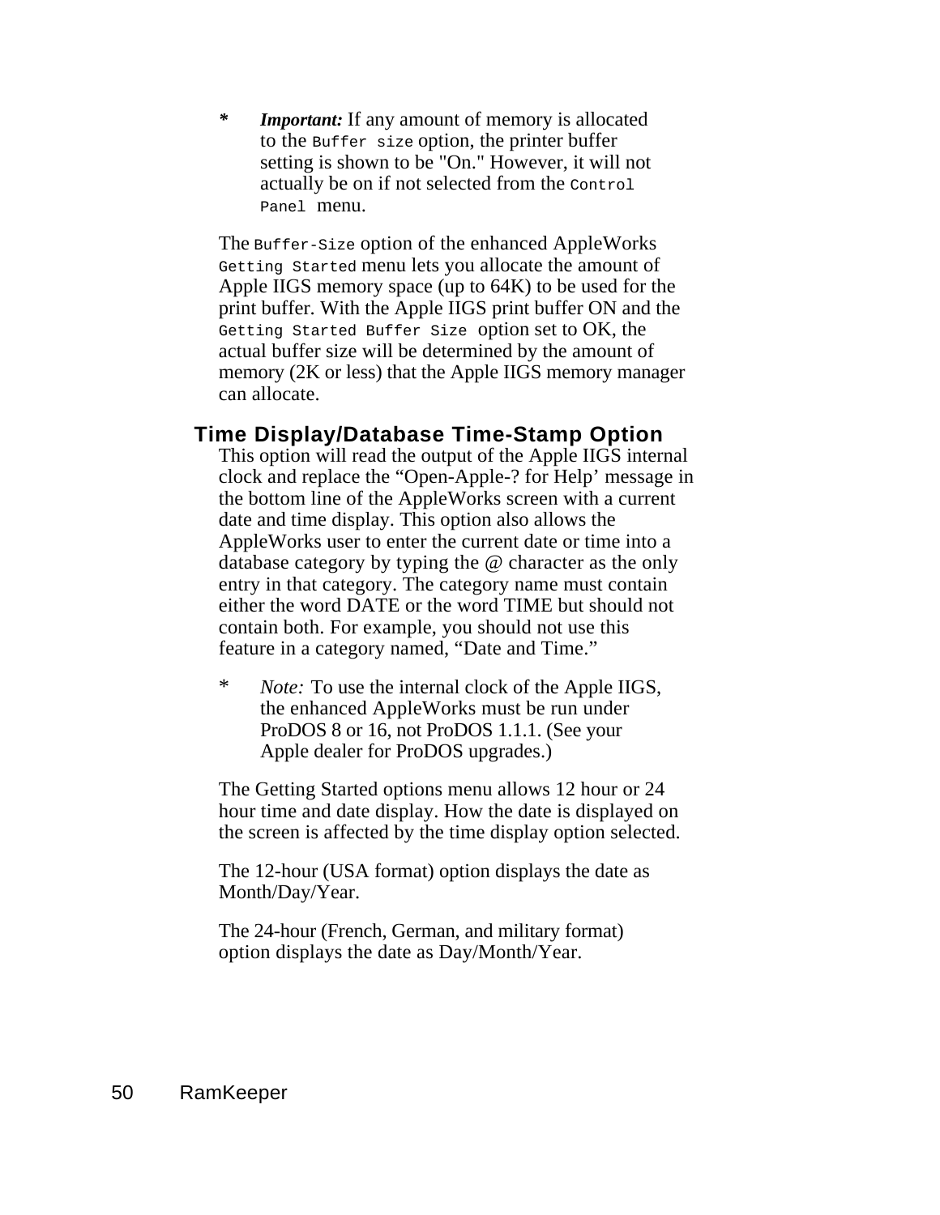\* ***Important:*** If any amount of memory is allocated to the `Buffer size` option, the printer buffer setting is shown to be "On." However, it will not actually be on if not selected from the `Control Panel` menu.

The `Buffer-Size` option of the enhanced AppleWorks `Getting Started` menu lets you allocate the amount of Apple IIGS memory space (up to 64K) to be used for the print buffer. With the Apple IIGS print buffer ON and the `Getting Started Buffer Size` option set to OK, the actual buffer size will be determined by the amount of memory (2K or less) that the Apple IIGS memory manager can allocate.

## Time Display/Database Time-Stamp Option

This option will read the output of the Apple IIGS internal clock and replace the “Open-Apple-? for Help’ message in the bottom line of the AppleWorks screen with a current date and time display. This option also allows the AppleWorks user to enter the current date or time into a database category by typing the @ character as the only entry in that category. The category name must contain either the word DATE or the word TIME but should not contain both. For example, you should not use this feature in a category named, “Date and Time.”

\* *Note:* To use the internal clock of the Apple IIGS, the enhanced AppleWorks must be run under ProDOS 8 or 16, not ProDOS 1.1.1. (See your Apple dealer for ProDOS upgrades.)

The Getting Started options menu allows 12 hour or 24 hour time and date display. How the date is displayed on the screen is affected by the time display option selected.

The 12-hour (USA format) option displays the date as Month/Day/Year.

The 24-hour (French, German, and military format) option displays the date as Day/Month/Year.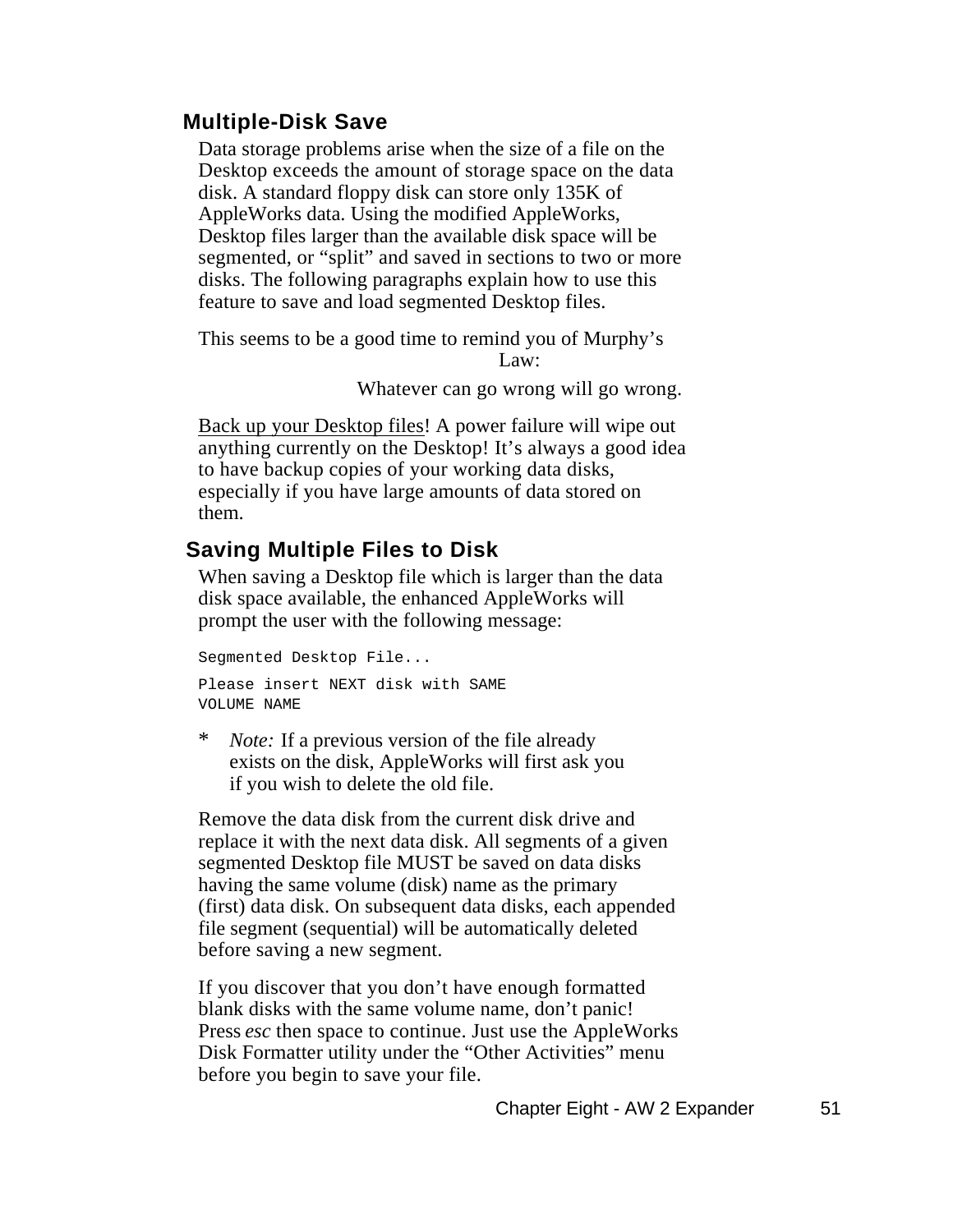## Multiple-Disk Save

Data storage problems arise when the size of a file on the Desktop exceeds the amount of storage space on the data disk. A standard floppy disk can store only 135K of AppleWorks data. Using the modified AppleWorks, Desktop files larger than the available disk space will be segmented, or “split” and saved in sections to two or more disks. The following paragraphs explain how to use this feature to save and load segmented Desktop files.

This seems to be a good time to remind you of Murphy’s Law:

Whatever can go wrong will go wrong.

<u>Back up your Desktop files</u>! A power failure will wipe out anything currently on the Desktop! It’s always a good idea to have backup copies of your working data disks, especially if you have large amounts of data stored on them.

## Saving Multiple Files to Disk

When saving a Desktop file which is larger than the data disk space available, the enhanced AppleWorks will prompt the user with the following message:

```
Segmented Desktop File...

Please insert NEXT disk with SAME
VOLUME NAME
```

* *Note:* If a previous version of the file already exists on the disk, AppleWorks will first ask you if you wish to delete the old file.

Remove the data disk from the current disk drive and replace it with the next data disk. All segments of a given segmented Desktop file MUST be saved on data disks having the same volume (disk) name as the primary (first) data disk. On subsequent data disks, each appended file segment (sequential) will be automatically deleted before saving a new segment.

If you discover that you don’t have enough formatted blank disks with the same volume name, don’t panic! Press *esc* then space to continue. Just use the AppleWorks Disk Formatter utility under the “Other Activities” menu before you begin to save your file.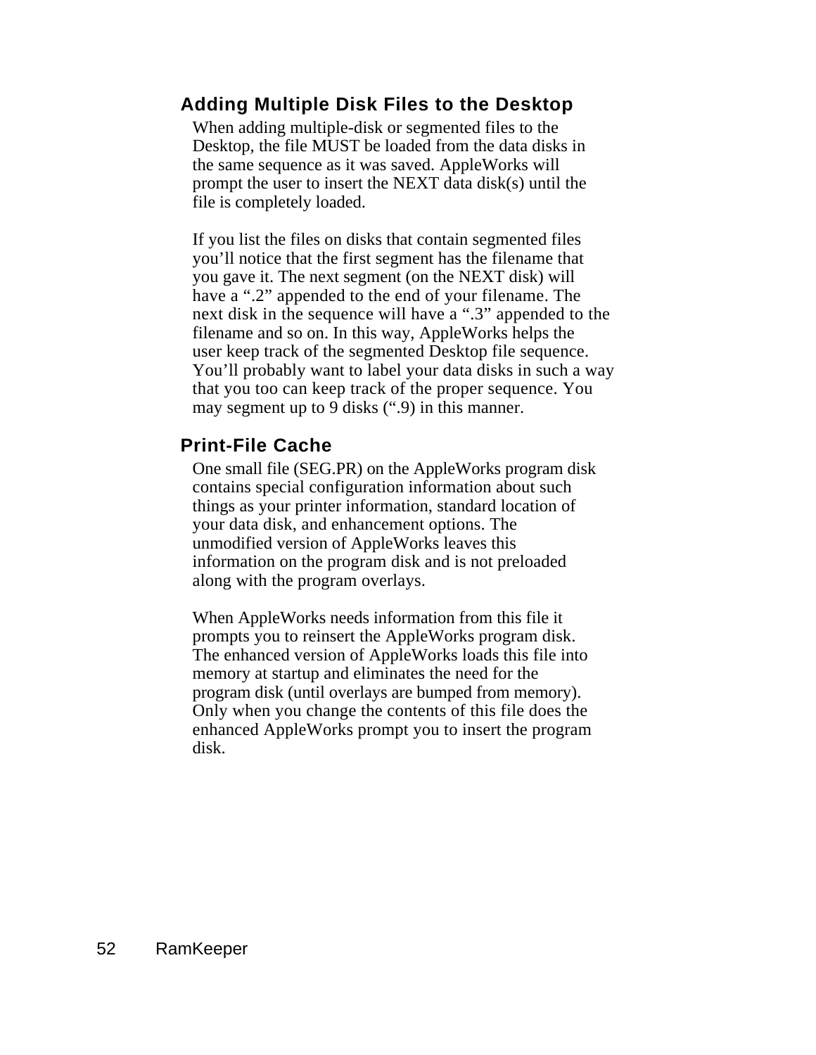## Adding Multiple Disk Files to the Desktop

When adding multiple-disk or segmented files to the Desktop, the file MUST be loaded from the data disks in the same sequence as it was saved. AppleWorks will prompt the user to insert the NEXT data disk(s) until the file is completely loaded.

If you list the files on disks that contain segmented files you’ll notice that the first segment has the filename that you gave it. The next segment (on the NEXT disk) will have a “.2” appended to the end of your filename. The next disk in the sequence will have a “.3” appended to the filename and so on. In this way, AppleWorks helps the user keep track of the segmented Desktop file sequence. You’ll probably want to label your data disks in such a way that you too can keep track of the proper sequence. You may segment up to 9 disks (“.9) in this manner.

## Print-File Cache

One small file (SEG.PR) on the AppleWorks program disk contains special configuration information about such things as your printer information, standard location of your data disk, and enhancement options. The unmodified version of AppleWorks leaves this information on the program disk and is not preloaded along with the program overlays.

When AppleWorks needs information from this file it prompts you to reinsert the AppleWorks program disk. The enhanced version of AppleWorks loads this file into memory at startup and eliminates the need for the program disk (until overlays are bumped from memory). Only when you change the contents of this file does the enhanced AppleWorks prompt you to insert the program disk.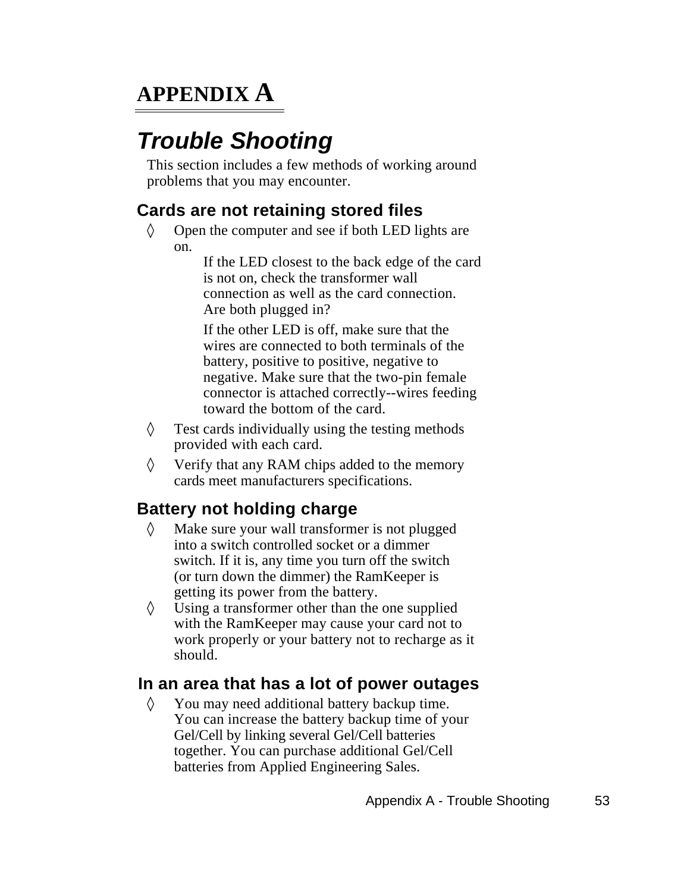# APPENDIX A

## *Trouble Shooting*

This section includes a few methods of working around problems that you may encounter.

### Cards are not retaining stored files

◊ Open the computer and see if both LED lights are on.

  If the LED closest to the back edge of the card is not on, check the transformer wall connection as well as the card connection. Are both plugged in?

  If the other LED is off, make sure that the wires are connected to both terminals of the battery, positive to positive, negative to negative. Make sure that the two-pin female connector is attached correctly--wires feeding toward the bottom of the card.

◊ Test cards individually using the testing methods provided with each card.

◊ Verify that any RAM chips added to the memory cards meet manufacturers specifications.

### Battery not holding charge

◊ Make sure your wall transformer is not plugged into a switch controlled socket or a dimmer switch. If it is, any time you turn off the switch (or turn down the dimmer) the RamKeeper is getting its power from the battery.

◊ Using a transformer other than the one supplied with the RamKeeper may cause your card not to work properly or your battery not to recharge as it should.

### In an area that has a lot of power outages

◊ You may need additional battery backup time. You can increase the battery backup time of your Gel/Cell by linking several Gel/Cell batteries together. You can purchase additional Gel/Cell batteries from Applied Engineering Sales.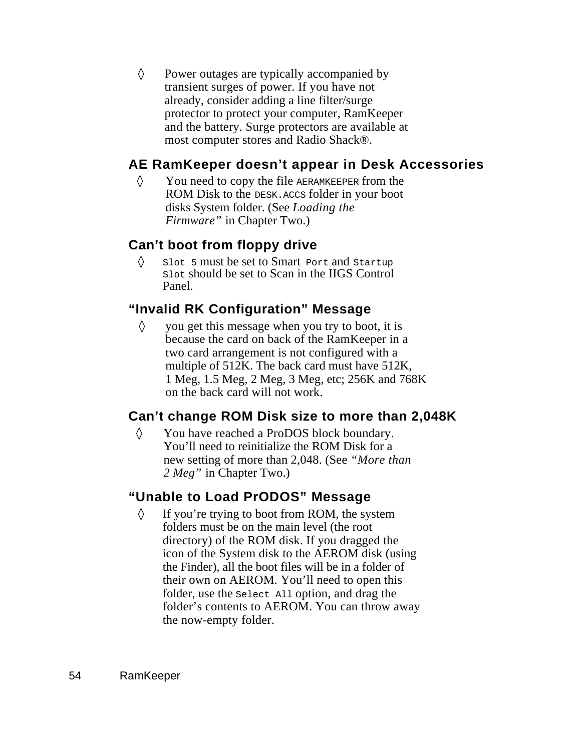◊ Power outages are typically accompanied by transient surges of power. If you have not already, consider adding a line filter/surge protector to protect your computer, RamKeeper and the battery. Surge protectors are available at most computer stores and Radio Shack®.

### AE RamKeeper doesn't appear in Desk Accessories

◊ You need to copy the file `AERAMKEEPER` from the ROM Disk to the `DESK.ACCS` folder in your boot disks System folder. (See *Loading the Firmware"* in Chapter Two.)

### Can't boot from floppy drive

◊ `Slot 5` must be set to Smart `Port` and `Startup Slot` should be set to Scan in the IIGS Control Panel.

### "Invalid RK Configuration" Message

◊ you get this message when you try to boot, it is because the card on back of the RamKeeper in a two card arrangement is not configured with a multiple of 512K. The back card must have 512K, 1 Meg, 1.5 Meg, 2 Meg, 3 Meg, etc; 256K and 768K on the back card will not work.

### Can't change ROM Disk size to more than 2,048K

◊ You have reached a ProDOS block boundary. You'll need to reinitialize the ROM Disk for a new setting of more than 2,048. (See *"More than 2 Meg"* in Chapter Two.)

### "Unable to Load PrODOS" Message

◊ If you're trying to boot from ROM, the system folders must be on the main level (the root directory) of the ROM disk. If you dragged the icon of the System disk to the AEROM disk (using the Finder), all the boot files will be in a folder of their own on AEROM. You'll need to open this folder, use the `Select All` option, and drag the folder's contents to AEROM. You can throw away the now-empty folder.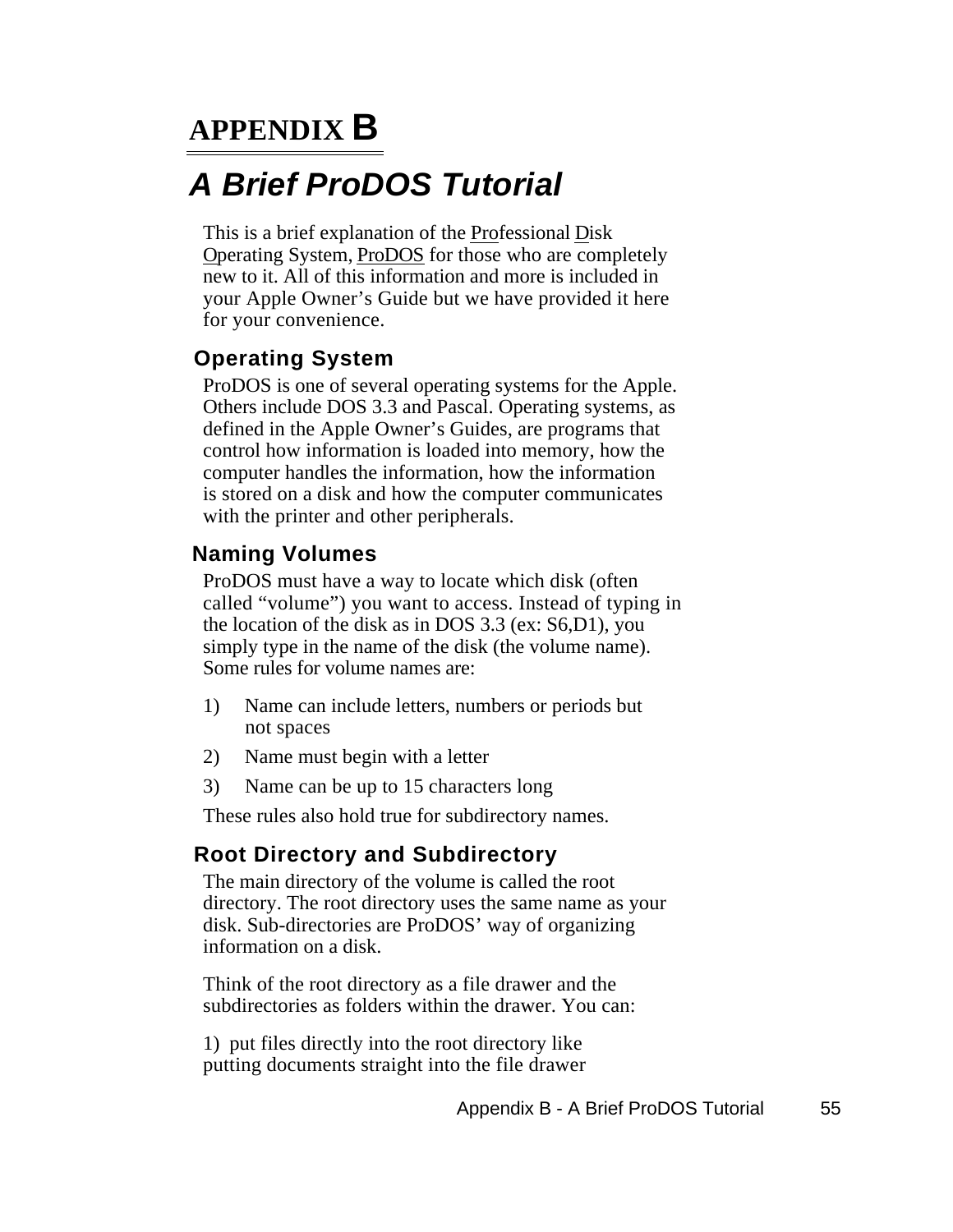# APPENDIX B

## *A Brief ProDOS Tutorial*

This is a brief explanation of the Professional Disk Operating System, ProDOS for those who are completely new to it. All of this information and more is included in your Apple Owner's Guide but we have provided it here for your convenience.

### Operating System

ProDOS is one of several operating systems for the Apple. Others include DOS 3.3 and Pascal. Operating systems, as defined in the Apple Owner's Guides, are programs that control how information is loaded into memory, how the computer handles the information, how the information is stored on a disk and how the computer communicates with the printer and other peripherals.

### Naming Volumes

ProDOS must have a way to locate which disk (often called "volume") you want to access. Instead of typing in the location of the disk as in DOS 3.3 (ex: S6,D1), you simply type in the name of the disk (the volume name). Some rules for volume names are:

1) Name can include letters, numbers or periods but not spaces
2) Name must begin with a letter
3) Name can be up to 15 characters long

These rules also hold true for subdirectory names.

### Root Directory and Subdirectory

The main directory of the volume is called the root directory. The root directory uses the same name as your disk. Sub-directories are ProDOS' way of organizing information on a disk.

Think of the root directory as a file drawer and the subdirectories as folders within the drawer. You can:

1) put files directly into the root directory like putting documents straight into the file drawer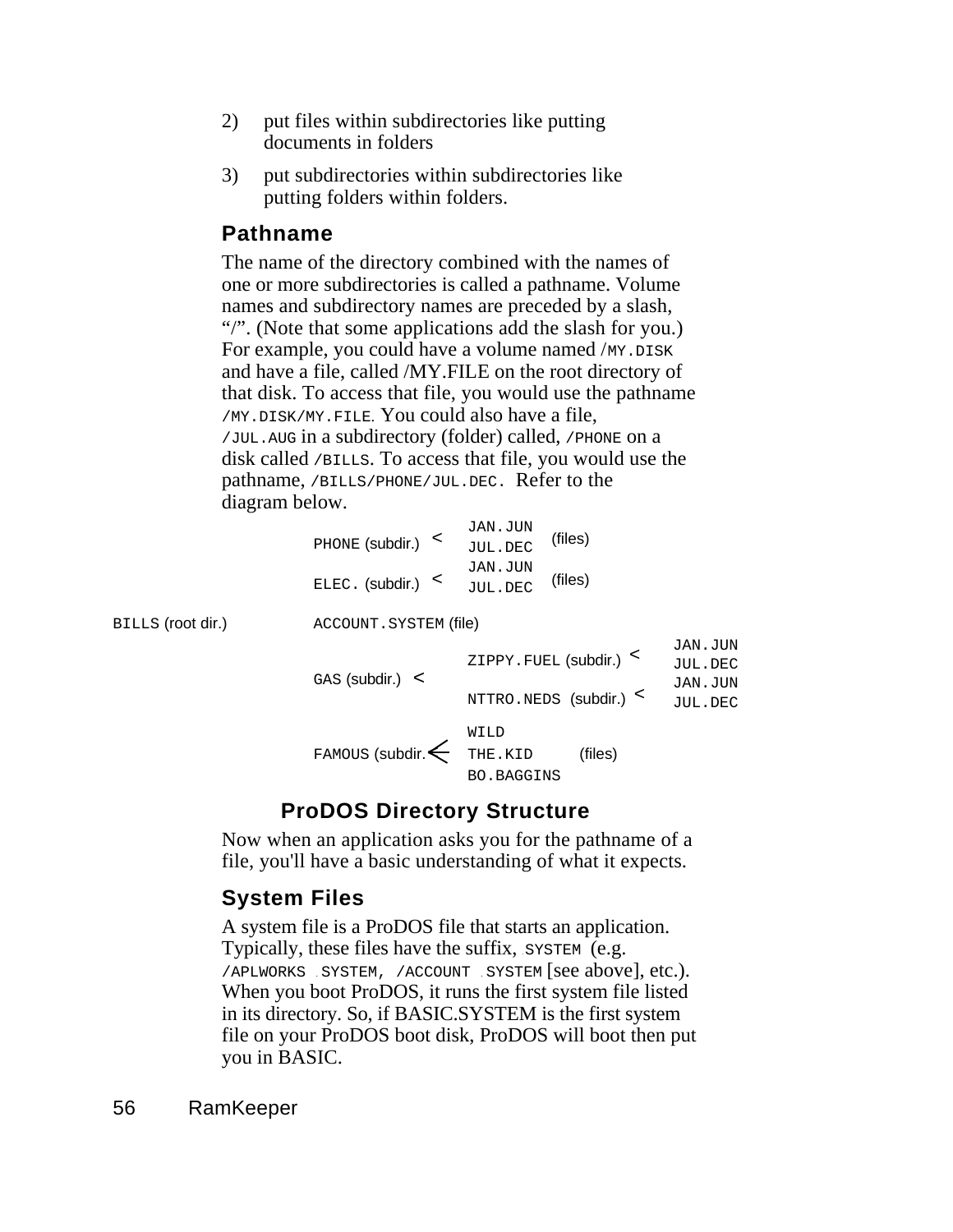2) put files within subdirectories like putting documents in folders

3) put subdirectories within subdirectories like putting folders within folders.

## Pathname

The name of the directory combined with the names of one or more subdirectories is called a pathname. Volume names and subdirectory names are preceded by a slash, "/". (Note that some applications add the slash for you.) For example, you could have a volume named /MY.DISK and have a file, called /MY.FILE on the root directory of that disk. To access that file, you would use the pathname /MY.DISK/MY.FILE. You could also have a file, /JUL.AUG in a subdirectory (folder) called, /PHONE on a disk called /BILLS. To access that file, you would use the pathname, /BILLS/PHONE/JUL.DEC. Refer to the diagram below.

```
                          PHONE (subdir.)  <  JAN.JUN   (files)
                                              JUL.DEC
                          ELEC. (subdir.)  <  JAN.JUN   (files)
                                              JUL.DEC
BILLS (root dir.)         ACCOUNT.SYSTEM (file)
                                              ZIPPY.FUEL (subdir.)  <  JAN.JUN
                                                                       JUL.DEC
                          GAS (subdir.)  <
                                              NTTRO.NEDS  (subdir.) <  JAN.JUN
                                                                       JUL.DEC
                                              WILD
                          FAMOUS (subdir. <   THE.KID     (files)
                                              BO.BAGGINS
```

### ProDOS Directory Structure

Now when an application asks you for the pathname of a file, you'll have a basic understanding of what it expects.

## System Files

A system file is a ProDOS file that starts an application. Typically, these files have the suffix, .SYSTEM (e.g. /APLWORKS .SYSTEM, /ACCOUNT .SYSTEM [see above], etc.). When you boot ProDOS, it runs the first system file listed in its directory. So, if BASIC.SYSTEM is the first system file on your ProDOS boot disk, ProDOS will boot then put you in BASIC.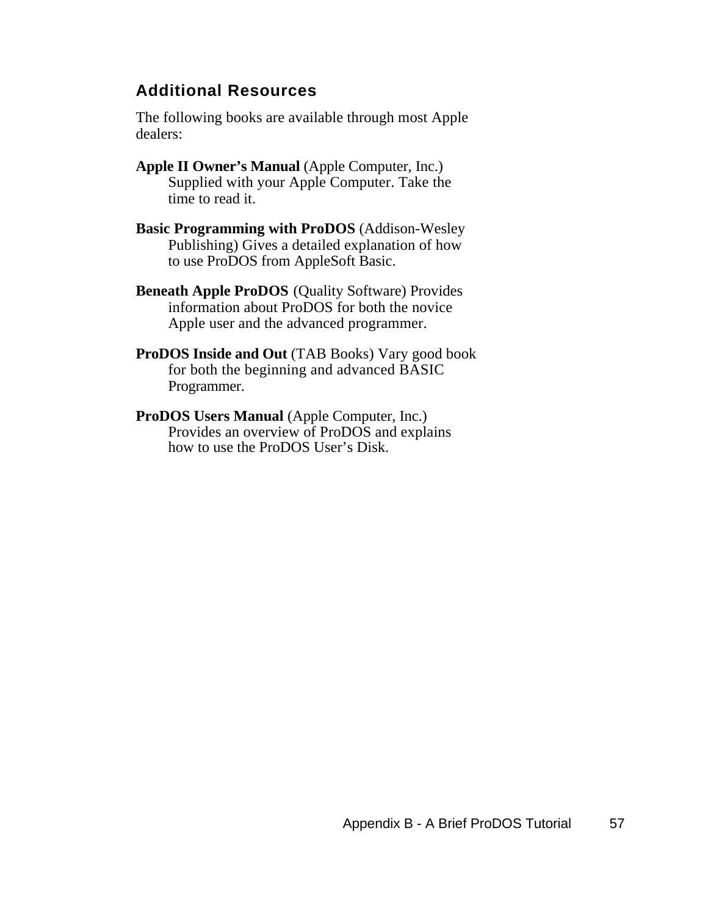## Additional Resources

The following books are available through most Apple dealers:

**Apple II Owner's Manual** (Apple Computer, Inc.) Supplied with your Apple Computer. Take the time to read it.

**Basic Programming with ProDOS** (Addison-Wesley Publishing) Gives a detailed explanation of how to use ProDOS from AppleSoft Basic.

**Beneath Apple ProDOS** (Quality Software) Provides information about ProDOS for both the novice Apple user and the advanced programmer.

**ProDOS Inside and Out** (TAB Books) Vary good book for both the beginning and advanced BASIC Programmer.

**ProDOS Users Manual** (Apple Computer, Inc.) Provides an overview of ProDOS and explains how to use the ProDOS User's Disk.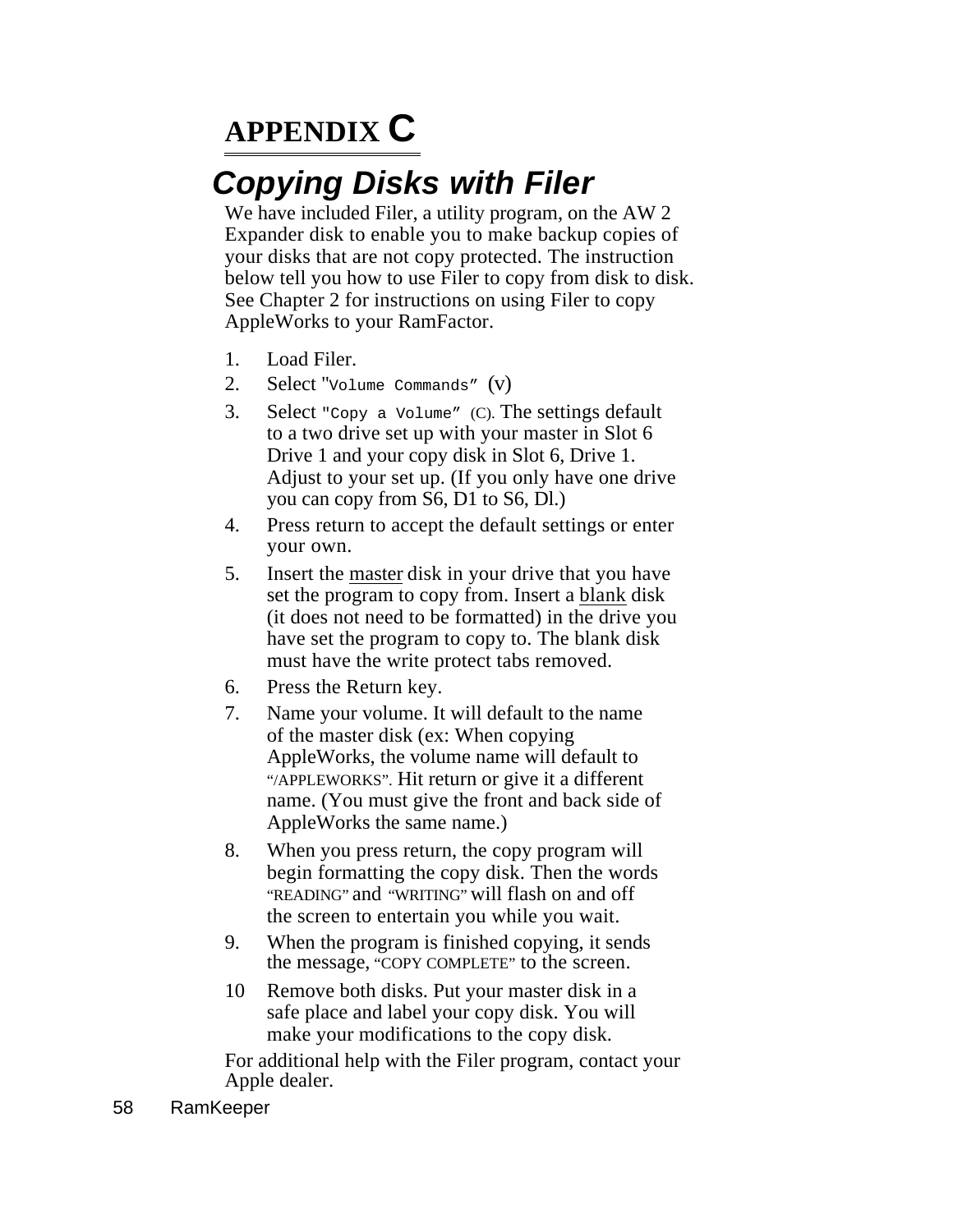# APPENDIX C

## Copying Disks with Filer

We have included Filer, a utility program, on the AW 2 Expander disk to enable you to make backup copies of your disks that are not copy protected. The instruction below tell you how to use Filer to copy from disk to disk. See Chapter 2 for instructions on using Filer to copy AppleWorks to your RamFactor.

1. Load Filer.
2. Select "`Volume Commands`" (v)
3. Select "`Copy a Volume`" (C). The settings default to a two drive set up with your master in Slot 6 Drive 1 and your copy disk in Slot 6, Drive 1. Adjust to your set up. (If you only have one drive you can copy from S6, D1 to S6, Dl.)
4. Press return to accept the default settings or enter your own.
5. Insert the <u>master</u> disk in your drive that you have set the program to copy from. Insert a <u>blank</u> disk (it does not need to be formatted) in the drive you have set the program to copy to. The blank disk must have the write protect tabs removed.
6. Press the Return key.
7. Name your volume. It will default to the name of the master disk (ex: When copying AppleWorks, the volume name will default to "/APPLEWORKS". Hit return or give it a different name. (You must give the front and back side of AppleWorks the same name.)
8. When you press return, the copy program will begin formatting the copy disk. Then the words "READING" and "WRITING" will flash on and off the screen to entertain you while you wait.
9. When the program is finished copying, it sends the message, "COPY COMPLETE" to the screen.
10. Remove both disks. Put your master disk in a safe place and label your copy disk. You will make your modifications to the copy disk.

For additional help with the Filer program, contact your Apple dealer.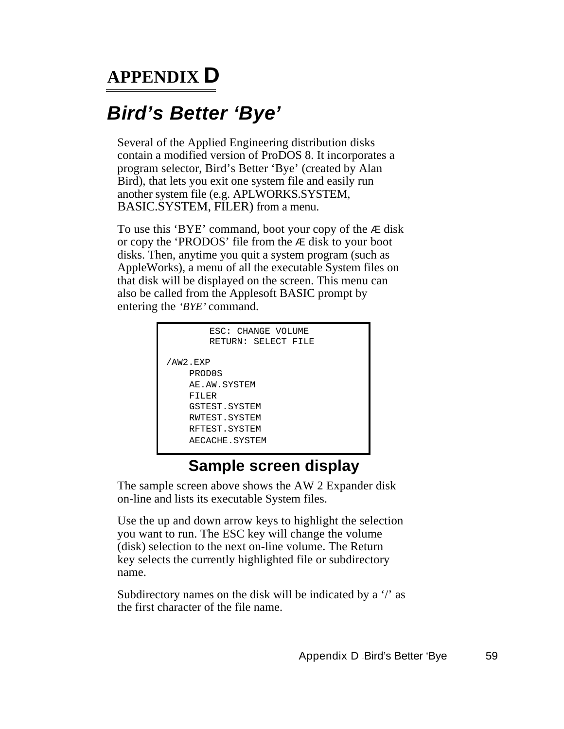# APPENDIX D

## *Bird's Better 'Bye'*

Several of the Applied Engineering distribution disks contain a modified version of ProDOS 8. It incorporates a program selector, Bird's Better 'Bye' (created by Alan Bird), that lets you exit one system file and easily run another system file (e.g. APLWORKS.SYSTEM, BASIC.SYSTEM, FILER) from a menu.

To use this 'BYE' command, boot your copy of the Æ disk or copy the 'PRODOS' file from the Æ disk to your boot disks. Then, anytime you quit a system program (such as AppleWorks), a menu of all the executable System files on that disk will be displayed on the screen. This menu can also be called from the Applesoft BASIC prompt by entering the *'BYE'* command.

```
        ESC: CHANGE VOLUME
        RETURN: SELECT FILE

/AW2.EXP
    PROD0S
    AE.AW.SYSTEM
    FILER
    GSTEST.SYSTEM
    RWTEST.SYSTEM
    RFTEST.SYSTEM
    AECACHE.SYSTEM
```

**Sample screen display**

The sample screen above shows the AW 2 Expander disk on-line and lists its executable System files.

Use the up and down arrow keys to highlight the selection you want to run. The ESC key will change the volume (disk) selection to the next on-line volume. The Return key selects the currently highlighted file or subdirectory name.

Subdirectory names on the disk will be indicated by a '/' as the first character of the file name.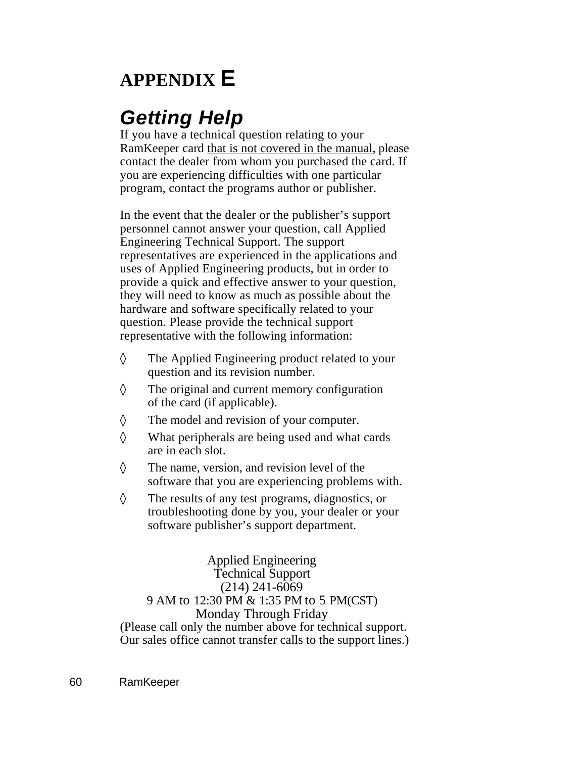# APPENDIX E

## *Getting Help*

If you have a technical question relating to your RamKeeper card <u>that is not covered in the manual</u>, please contact the dealer from whom you purchased the card. If you are experiencing difficulties with one particular program, contact the programs author or publisher.

In the event that the dealer or the publisher's support personnel cannot answer your question, call Applied Engineering Technical Support. The support representatives are experienced in the applications and uses of Applied Engineering products, but in order to provide a quick and effective answer to your question, they will need to know as much as possible about the hardware and software specifically related to your question. Please provide the technical support representative with the following information:

- ◊ The Applied Engineering product related to your question and its revision number.
- ◊ The original and current memory configuration of the card (if applicable).
- ◊ The model and revision of your computer.
- ◊ What peripherals are being used and what cards are in each slot.
- ◊ The name, version, and revision level of the software that you are experiencing problems with.
- ◊ The results of any test programs, diagnostics, or troubleshooting done by you, your dealer or your software publisher's support department.

Applied Engineering
Technical Support
(214) 241-6069
9 AM to 12:30 PM & 1:35 PM to 5 PM(CST)
Monday Through Friday
(Please call only the number above for technical support. Our sales office cannot transfer calls to the support lines.)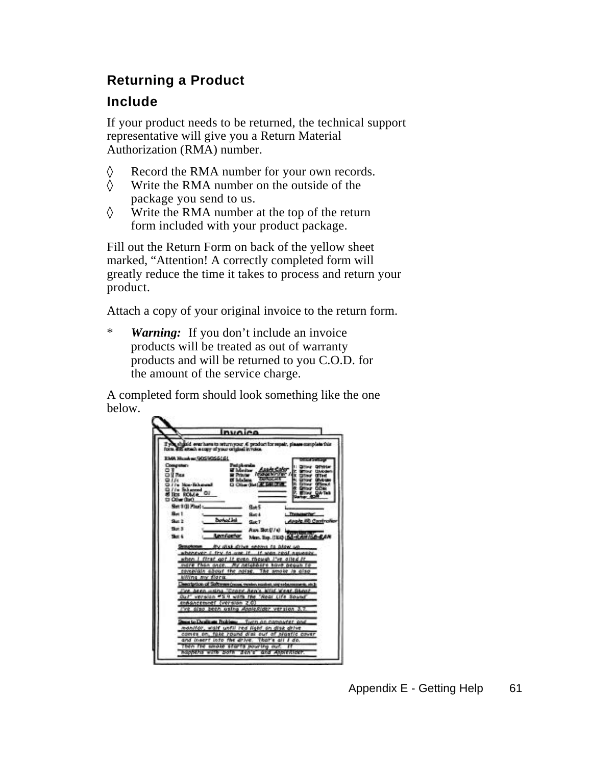## Returning a Product

### Include

If your product needs to be returned, the technical support representative will give you a Return Material Authorization (RMA) number.

◊ Record the RMA number for your own records.
◊ Write the RMA number on the outside of the package you send to us.
◊ Write the RMA number at the top of the return form included with your product package.

Fill out the Return Form on back of the yellow sheet marked, “Attention! A correctly completed form will greatly reduce the time it takes to process and return your product.

Attach a copy of your original invoice to the return form.

* ***Warning:*** If you don’t include an invoice products will be treated as out of warranty products and will be returned to you C.O.D. for the amount of the service charge.

A completed form should look something like the one below.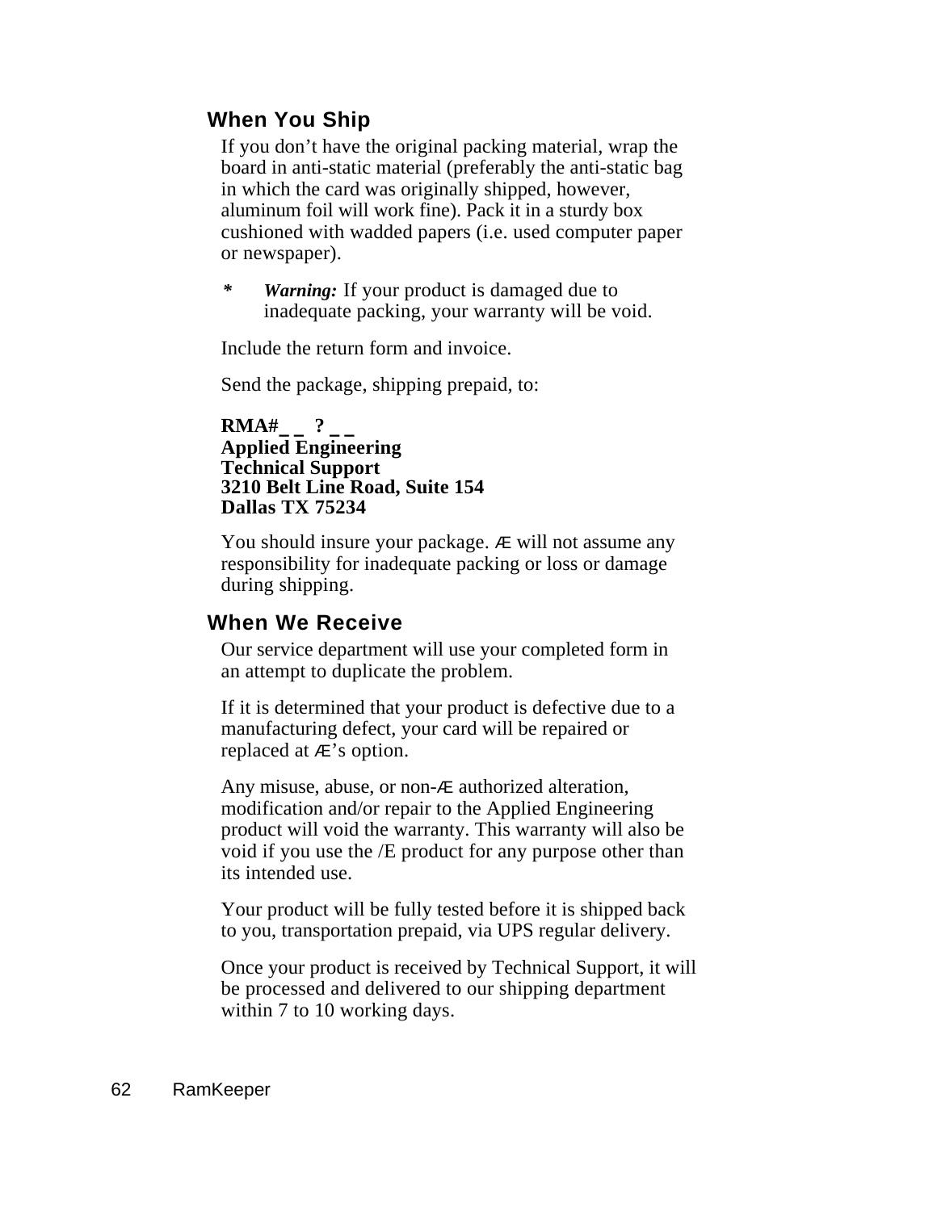## When You Ship

If you don't have the original packing material, wrap the board in anti-static material (preferably the anti-static bag in which the card was originally shipped, however, aluminum foil will work fine). Pack it in a sturdy box cushioned with wadded papers (i.e. used computer paper or newspaper).

* *Warning:* If your product is damaged due to inadequate packing, your warranty will be void.

Include the return form and invoice.

Send the package, shipping prepaid, to:

**RMA#_ _ ? _ _**
**Applied Engineering**
**Technical Support**
**3210 Belt Line Road, Suite 154**
**Dallas TX 75234**

You should insure your package. Æ will not assume any responsibility for inadequate packing or loss or damage during shipping.

## When We Receive

Our service department will use your completed form in an attempt to duplicate the problem.

If it is determined that your product is defective due to a manufacturing defect, your card will be repaired or replaced at Æ's option.

Any misuse, abuse, or non-Æ authorized alteration, modification and/or repair to the Applied Engineering product will void the warranty. This warranty will also be void if you use the /E product for any purpose other than its intended use.

Your product will be fully tested before it is shipped back to you, transportation prepaid, via UPS regular delivery.

Once your product is received by Technical Support, it will be processed and delivered to our shipping department within 7 to 10 working days.